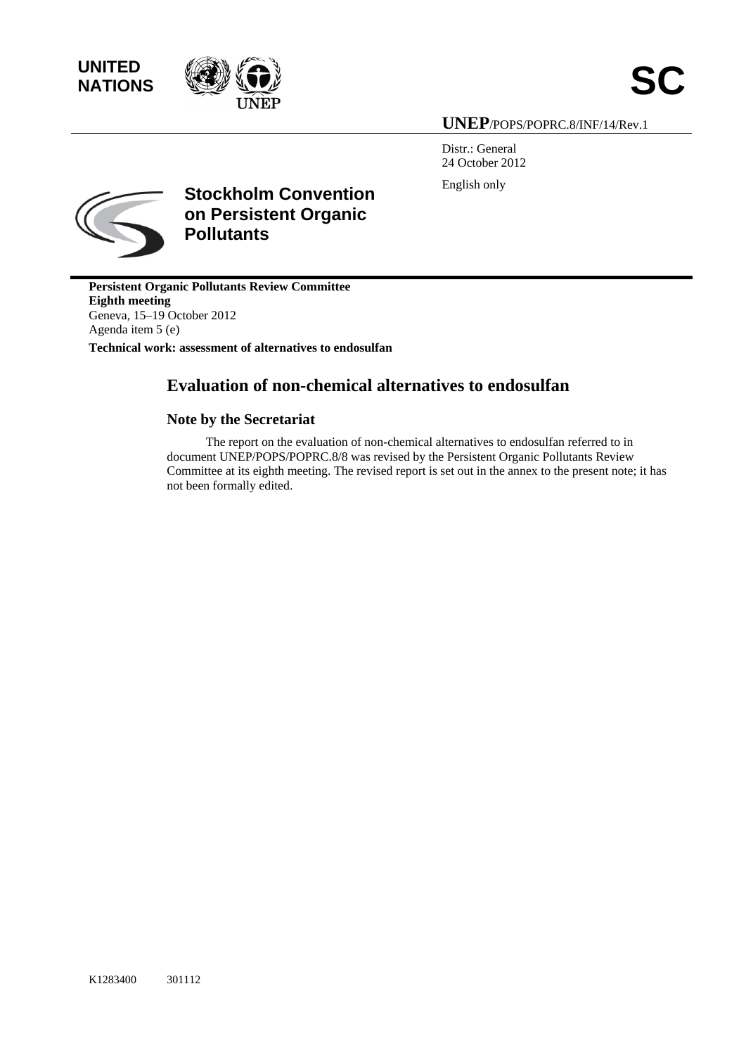UNITED NATIONS

SC

UNEP/POPS/POPRC.8/INF/14/Rev.1

Distr.: General
24 October 2012

English only

**Stockholm Convention on Persistent Organic Pollutants**

**Persistent Organic Pollutants Review Committee**
**Eighth meeting**
Geneva, 15–19 October 2012
Agenda item 5 (e)

**Technical work: assessment of alternatives to endosulfan**

# Evaluation of non-chemical alternatives to endosulfan

## Note by the Secretariat

The report on the evaluation of non-chemical alternatives to endosulfan referred to in document UNEP/POPS/POPRC.8/8 was revised by the Persistent Organic Pollutants Review Committee at its eighth meeting. The revised report is set out in the annex to the present note; it has not been formally edited.

K1283400 301112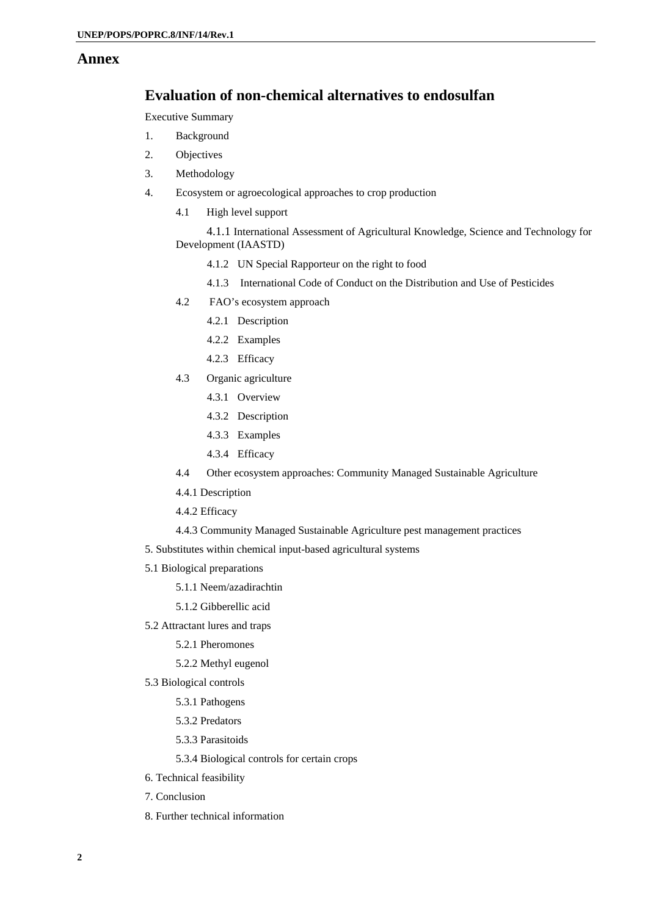# Annex

## Evaluation of non-chemical alternatives to endosulfan

Executive Summary

1. Background
2. Objectives
3. Methodology
4. Ecosystem or agroecological approaches to crop production
   - 4.1 High level support
     - 4.1.1 International Assessment of Agricultural Knowledge, Science and Technology for Development (IAASTD)
     - 4.1.2 UN Special Rapporteur on the right to food
     - 4.1.3 International Code of Conduct on the Distribution and Use of Pesticides
   - 4.2 FAO's ecosystem approach
     - 4.2.1 Description
     - 4.2.2 Examples
     - 4.2.3 Efficacy
   - 4.3 Organic agriculture
     - 4.3.1 Overview
     - 4.3.2 Description
     - 4.3.3 Examples
     - 4.3.4 Efficacy
   - 4.4 Other ecosystem approaches: Community Managed Sustainable Agriculture
   - 4.4.1 Description
   - 4.4.2 Efficacy
   - 4.4.3 Community Managed Sustainable Agriculture pest management practices

5. Substitutes within chemical input-based agricultural systems

5.1 Biological preparations

- 5.1.1 Neem/azadirachtin
- 5.1.2 Gibberellic acid

5.2 Attractant lures and traps

- 5.2.1 Pheromones
- 5.2.2 Methyl eugenol

5.3 Biological controls

- 5.3.1 Pathogens
- 5.3.2 Predators
- 5.3.3 Parasitoids
- 5.3.4 Biological controls for certain crops

6. Technical feasibility

7. Conclusion

8. Further technical information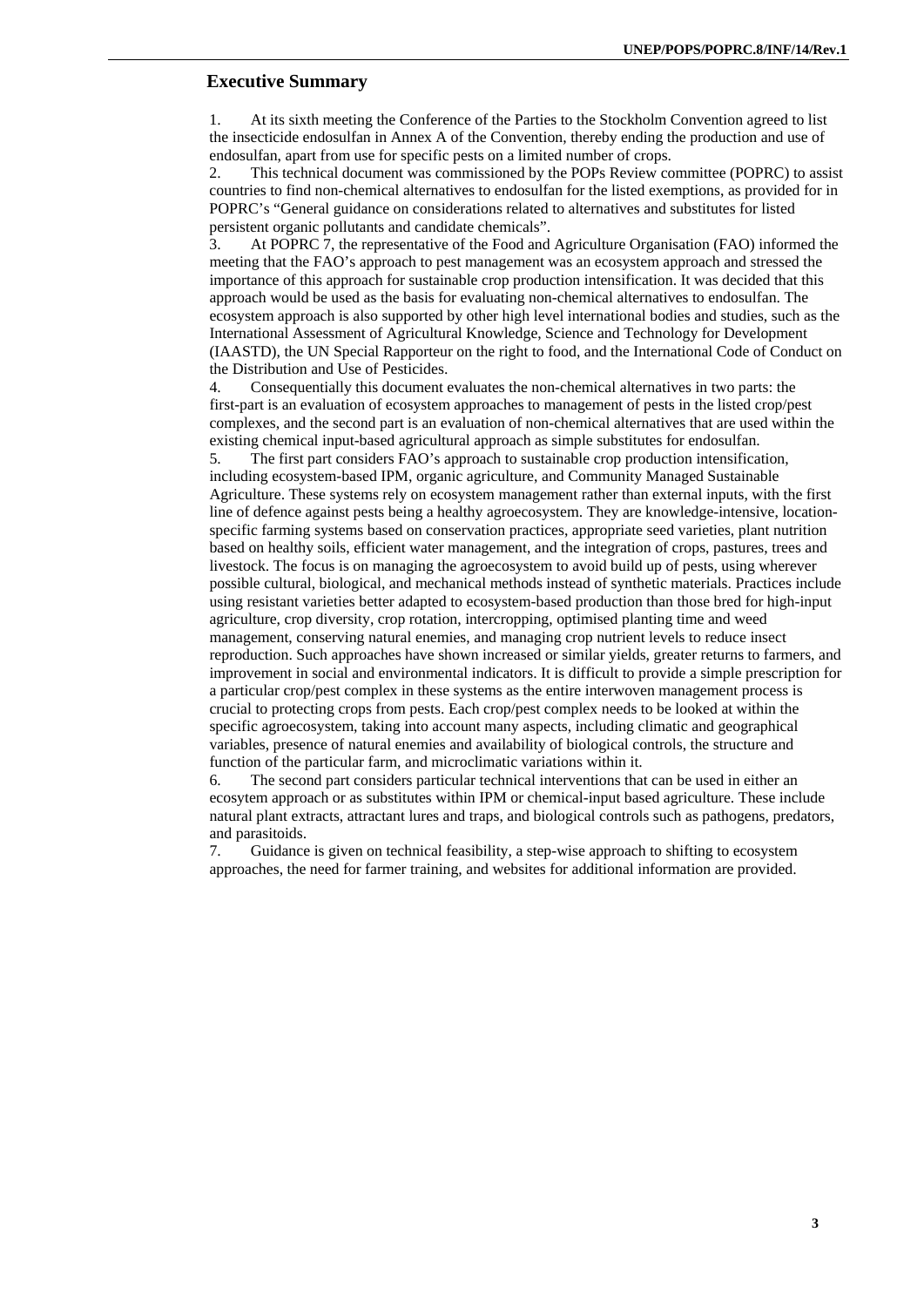## Executive Summary

1. At its sixth meeting the Conference of the Parties to the Stockholm Convention agreed to list the insecticide endosulfan in Annex A of the Convention, thereby ending the production and use of endosulfan, apart from use for specific pests on a limited number of crops.
2. This technical document was commissioned by the POPs Review committee (POPRC) to assist countries to find non-chemical alternatives to endosulfan for the listed exemptions, as provided for in POPRC's "General guidance on considerations related to alternatives and substitutes for listed persistent organic pollutants and candidate chemicals".
3. At POPRC 7, the representative of the Food and Agriculture Organisation (FAO) informed the meeting that the FAO's approach to pest management was an ecosystem approach and stressed the importance of this approach for sustainable crop production intensification. It was decided that this approach would be used as the basis for evaluating non-chemical alternatives to endosulfan. The ecosystem approach is also supported by other high level international bodies and studies, such as the International Assessment of Agricultural Knowledge, Science and Technology for Development (IAASTD), the UN Special Rapporteur on the right to food, and the International Code of Conduct on the Distribution and Use of Pesticides.
4. Consequentially this document evaluates the non-chemical alternatives in two parts: the first-part is an evaluation of ecosystem approaches to management of pests in the listed crop/pest complexes, and the second part is an evaluation of non-chemical alternatives that are used within the existing chemical input-based agricultural approach as simple substitutes for endosulfan.
5. The first part considers FAO's approach to sustainable crop production intensification, including ecosystem-based IPM, organic agriculture, and Community Managed Sustainable Agriculture. These systems rely on ecosystem management rather than external inputs, with the first line of defence against pests being a healthy agroecosystem. They are knowledge-intensive, location-specific farming systems based on conservation practices, appropriate seed varieties, plant nutrition based on healthy soils, efficient water management, and the integration of crops, pastures, trees and livestock. The focus is on managing the agroecosystem to avoid build up of pests, using wherever possible cultural, biological, and mechanical methods instead of synthetic materials. Practices include using resistant varieties better adapted to ecosystem-based production than those bred for high-input agriculture, crop diversity, crop rotation, intercropping, optimised planting time and weed management, conserving natural enemies, and managing crop nutrient levels to reduce insect reproduction. Such approaches have shown increased or similar yields, greater returns to farmers, and improvement in social and environmental indicators. It is difficult to provide a simple prescription for a particular crop/pest complex in these systems as the entire interwoven management process is crucial to protecting crops from pests. Each crop/pest complex needs to be looked at within the specific agroecosystem, taking into account many aspects, including climatic and geographical variables, presence of natural enemies and availability of biological controls, the structure and function of the particular farm, and microclimatic variations within it.
6. The second part considers particular technical interventions that can be used in either an ecosytem approach or as substitutes within IPM or chemical-input based agriculture. These include natural plant extracts, attractant lures and traps, and biological controls such as pathogens, predators, and parasitoids.
7. Guidance is given on technical feasibility, a step-wise approach to shifting to ecosystem approaches, the need for farmer training, and websites for additional information are provided.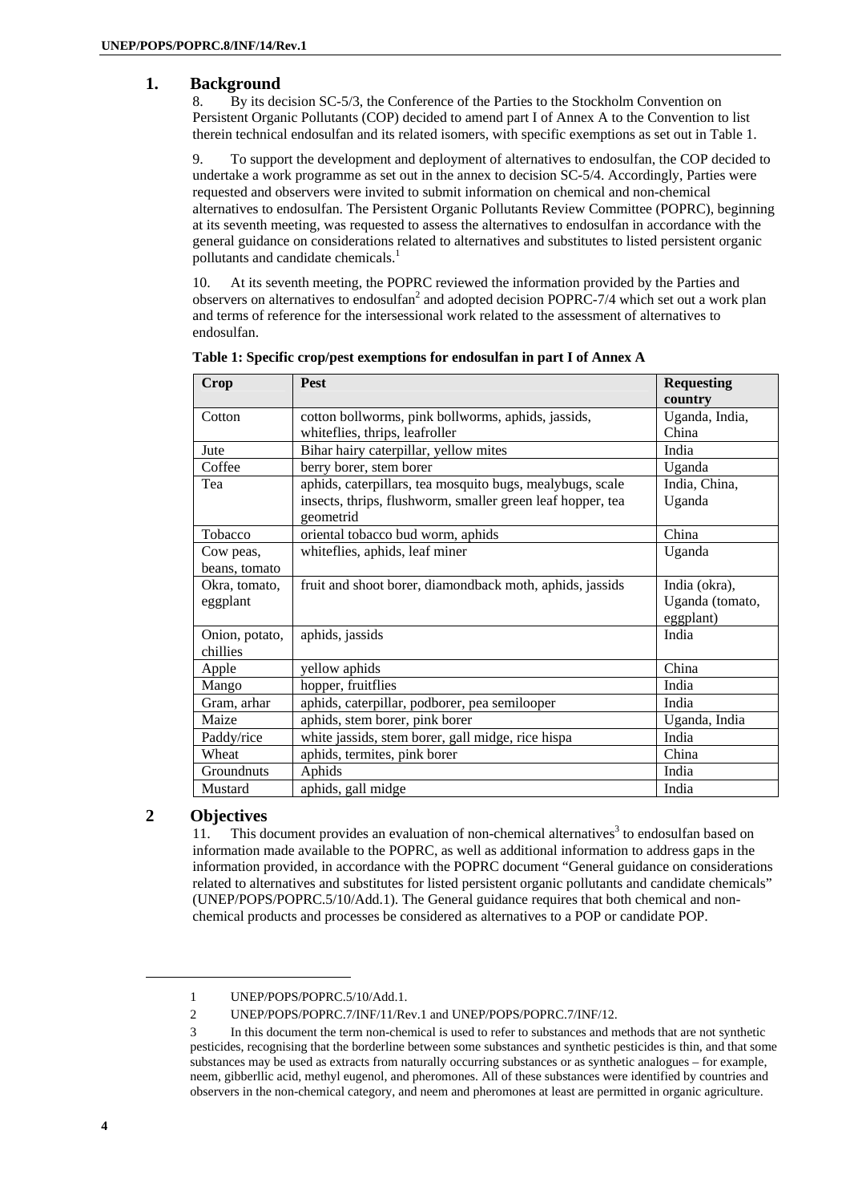## 1. Background

8. By its decision SC-5/3, the Conference of the Parties to the Stockholm Convention on Persistent Organic Pollutants (COP) decided to amend part I of Annex A to the Convention to list therein technical endosulfan and its related isomers, with specific exemptions as set out in Table 1.

9. To support the development and deployment of alternatives to endosulfan, the COP decided to undertake a work programme as set out in the annex to decision SC-5/4. Accordingly, Parties were requested and observers were invited to submit information on chemical and non-chemical alternatives to endosulfan. The Persistent Organic Pollutants Review Committee (POPRC), beginning at its seventh meeting, was requested to assess the alternatives to endosulfan in accordance with the general guidance on considerations related to alternatives and substitutes to listed persistent organic pollutants and candidate chemicals.[1]

10. At its seventh meeting, the POPRC reviewed the information provided by the Parties and observers on alternatives to endosulfan[2] and adopted decision POPRC-7/4 which set out a work plan and terms of reference for the intersessional work related to the assessment of alternatives to endosulfan.

**Table 1: Specific crop/pest exemptions for endosulfan in part I of Annex A**

| Crop | Pest | Requesting country |
|---|---|---|
| Cotton | cotton bollworms, pink bollworms, aphids, jassids, whiteflies, thrips, leafroller | Uganda, India, China |
| Jute | Bihar hairy caterpillar, yellow mites | India |
| Coffee | berry borer, stem borer | Uganda |
| Tea | aphids, caterpillars, tea mosquito bugs, mealybugs, scale insects, thrips, flushworm, smaller green leaf hopper, tea geometrid | India, China, Uganda |
| Tobacco | oriental tobacco bud worm, aphids | China |
| Cow peas, beans, tomato | whiteflies, aphids, leaf miner | Uganda |
| Okra, tomato, eggplant | fruit and shoot borer, diamondback moth, aphids, jassids | India (okra), Uganda (tomato, eggplant) |
| Onion, potato, chillies | aphids, jassids | India |
| Apple | yellow aphids | China |
| Mango | hopper, fruitflies | India |
| Gram, arhar | aphids, caterpillar, podborer, pea semilooper | India |
| Maize | aphids, stem borer, pink borer | Uganda, India |
| Paddy/rice | white jassids, stem borer, gall midge, rice hispa | India |
| Wheat | aphids, termites, pink borer | China |
| Groundnuts | Aphids | India |
| Mustard | aphids, gall midge | India |

## 2 Objectives

11. This document provides an evaluation of non-chemical alternatives[3] to endosulfan based on information made available to the POPRC, as well as additional information to address gaps in the information provided, in accordance with the POPRC document "General guidance on considerations related to alternatives and substitutes for listed persistent organic pollutants and candidate chemicals" (UNEP/POPS/POPRC.5/10/Add.1). The General guidance requires that both chemical and non-chemical products and processes be considered as alternatives to a POP or candidate POP.

---

1 UNEP/POPS/POPRC.5/10/Add.1.

2 UNEP/POPS/POPRC.7/INF/11/Rev.1 and UNEP/POPS/POPRC.7/INF/12.

3 In this document the term non-chemical is used to refer to substances and methods that are not synthetic pesticides, recognising that the borderline between some substances and synthetic pesticides is thin, and that some substances may be used as extracts from naturally occurring substances or as synthetic analogues – for example, neem, gibberllic acid, methyl eugenol, and pheromones. All of these substances were identified by countries and observers in the non-chemical category, and neem and pheromones at least are permitted in organic agriculture.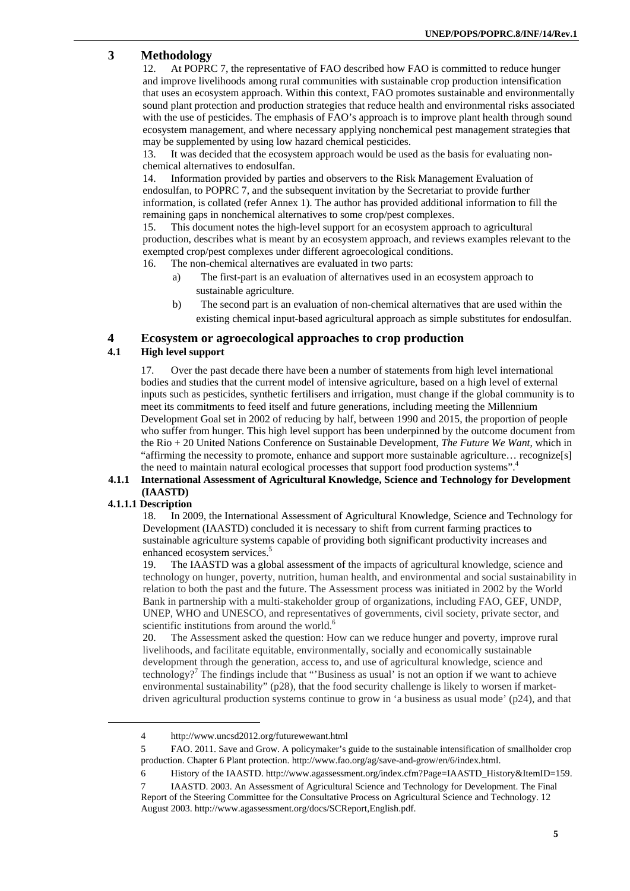# 3 Methodology

12. At POPRC 7, the representative of FAO described how FAO is committed to reduce hunger and improve livelihoods among rural communities with sustainable crop production intensification that uses an ecosystem approach. Within this context, FAO promotes sustainable and environmentally sound plant protection and production strategies that reduce health and environmental risks associated with the use of pesticides. The emphasis of FAO's approach is to improve plant health through sound ecosystem management, and where necessary applying nonchemical pest management strategies that may be supplemented by using low hazard chemical pesticides.

13. It was decided that the ecosystem approach would be used as the basis for evaluating non-chemical alternatives to endosulfan.

14. Information provided by parties and observers to the Risk Management Evaluation of endosulfan, to POPRC 7, and the subsequent invitation by the Secretariat to provide further information, is collated (refer Annex 1). The author has provided additional information to fill the remaining gaps in nonchemical alternatives to some crop/pest complexes.

15. This document notes the high-level support for an ecosystem approach to agricultural production, describes what is meant by an ecosystem approach, and reviews examples relevant to the exempted crop/pest complexes under different agroecological conditions.

16. The non-chemical alternatives are evaluated in two parts:

a) The first-part is an evaluation of alternatives used in an ecosystem approach to sustainable agriculture.

b) The second part is an evaluation of non-chemical alternatives that are used within the existing chemical input-based agricultural approach as simple substitutes for endosulfan.

# 4 Ecosystem or agroecological approaches to crop production

## 4.1 High level support

17. Over the past decade there have been a number of statements from high level international bodies and studies that the current model of intensive agriculture, based on a high level of external inputs such as pesticides, synthetic fertilisers and irrigation, must change if the global community is to meet its commitments to feed itself and future generations, including meeting the Millennium Development Goal set in 2002 of reducing by half, between 1990 and 2015, the proportion of people who suffer from hunger. This high level support has been underpinned by the outcome document from the Rio + 20 United Nations Conference on Sustainable Development, *The Future We Want*, which in "affirming the necessity to promote, enhance and support more sustainable agriculture… recognize[s] the need to maintain natural ecological processes that support food production systems".[4]

### 4.1.1 International Assessment of Agricultural Knowledge, Science and Technology for Development (IAASTD)

#### 4.1.1.1 Description

18. In 2009, the International Assessment of Agricultural Knowledge, Science and Technology for Development (IAASTD) concluded it is necessary to shift from current farming practices to sustainable agriculture systems capable of providing both significant productivity increases and enhanced ecosystem services.[5]

19. The IAASTD was a global assessment of the impacts of agricultural knowledge, science and technology on hunger, poverty, nutrition, human health, and environmental and social sustainability in relation to both the past and the future. The Assessment process was initiated in 2002 by the World Bank in partnership with a multi-stakeholder group of organizations, including FAO, GEF, UNDP, UNEP, WHO and UNESCO, and representatives of governments, civil society, private sector, and scientific institutions from around the world.[6]

20. The Assessment asked the question: How can we reduce hunger and poverty, improve rural livelihoods, and facilitate equitable, environmentally, socially and economically sustainable development through the generation, access to, and use of agricultural knowledge, science and technology?[7] The findings include that "'Business as usual' is not an option if we want to achieve environmental sustainability" (p28), that the food security challenge is likely to worsen if market-driven agricultural production systems continue to grow in 'a business as usual mode' (p24), and that

---

4 http://www.uncsd2012.org/futurewewant.html

5 FAO. 2011. Save and Grow. A policymaker's guide to the sustainable intensification of smallholder crop production. Chapter 6 Plant protection. http://www.fao.org/ag/save-and-grow/en/6/index.html.

6 History of the IAASTD. http://www.agassessment.org/index.cfm?Page=IAASTD_History&ItemID=159.

7 IAASTD. 2003. An Assessment of Agricultural Science and Technology for Development. The Final Report of the Steering Committee for the Consultative Process on Agricultural Science and Technology. 12 August 2003. http://www.agassessment.org/docs/SCReport,English.pdf.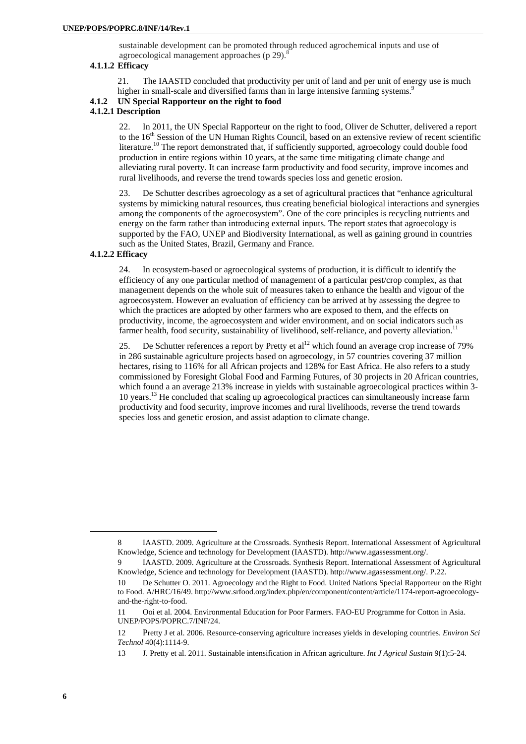sustainable development can be promoted through reduced agrochemical inputs and use of agroecological management approaches (p 29).[8]

#### 4.1.1.2 Efficacy

21. The IAASTD concluded that productivity per unit of land and per unit of energy use is much higher in small-scale and diversified farms than in large intensive farming systems.[9]

### 4.1.2 UN Special Rapporteur on the right to food

#### 4.1.2.1 Description

22. In 2011, the UN Special Rapporteur on the right to food, Oliver de Schutter, delivered a report to the 16th Session of the UN Human Rights Council, based on an extensive review of recent scientific literature.[10] The report demonstrated that, if sufficiently supported, agroecology could double food production in entire regions within 10 years, at the same time mitigating climate change and alleviating rural poverty. It can increase farm productivity and food security, improve incomes and rural livelihoods, and reverse the trend towards species loss and genetic erosion.

23. De Schutter describes agroecology as a set of agricultural practices that "enhance agricultural systems by mimicking natural resources, thus creating beneficial biological interactions and synergies among the components of the agroecosystem". One of the core principles is recycling nutrients and energy on the farm rather than introducing external inputs. The report states that agroecology is supported by the FAO, UNEP and Biodiversity International, as well as gaining ground in countries such as the United States, Brazil, Germany and France.

#### 4.1.2.2 Efficacy

24. In ecosystem-based or agroecological systems of production, it is difficult to identify the efficiency of any one particular method of management of a particular pest/crop complex, as that management depends on the whole suit of measures taken to enhance the health and vigour of the agroecosystem. However an evaluation of efficiency can be arrived at by assessing the degree to which the practices are adopted by other farmers who are exposed to them, and the effects on productivity, income, the agroecosystem and wider environment, and on social indicators such as farmer health, food security, sustainability of livelihood, self-reliance, and poverty alleviation.[11]

25. De Schutter references a report by Pretty et al[12] which found an average crop increase of 79% in 286 sustainable agriculture projects based on agroecology, in 57 countries covering 37 million hectares, rising to 116% for all African projects and 128% for East Africa. He also refers to a study commissioned by Foresight Global Food and Farming Futures, of 30 projects in 20 African countries, which found a an average 213% increase in yields with sustainable agroecological practices within 3-10 years.[13] He concluded that scaling up agroecological practices can simultaneously increase farm productivity and food security, improve incomes and rural livelihoods, reverse the trend towards species loss and genetic erosion, and assist adaption to climate change.

---

8 IAASTD. 2009. Agriculture at the Crossroads. Synthesis Report. International Assessment of Agricultural Knowledge, Science and technology for Development (IAASTD). http://www.agassessment.org/.

9 IAASTD. 2009. Agriculture at the Crossroads. Synthesis Report. International Assessment of Agricultural Knowledge, Science and technology for Development (IAASTD). http://www.agassessment.org/. P.22.

10 De Schutter O. 2011. Agroecology and the Right to Food. United Nations Special Rapporteur on the Right to Food. A/HRC/16/49. http://www.srfood.org/index.php/en/component/content/article/1174-report-agroecology-and-the-right-to-food.

11 Ooi et al. 2004. Environmental Education for Poor Farmers. FAO-EU Programme for Cotton in Asia. UNEP/POPS/POPRC.7/INF/24.

12 Pretty J et al. 2006. Resource-conserving agriculture increases yields in developing countries. *Environ Sci Technol* 40(4):1114-9.

13 J. Pretty et al. 2011. Sustainable intensification in African agriculture. *Int J Agricul Sustain* 9(1):5-24.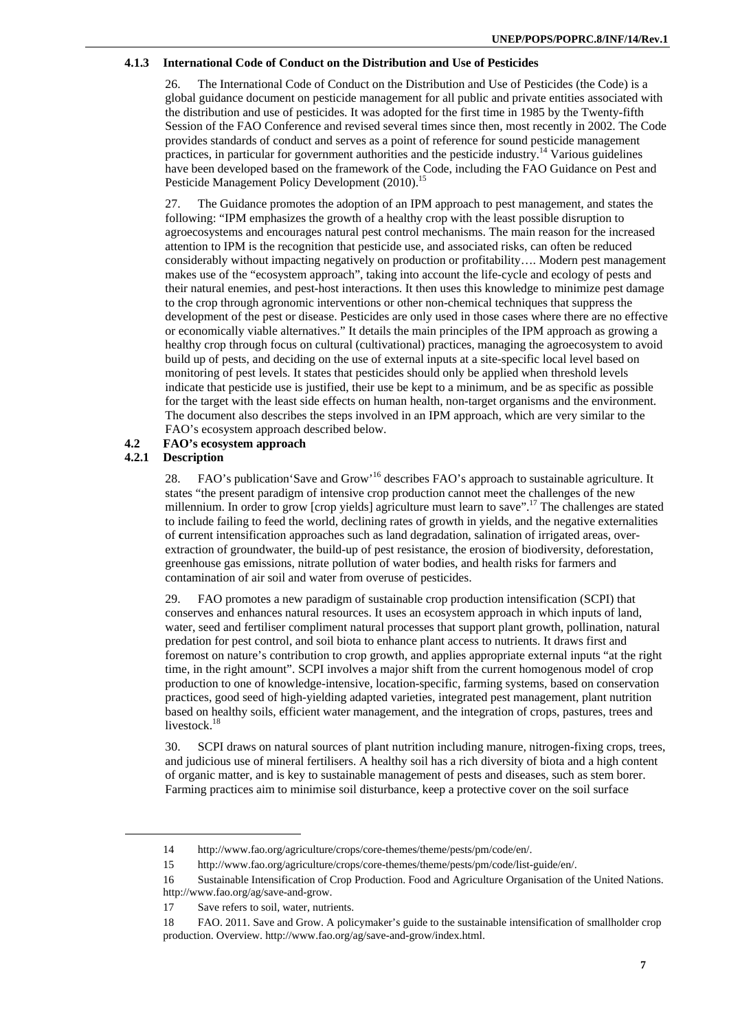### 4.1.3 International Code of Conduct on the Distribution and Use of Pesticides

26. The International Code of Conduct on the Distribution and Use of Pesticides (the Code) is a global guidance document on pesticide management for all public and private entities associated with the distribution and use of pesticides. It was adopted for the first time in 1985 by the Twenty-fifth Session of the FAO Conference and revised several times since then, most recently in 2002. The Code provides standards of conduct and serves as a point of reference for sound pesticide management practices, in particular for government authorities and the pesticide industry.[14] Various guidelines have been developed based on the framework of the Code, including the FAO Guidance on Pest and Pesticide Management Policy Development (2010).[15]

27. The Guidance promotes the adoption of an IPM approach to pest management, and states the following: "IPM emphasizes the growth of a healthy crop with the least possible disruption to agroecosystems and encourages natural pest control mechanisms. The main reason for the increased attention to IPM is the recognition that pesticide use, and associated risks, can often be reduced considerably without impacting negatively on production or profitability…. Modern pest management makes use of the "ecosystem approach", taking into account the life-cycle and ecology of pests and their natural enemies, and pest-host interactions. It then uses this knowledge to minimize pest damage to the crop through agronomic interventions or other non-chemical techniques that suppress the development of the pest or disease. Pesticides are only used in those cases where there are no effective or economically viable alternatives." It details the main principles of the IPM approach as growing a healthy crop through focus on cultural (cultivational) practices, managing the agroecosystem to avoid build up of pests, and deciding on the use of external inputs at a site-specific local level based on monitoring of pest levels. It states that pesticides should only be applied when threshold levels indicate that pesticide use is justified, their use be kept to a minimum, and be as specific as possible for the target with the least side effects on human health, non-target organisms and the environment. The document also describes the steps involved in an IPM approach, which are very similar to the FAO's ecosystem approach described below.

## 4.2 FAO's ecosystem approach

### 4.2.1 Description

28. FAO's publication'Save and Grow'[16] describes FAO's approach to sustainable agriculture. It states "the present paradigm of intensive crop production cannot meet the challenges of the new millennium. In order to grow [crop yields] agriculture must learn to save".[17] The challenges are stated to include failing to feed the world, declining rates of growth in yields, and the negative externalities of **c**urrent intensification approaches such as land degradation, salination of irrigated areas, over-extraction of groundwater, the build-up of pest resistance, the erosion of biodiversity, deforestation, greenhouse gas emissions, nitrate pollution of water bodies, and health risks for farmers and contamination of air soil and water from overuse of pesticides.

29. FAO promotes a new paradigm of sustainable crop production intensification (SCPI) that conserves and enhances natural resources. It uses an ecosystem approach in which inputs of land, water, seed and fertiliser compliment natural processes that support plant growth, pollination, natural predation for pest control, and soil biota to enhance plant access to nutrients. It draws first and foremost on nature's contribution to crop growth, and applies appropriate external inputs "at the right time, in the right amount". SCPI involves a major shift from the current homogenous model of crop production to one of knowledge-intensive, location-specific, farming systems, based on conservation practices, good seed of high-yielding adapted varieties, integrated pest management, plant nutrition based on healthy soils, efficient water management, and the integration of crops, pastures, trees and livestock.[18]

30. SCPI draws on natural sources of plant nutrition including manure, nitrogen-fixing crops, trees, and judicious use of mineral fertilisers. A healthy soil has a rich diversity of biota and a high content of organic matter, and is key to sustainable management of pests and diseases, such as stem borer. Farming practices aim to minimise soil disturbance, keep a protective cover on the soil surface

---

14 http://www.fao.org/agriculture/crops/core-themes/theme/pests/pm/code/en/.

15 http://www.fao.org/agriculture/crops/core-themes/theme/pests/pm/code/list-guide/en/.

16 Sustainable Intensification of Crop Production. Food and Agriculture Organisation of the United Nations. http://www.fao.org/ag/save-and-grow.

17 Save refers to soil, water, nutrients.

18 FAO. 2011. Save and Grow. A policymaker's guide to the sustainable intensification of smallholder crop production. Overview. http://www.fao.org/ag/save-and-grow/index.html.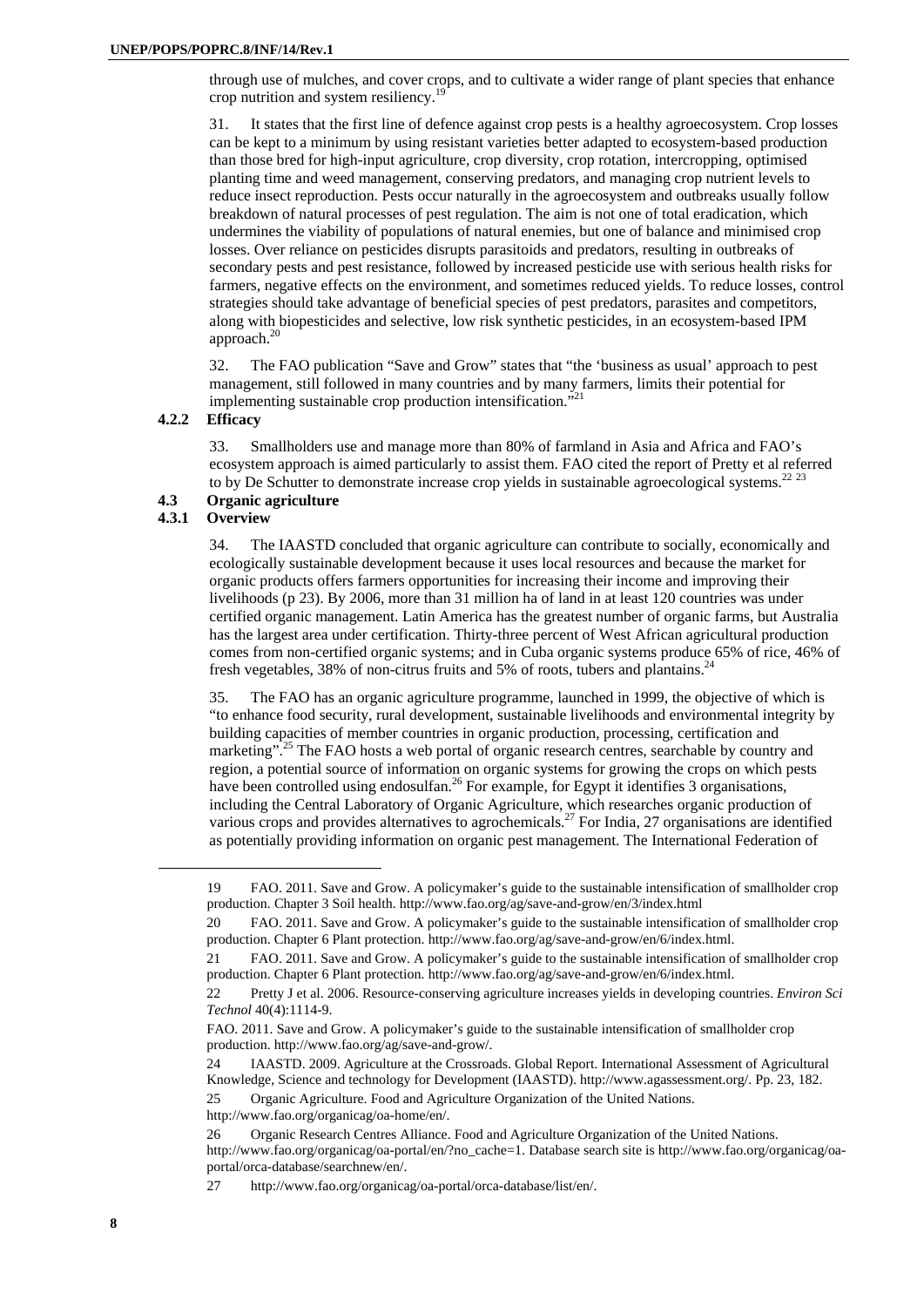through use of mulches, and cover crops, and to cultivate a wider range of plant species that enhance crop nutrition and system resiliency.[19]

31. It states that the first line of defence against crop pests is a healthy agroecosystem. Crop losses can be kept to a minimum by using resistant varieties better adapted to ecosystem-based production than those bred for high-input agriculture, crop diversity, crop rotation, intercropping, optimised planting time and weed management, conserving predators, and managing crop nutrient levels to reduce insect reproduction. Pests occur naturally in the agroecosystem and outbreaks usually follow breakdown of natural processes of pest regulation. The aim is not one of total eradication, which undermines the viability of populations of natural enemies, but one of balance and minimised crop losses. Over reliance on pesticides disrupts parasitoids and predators, resulting in outbreaks of secondary pests and pest resistance, followed by increased pesticide use with serious health risks for farmers, negative effects on the environment, and sometimes reduced yields. To reduce losses, control strategies should take advantage of beneficial species of pest predators, parasites and competitors, along with biopesticides and selective, low risk synthetic pesticides, in an ecosystem-based IPM approach.[20]

32. The FAO publication "Save and Grow" states that "the 'business as usual' approach to pest management, still followed in many countries and by many farmers, limits their potential for implementing sustainable crop production intensification."[21]

### 4.2.2 Efficacy

33. Smallholders use and manage more than 80% of farmland in Asia and Africa and FAO's ecosystem approach is aimed particularly to assist them. FAO cited the report of Pretty et al referred to by De Schutter to demonstrate increase crop yields in sustainable agroecological systems.[22] [23]

## 4.3 Organic agriculture

### 4.3.1 Overview

34. The IAASTD concluded that organic agriculture can contribute to socially, economically and ecologically sustainable development because it uses local resources and because the market for organic products offers farmers opportunities for increasing their income and improving their livelihoods (p 23). By 2006, more than 31 million ha of land in at least 120 countries was under certified organic management. Latin America has the greatest number of organic farms, but Australia has the largest area under certification. Thirty-three percent of West African agricultural production comes from non-certified organic systems; and in Cuba organic systems produce 65% of rice, 46% of fresh vegetables, 38% of non-citrus fruits and 5% of roots, tubers and plantains.[24]

35. The FAO has an organic agriculture programme, launched in 1999, the objective of which is "to enhance food security, rural development, sustainable livelihoods and environmental integrity by building capacities of member countries in organic production, processing, certification and marketing".[25] The FAO hosts a web portal of organic research centres, searchable by country and region, a potential source of information on organic systems for growing the crops on which pests have been controlled using endosulfan.[26] For example, for Egypt it identifies 3 organisations, including the Central Laboratory of Organic Agriculture, which researches organic production of various crops and provides alternatives to agrochemicals.[27] For India, 27 organisations are identified as potentially providing information on organic pest management. The International Federation of

---

19 FAO. 2011. Save and Grow. A policymaker's guide to the sustainable intensification of smallholder crop production. Chapter 3 Soil health. http://www.fao.org/ag/save-and-grow/en/3/index.html

20 FAO. 2011. Save and Grow. A policymaker's guide to the sustainable intensification of smallholder crop production. Chapter 6 Plant protection. http://www.fao.org/ag/save-and-grow/en/6/index.html.

21 FAO. 2011. Save and Grow. A policymaker's guide to the sustainable intensification of smallholder crop production. Chapter 6 Plant protection. http://www.fao.org/ag/save-and-grow/en/6/index.html.

22 Pretty J et al. 2006. Resource-conserving agriculture increases yields in developing countries. *Environ Sci Technol* 40(4):1114-9.

FAO. 2011. Save and Grow. A policymaker's guide to the sustainable intensification of smallholder crop production. http://www.fao.org/ag/save-and-grow/.

24 IAASTD. 2009. Agriculture at the Crossroads. Global Report. International Assessment of Agricultural Knowledge, Science and technology for Development (IAASTD). http://www.agassessment.org/. Pp. 23, 182.

25 Organic Agriculture. Food and Agriculture Organization of the United Nations. http://www.fao.org/organicag/oa-home/en/.

26 Organic Research Centres Alliance. Food and Agriculture Organization of the United Nations. http://www.fao.org/organicag/oa-portal/en/?no_cache=1. Database search site is http://www.fao.org/organicag/oa-portal/orca-database/searchnew/en/.

27 http://www.fao.org/organicag/oa-portal/orca-database/list/en/.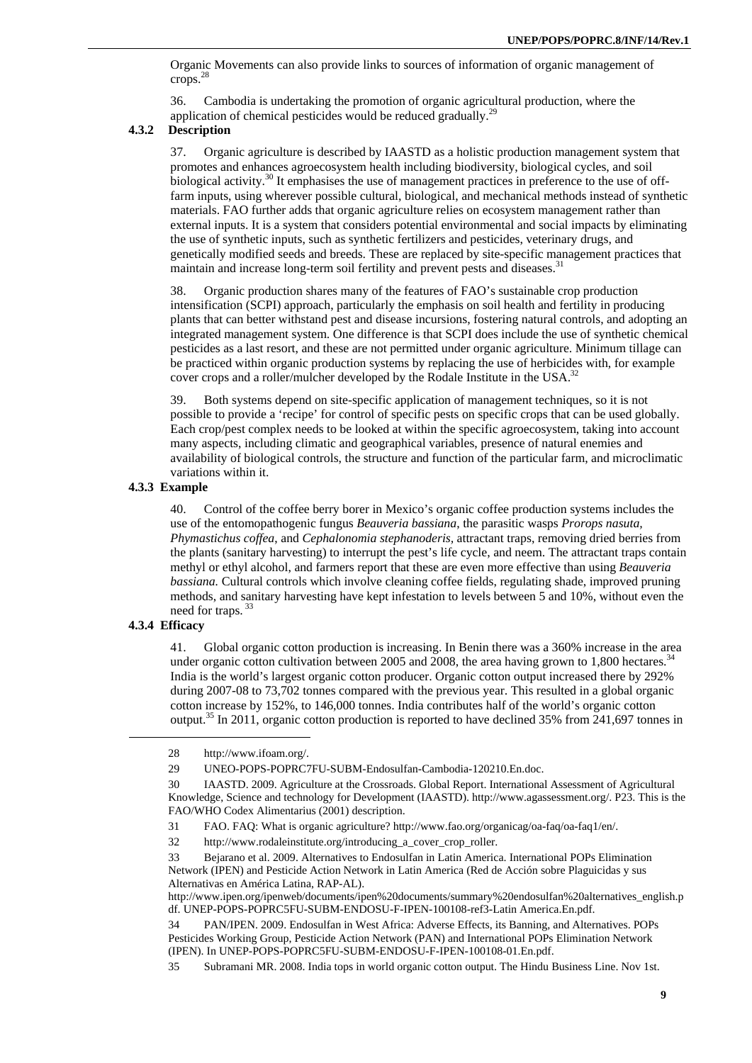Organic Movements can also provide links to sources of information of organic management of crops.[28]

36. Cambodia is undertaking the promotion of organic agricultural production, where the application of chemical pesticides would be reduced gradually.[29]

### 4.3.2 Description

37. Organic agriculture is described by IAASTD as a holistic production management system that promotes and enhances agroecosystem health including biodiversity, biological cycles, and soil biological activity.[30] It emphasises the use of management practices in preference to the use of off-farm inputs, using wherever possible cultural, biological, and mechanical methods instead of synthetic materials. FAO further adds that organic agriculture relies on ecosystem management rather than external inputs. It is a system that considers potential environmental and social impacts by eliminating the use of synthetic inputs, such as synthetic fertilizers and pesticides, veterinary drugs, and genetically modified seeds and breeds. These are replaced by site-specific management practices that maintain and increase long-term soil fertility and prevent pests and diseases.[31]

38. Organic production shares many of the features of FAO's sustainable crop production intensification (SCPI) approach, particularly the emphasis on soil health and fertility in producing plants that can better withstand pest and disease incursions, fostering natural controls, and adopting an integrated management system. One difference is that SCPI does include the use of synthetic chemical pesticides as a last resort, and these are not permitted under organic agriculture. Minimum tillage can be practiced within organic production systems by replacing the use of herbicides with, for example cover crops and a roller/mulcher developed by the Rodale Institute in the USA.[32]

39. Both systems depend on site-specific application of management techniques, so it is not possible to provide a 'recipe' for control of specific pests on specific crops that can be used globally. Each crop/pest complex needs to be looked at within the specific agroecosystem, taking into account many aspects, including climatic and geographical variables, presence of natural enemies and availability of biological controls, the structure and function of the particular farm, and microclimatic variations within it.

### 4.3.3 Example

40. Control of the coffee berry borer in Mexico's organic coffee production systems includes the use of the entomopathogenic fungus *Beauveria bassiana*, the parasitic wasps *Prorops nasuta, Phymastichus coffea*, and *Cephalonomia stephanoderis,* attractant traps, removing dried berries from the plants (sanitary harvesting) to interrupt the pest's life cycle, and neem. The attractant traps contain methyl or ethyl alcohol, and farmers report that these are even more effective than using *Beauveria bassiana.* Cultural controls which involve cleaning coffee fields, regulating shade, improved pruning methods, and sanitary harvesting have kept infestation to levels between 5 and 10%, without even the need for traps.[33]

### 4.3.4 Efficacy

41. Global organic cotton production is increasing. In Benin there was a 360% increase in the area under organic cotton cultivation between 2005 and 2008, the area having grown to 1,800 hectares.[34] India is the world's largest organic cotton producer. Organic cotton output increased there by 292% during 2007-08 to 73,702 tonnes compared with the previous year. This resulted in a global organic cotton increase by 152%, to 146,000 tonnes. India contributes half of the world's organic cotton output.[35] In 2011, organic cotton production is reported to have declined 35% from 241,697 tonnes in

---

28 http://www.ifoam.org/.

29 UNEO-POPS-POPRC7FU-SUBM-Endosulfan-Cambodia-120210.En.doc.

30 IAASTD. 2009. Agriculture at the Crossroads. Global Report. International Assessment of Agricultural Knowledge, Science and technology for Development (IAASTD). http://www.agassessment.org/. P23. This is the FAO/WHO Codex Alimentarius (2001) description.

31 FAO. FAQ: What is organic agriculture? http://www.fao.org/organicag/oa-faq/oa-faq1/en/.

32 http://www.rodaleinstitute.org/introducing_a_cover_crop_roller.

33 Bejarano et al. 2009. Alternatives to Endosulfan in Latin America. International POPs Elimination Network (IPEN) and Pesticide Action Network in Latin America (Red de Acción sobre Plaguicidas y sus Alternativas en América Latina, RAP-AL). http://www.ipen.org/ipenweb/documents/ipen%20documents/summary%20endosulfan%20alternatives_english.pdf. UNEP-POPS-POPRC5FU-SUBM-ENDOSU-F-IPEN-100108-ref3-Latin America.En.pdf.

34 PAN/IPEN. 2009. Endosulfan in West Africa: Adverse Effects, its Banning, and Alternatives. POPs Pesticides Working Group, Pesticide Action Network (PAN) and International POPs Elimination Network (IPEN). In UNEP-POPS-POPRC5FU-SUBM-ENDOSU-F-IPEN-100108-01.En.pdf.

35 Subramani MR. 2008. India tops in world organic cotton output. The Hindu Business Line. Nov 1st.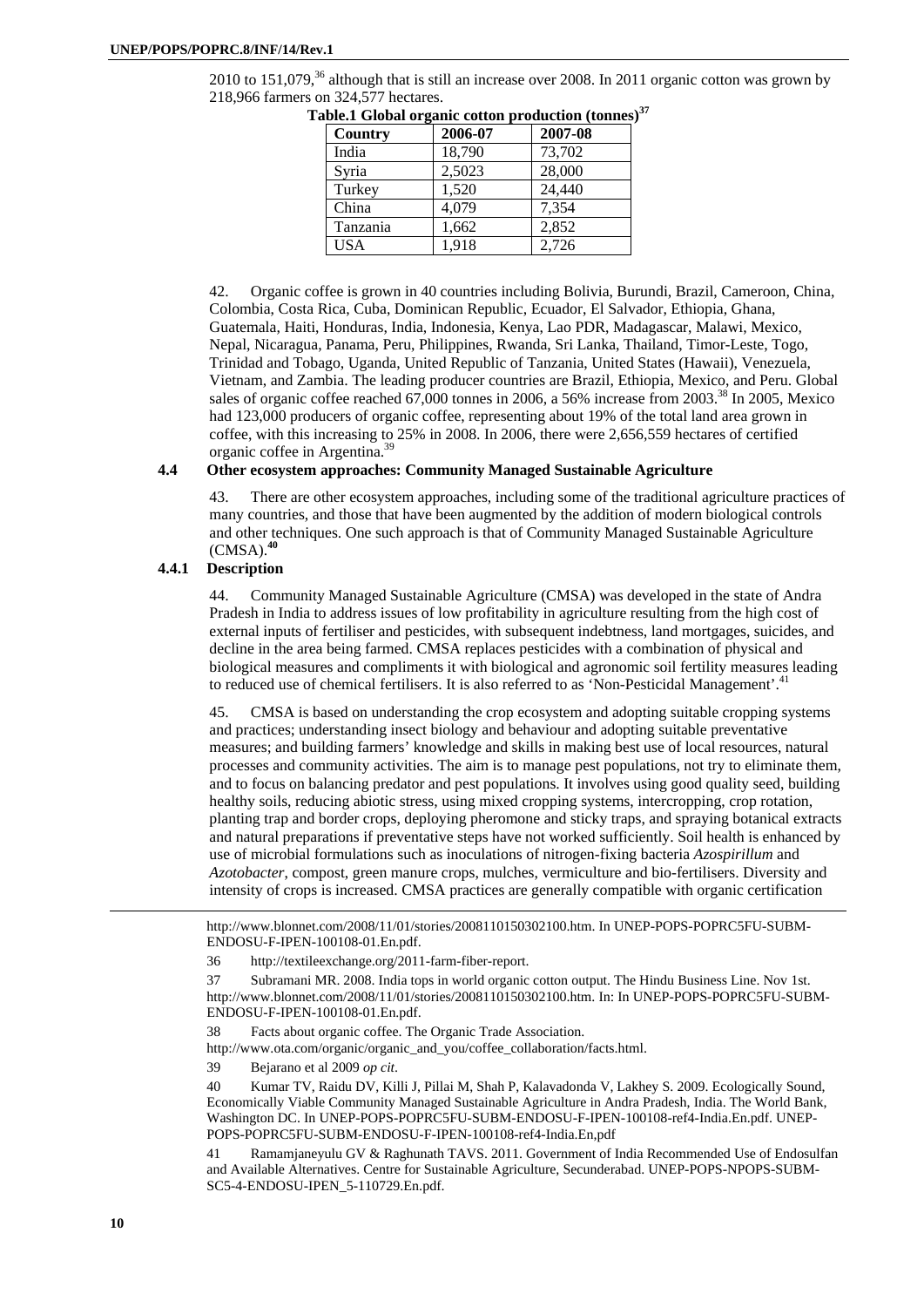2010 to 151,079,[36] although that is still an increase over 2008. In 2011 organic cotton was grown by 218,966 farmers on 324,577 hectares.

**Table.1 Global organic cotton production (tonnes)**[37]

| Country | 2006-07 | 2007-08 |
|---|---|---|
| India | 18,790 | 73,702 |
| Syria | 2,5023 | 28,000 |
| Turkey | 1,520 | 24,440 |
| China | 4,079 | 7,354 |
| Tanzania | 1,662 | 2,852 |
| USA | 1,918 | 2,726 |

42. Organic coffee is grown in 40 countries including Bolivia, Burundi, Brazil, Cameroon, China, Colombia, Costa Rica, Cuba, Dominican Republic, Ecuador, El Salvador, Ethiopia, Ghana, Guatemala, Haiti, Honduras, India, Indonesia, Kenya, Lao PDR, Madagascar, Malawi, Mexico, Nepal, Nicaragua, Panama, Peru, Philippines, Rwanda, Sri Lanka, Thailand, Timor-Leste, Togo, Trinidad and Tobago, Uganda, United Republic of Tanzania, United States (Hawaii), Venezuela, Vietnam, and Zambia. The leading producer countries are Brazil, Ethiopia, Mexico, and Peru. Global sales of organic coffee reached 67,000 tonnes in 2006, a 56% increase from 2003.[38] In 2005, Mexico had 123,000 producers of organic coffee, representing about 19% of the total land area grown in coffee, with this increasing to 25% in 2008. In 2006, there were 2,656,559 hectares of certified organic coffee in Argentina.[39]

### 4.4 Other ecosystem approaches: Community Managed Sustainable Agriculture

43. There are other ecosystem approaches, including some of the traditional agriculture practices of many countries, and those that have been augmented by the addition of modern biological controls and other techniques. One such approach is that of Community Managed Sustainable Agriculture (CMSA).[40]

#### 4.4.1 Description

44. Community Managed Sustainable Agriculture (CMSA) was developed in the state of Andra Pradesh in India to address issues of low profitability in agriculture resulting from the high cost of external inputs of fertiliser and pesticides, with subsequent indebtness, land mortgages, suicides, and decline in the area being farmed. CMSA replaces pesticides with a combination of physical and biological measures and compliments it with biological and agronomic soil fertility measures leading to reduced use of chemical fertilisers. It is also referred to as 'Non-Pesticidal Management'.[41]

45. CMSA is based on understanding the crop ecosystem and adopting suitable cropping systems and practices; understanding insect biology and behaviour and adopting suitable preventative measures; and building farmers' knowledge and skills in making best use of local resources, natural processes and community activities. The aim is to manage pest populations, not try to eliminate them, and to focus on balancing predator and pest populations. It involves using good quality seed, building healthy soils, reducing abiotic stress, using mixed cropping systems, intercropping, crop rotation, planting trap and border crops, deploying pheromone and sticky traps, and spraying botanical extracts and natural preparations if preventative steps have not worked sufficiently. Soil health is enhanced by use of microbial formulations such as inoculations of nitrogen-fixing bacteria *Azospirillum* and *Azotobacter*, compost, green manure crops, mulches, vermiculture and bio-fertilisers. Diversity and intensity of crops is increased. CMSA practices are generally compatible with organic certification

---

http://www.blonnet.com/2008/11/01/stories/2008110150302100.htm. In UNEP-POPS-POPRC5FU-SUBM-ENDOSU-F-IPEN-100108-01.En.pdf.

36 http://textileexchange.org/2011-farm-fiber-report.

37 Subramani MR. 2008. India tops in world organic cotton output. The Hindu Business Line. Nov 1st. http://www.blonnet.com/2008/11/01/stories/2008110150302100.htm. In: In UNEP-POPS-POPRC5FU-SUBM-ENDOSU-F-IPEN-100108-01.En.pdf.

38 Facts about organic coffee. The Organic Trade Association. http://www.ota.com/organic/organic_and_you/coffee_collaboration/facts.html.

39 Bejarano et al 2009 *op cit*.

40 Kumar TV, Raidu DV, Killi J, Pillai M, Shah P, Kalavadonda V, Lakhey S. 2009. Ecologically Sound, Economically Viable Community Managed Sustainable Agriculture in Andra Pradesh, India. The World Bank, Washington DC. In UNEP-POPS-POPRC5FU-SUBM-ENDOSU-F-IPEN-100108-ref4-India.En.pdf. UNEP-POPS-POPRC5FU-SUBM-ENDOSU-F-IPEN-100108-ref4-India.En,pdf

41 Ramamjaneyulu GV & Raghunath TAVS. 2011. Government of India Recommended Use of Endosulfan and Available Alternatives. Centre for Sustainable Agriculture, Secunderabad. UNEP-POPS-NPOPS-SUBM-SC5-4-ENDOSU-IPEN_5-110729.En.pdf.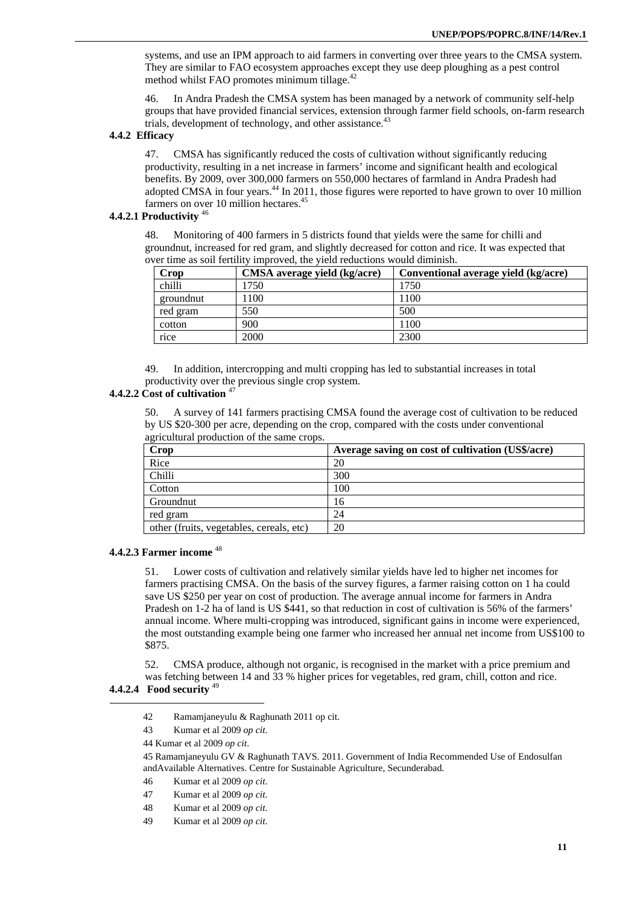systems, and use an IPM approach to aid farmers in converting over three years to the CMSA system. They are similar to FAO ecosystem approaches except they use deep ploughing as a pest control method whilst FAO promotes minimum tillage.[42]

46. In Andra Pradesh the CMSA system has been managed by a network of community self-help groups that have provided financial services, extension through farmer field schools, on-farm research trials, development of technology, and other assistance.[43]

### 4.4.2 Efficacy

47. CMSA has significantly reduced the costs of cultivation without significantly reducing productivity, resulting in a net increase in farmers' income and significant health and ecological benefits. By 2009, over 300,000 farmers on 550,000 hectares of farmland in Andra Pradesh had adopted CMSA in four years.[44] In 2011, those figures were reported to have grown to over 10 million farmers on over 10 million hectares.[45]

#### 4.4.2.1 Productivity [46]

48. Monitoring of 400 farmers in 5 districts found that yields were the same for chilli and groundnut, increased for red gram, and slightly decreased for cotton and rice. It was expected that over time as soil fertility improved, the yield reductions would diminish.

| Crop | CMSA average yield (kg/acre) | Conventional average yield (kg/acre) |
|---|---|---|
| chilli | 1750 | 1750 |
| groundnut | 1100 | 1100 |
| red gram | 550 | 500 |
| cotton | 900 | 1100 |
| rice | 2000 | 2300 |

49. In addition, intercropping and multi cropping has led to substantial increases in total productivity over the previous single crop system.

#### 4.4.2.2 Cost of cultivation [47]

50. A survey of 141 farmers practising CMSA found the average cost of cultivation to be reduced by US $20-300 per acre, depending on the crop, compared with the costs under conventional agricultural production of the same crops.

| Crop | Average saving on cost of cultivation (US$/acre) |
|---|---|
| Rice | 20 |
| Chilli | 300 |
| Cotton | 100 |
| Groundnut | 16 |
| red gram | 24 |
| other (fruits, vegetables, cereals, etc) | 20 |

#### 4.4.2.3 Farmer income [48]

51. Lower costs of cultivation and relatively similar yields have led to higher net incomes for farmers practising CMSA. On the basis of the survey figures, a farmer raising cotton on 1 ha could save US $250 per year on cost of production. The average annual income for farmers in Andra Pradesh on 1-2 ha of land is US $441, so that reduction in cost of cultivation is 56% of the farmers' annual income. Where multi-cropping was introduced, significant gains in income were experienced, the most outstanding example being one farmer who increased her annual net income from US$100 to $875.

52. CMSA produce, although not organic, is recognised in the market with a price premium and was fetching between 14 and 33 % higher prices for vegetables, red gram, chill, cotton and rice.

#### 4.4.2.4 Food security [49]

---

42 Ramamjaneyulu & Raghunath 2011 op cit.

43 Kumar et al 2009 *op cit.*

44 Kumar et al 2009 *op cit*.

45 Ramamjaneyulu GV & Raghunath TAVS. 2011. Government of India Recommended Use of Endosulfan andAvailable Alternatives. Centre for Sustainable Agriculture, Secunderabad.

46 Kumar et al 2009 *op cit.*

47 Kumar et al 2009 *op cit.*

48 Kumar et al 2009 *op cit.*

49 Kumar et al 2009 *op cit.*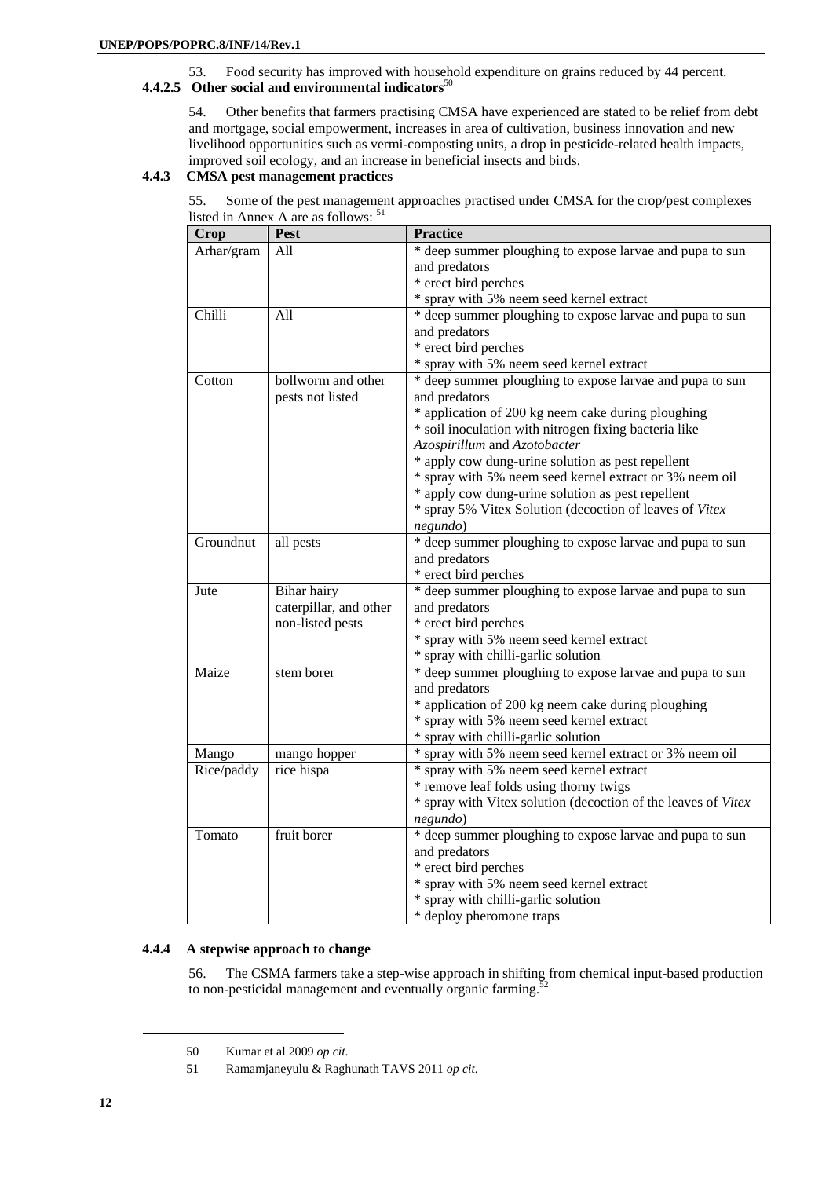53. Food security has improved with household expenditure on grains reduced by 44 percent.

#### 4.4.2.5 Other social and environmental indicators[50]

54. Other benefits that farmers practising CMSA have experienced are stated to be relief from debt and mortgage, social empowerment, increases in area of cultivation, business innovation and new livelihood opportunities such as vermi-composting units, a drop in pesticide-related health impacts, improved soil ecology, and an increase in beneficial insects and birds.

### 4.4.3 CMSA pest management practices

55. Some of the pest management approaches practised under CMSA for the crop/pest complexes listed in Annex A are as follows: [51]

| Crop | Pest | Practice |
|---|---|---|
| Arhar/gram | All | * deep summer ploughing to expose larvae and pupa to sun and predators<br>* erect bird perches<br>* spray with 5% neem seed kernel extract |
| Chilli | All | * deep summer ploughing to expose larvae and pupa to sun and predators<br>* erect bird perches<br>* spray with 5% neem seed kernel extract |
| Cotton | bollworm and other pests not listed | * deep summer ploughing to expose larvae and pupa to sun and predators<br>* application of 200 kg neem cake during ploughing<br>* soil inoculation with nitrogen fixing bacteria like *Azospirillum* and *Azotobacter*<br>* apply cow dung-urine solution as pest repellent<br>* spray with 5% neem seed kernel extract or 3% neem oil<br>* apply cow dung-urine solution as pest repellent<br>* spray 5% Vitex Solution (decoction of leaves of *Vitex negundo*) |
| Groundnut | all pests | * deep summer ploughing to expose larvae and pupa to sun and predators<br>* erect bird perches |
| Jute | Bihar hairy caterpillar, and other non-listed pests | * deep summer ploughing to expose larvae and pupa to sun and predators<br>* erect bird perches<br>* spray with 5% neem seed kernel extract<br>* spray with chilli-garlic solution |
| Maize | stem borer | * deep summer ploughing to expose larvae and pupa to sun and predators<br>* application of 200 kg neem cake during ploughing<br>* spray with 5% neem seed kernel extract<br>* spray with chilli-garlic solution |
| Mango | mango hopper | * spray with 5% neem seed kernel extract or 3% neem oil |
| Rice/paddy | rice hispa | * spray with 5% neem seed kernel extract<br>* remove leaf folds using thorny twigs<br>* spray with Vitex solution (decoction of the leaves of *Vitex negundo*) |
| Tomato | fruit borer | * deep summer ploughing to expose larvae and pupa to sun and predators<br>* erect bird perches<br>* spray with 5% neem seed kernel extract<br>* spray with chilli-garlic solution<br>* deploy pheromone traps |

### 4.4.4 A stepwise approach to change

56. The CSMA farmers take a step-wise approach in shifting from chemical input-based production to non-pesticidal management and eventually organic farming.[52]

---

50 Kumar et al 2009 *op cit.*

51 Ramamjaneyulu & Raghunath TAVS 2011 *op cit.*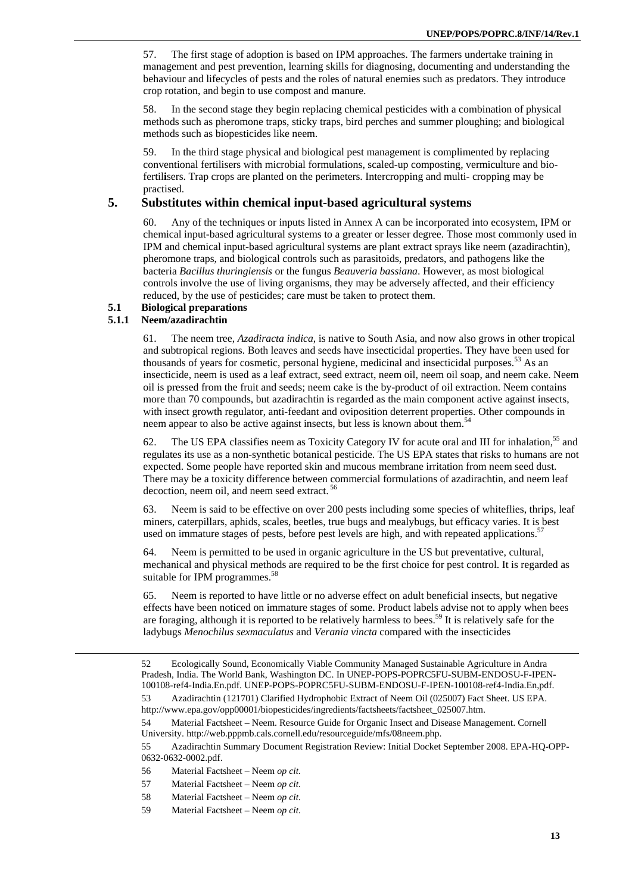57. The first stage of adoption is based on IPM approaches. The farmers undertake training in management and pest prevention, learning skills for diagnosing, documenting and understanding the behaviour and lifecycles of pests and the roles of natural enemies such as predators. They introduce crop rotation, and begin to use compost and manure.

58. In the second stage they begin replacing chemical pesticides with a combination of physical methods such as pheromone traps, sticky traps, bird perches and summer ploughing; and biological methods such as biopesticides like neem.

59. In the third stage physical and biological pest management is complimented by replacing conventional fertilisers with microbial formulations, scaled-up composting, vermiculture and bio-fertil**i**sers. Trap crops are planted on the perimeters. Intercropping and multi- cropping may be practised.

# 5. Substitutes within chemical input-based agricultural systems

60. Any of the techniques or inputs listed in Annex A can be incorporated into ecosystem, IPM or chemical input-based agricultural systems to a greater or lesser degree. Those most commonly used in IPM and chemical input-based agricultural systems are plant extract sprays like neem (azadirachtin), pheromone traps, and biological controls such as parasitoids, predators, and pathogens like the bacteria *Bacillus thuringiensis* or the fungus *Beauveria bassiana*. However, as most biological controls involve the use of living organisms, they may be adversely affected, and their efficiency reduced, by the use of pesticides; care must be taken to protect them.

## 5.1 Biological preparations

### 5.1.1 Neem/azadirachtin

61. The neem tree, *Azadiracta indica*, is native to South Asia, and now also grows in other tropical and subtropical regions. Both leaves and seeds have insecticidal properties. They have been used for thousands of years for cosmetic, personal hygiene, medicinal and insecticidal purposes.[53] As an insecticide, neem is used as a leaf extract, seed extract, neem oil, neem oil soap, and neem cake. Neem oil is pressed from the fruit and seeds; neem cake is the by-product of oil extraction. Neem contains more than 70 compounds, but azadirachtin is regarded as the main component active against insects, with insect growth regulator, anti-feedant and oviposition deterrent properties. Other compounds in neem appear to also be active against insects, but less is known about them.[54]

62. The US EPA classifies neem as Toxicity Category IV for acute oral and III for inhalation,[55] and regulates its use as a non-synthetic botanical pesticide. The US EPA states that risks to humans are not expected. Some people have reported skin and mucous membrane irritation from neem seed dust. There may be a toxicity difference between commercial formulations of azadirachtin, and neem leaf decoction, neem oil, and neem seed extract.[56]

63. Neem is said to be effective on over 200 pests including some species of whiteflies, thrips, leaf miners, caterpillars, aphids, scales, beetles, true bugs and mealybugs, but efficacy varies. It is best used on immature stages of pests, before pest levels are high, and with repeated applications.[57]

64. Neem is permitted to be used in organic agriculture in the US but preventative, cultural, mechanical and physical methods are required to be the first choice for pest control. It is regarded as suitable for IPM programmes.[58]

65. Neem is reported to have little or no adverse effect on adult beneficial insects, but negative effects have been noticed on immature stages of some. Product labels advise not to apply when bees are foraging, although it is reported to be relatively harmless to bees.[59] It is relatively safe for the ladybugs *Menochilus sexmaculatus* and *Verania vincta* compared with the insecticides

---

52 Ecologically Sound, Economically Viable Community Managed Sustainable Agriculture in Andra Pradesh, India. The World Bank, Washington DC. In UNEP-POPS-POPRC5FU-SUBM-ENDOSU-F-IPEN-100108-ref4-India.En.pdf. UNEP-POPS-POPRC5FU-SUBM-ENDOSU-F-IPEN-100108-ref4-India.En,pdf.

53 Azadirachtin (121701) Clarified Hydrophobic Extract of Neem Oil (025007) Fact Sheet. US EPA. http://www.epa.gov/opp00001/biopesticides/ingredients/factsheets/factsheet_025007.htm.

54 Material Factsheet – Neem. Resource Guide for Organic Insect and Disease Management. Cornell University. http://web.pppmb.cals.cornell.edu/resourceguide/mfs/08neem.php.

55 Azadirachtin Summary Document Registration Review: Initial Docket September 2008. EPA-HQ-OPP-0632-0632-0002.pdf.

56 Material Factsheet – Neem *op cit.*

57 Material Factsheet – Neem *op cit.*

58 Material Factsheet – Neem *op cit.*

59 Material Factsheet – Neem *op cit.*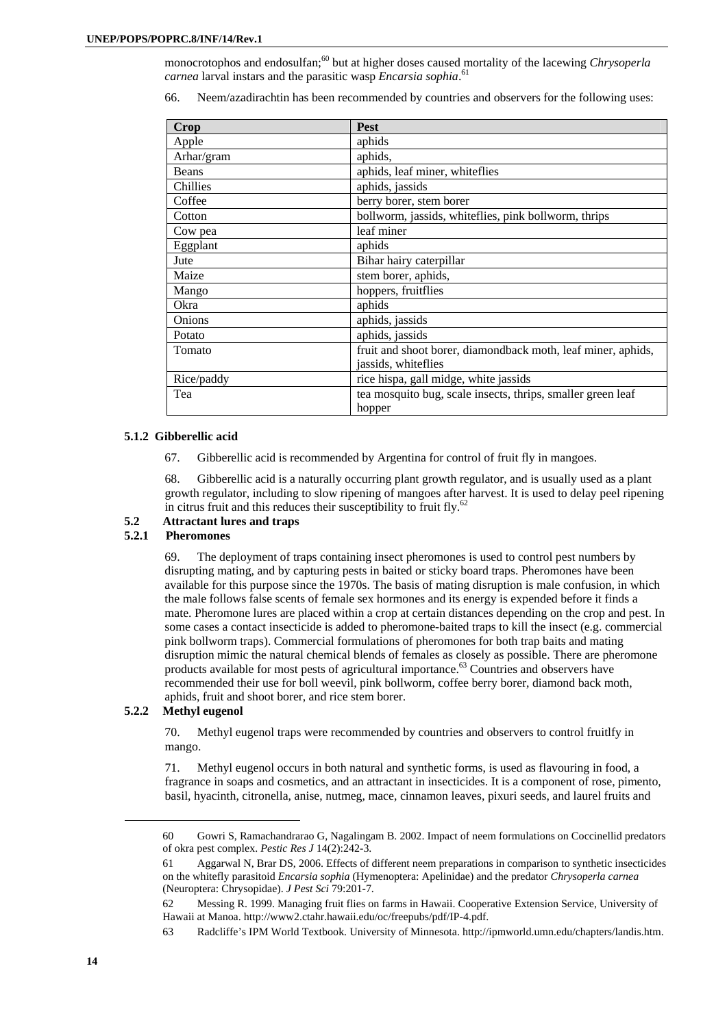monocrotophos and endosulfan;[60] but at higher doses caused mortality of the lacewing *Chrysoperla carnea* larval instars and the parasitic wasp *Encarsia sophia*.[61]

66. Neem/azadirachtin has been recommended by countries and observers for the following uses:

| Crop | Pest |
|---|---|
| Apple | aphids |
| Arhar/gram | aphids, |
| Beans | aphids, leaf miner, whiteflies |
| Chillies | aphids, jassids |
| Coffee | berry borer, stem borer |
| Cotton | bollworm, jassids, whiteflies, pink bollworm, thrips |
| Cow pea | leaf miner |
| Eggplant | aphids |
| Jute | Bihar hairy caterpillar |
| Maize | stem borer, aphids, |
| Mango | hoppers, fruitflies |
| Okra | aphids |
| Onions | aphids, jassids |
| Potato | aphids, jassids |
| Tomato | fruit and shoot borer, diamondback moth, leaf miner, aphids, jassids, whiteflies |
| Rice/paddy | rice hispa, gall midge, white jassids |
| Tea | tea mosquito bug, scale insects, thrips, smaller green leaf hopper |

#### 5.1.2 Gibberellic acid

67. Gibberellic acid is recommended by Argentina for control of fruit fly in mangoes.

68. Gibberellic acid is a naturally occurring plant growth regulator, and is usually used as a plant growth regulator, including to slow ripening of mangoes after harvest. It is used to delay peel ripening in citrus fruit and this reduces their susceptibility to fruit fly.[62]

### 5.2 Attractant lures and traps

#### 5.2.1 Pheromones

69. The deployment of traps containing insect pheromones is used to control pest numbers by disrupting mating, and by capturing pests in baited or sticky board traps. Pheromones have been available for this purpose since the 1970s. The basis of mating disruption is male confusion, in which the male follows false scents of female sex hormones and its energy is expended before it finds a mate. Pheromone lures are placed within a crop at certain distances depending on the crop and pest. In some cases a contact insecticide is added to pheromone-baited traps to kill the insect (e.g. commercial pink bollworm traps). Commercial formulations of pheromones for both trap baits and mating disruption mimic the natural chemical blends of females as closely as possible. There are pheromone products available for most pests of agricultural importance.[63] Countries and observers have recommended their use for boll weevil, pink bollworm, coffee berry borer, diamond back moth, aphids, fruit and shoot borer, and rice stem borer.

#### 5.2.2 Methyl eugenol

70. Methyl eugenol traps were recommended by countries and observers to control fruitlfy in mango.

71. Methyl eugenol occurs in both natural and synthetic forms, is used as flavouring in food, a fragrance in soaps and cosmetics, and an attractant in insecticides. It is a component of rose, pimento, basil, hyacinth, citronella, anise, nutmeg, mace, cinnamon leaves, pixuri seeds, and laurel fruits and

---

60 Gowri S, Ramachandrarao G, Nagalingam B. 2002. Impact of neem formulations on Coccinellid predators of okra pest complex. *Pestic Res J* 14(2):242-3.

61 Aggarwal N, Brar DS, 2006. Effects of different neem preparations in comparison to synthetic insecticides on the whitefly parasitoid *Encarsia sophia* (Hymenoptera: Apelinidae) and the predator *Chrysoperla carnea* (Neuroptera: Chrysopidae). *J Pest Sci* 79:201-7.

62 Messing R. 1999. Managing fruit flies on farms in Hawaii. Cooperative Extension Service, University of Hawaii at Manoa. http://www2.ctahr.hawaii.edu/oc/freepubs/pdf/IP-4.pdf.

63 Radcliffe's IPM World Textbook. University of Minnesota. http://ipmworld.umn.edu/chapters/landis.htm.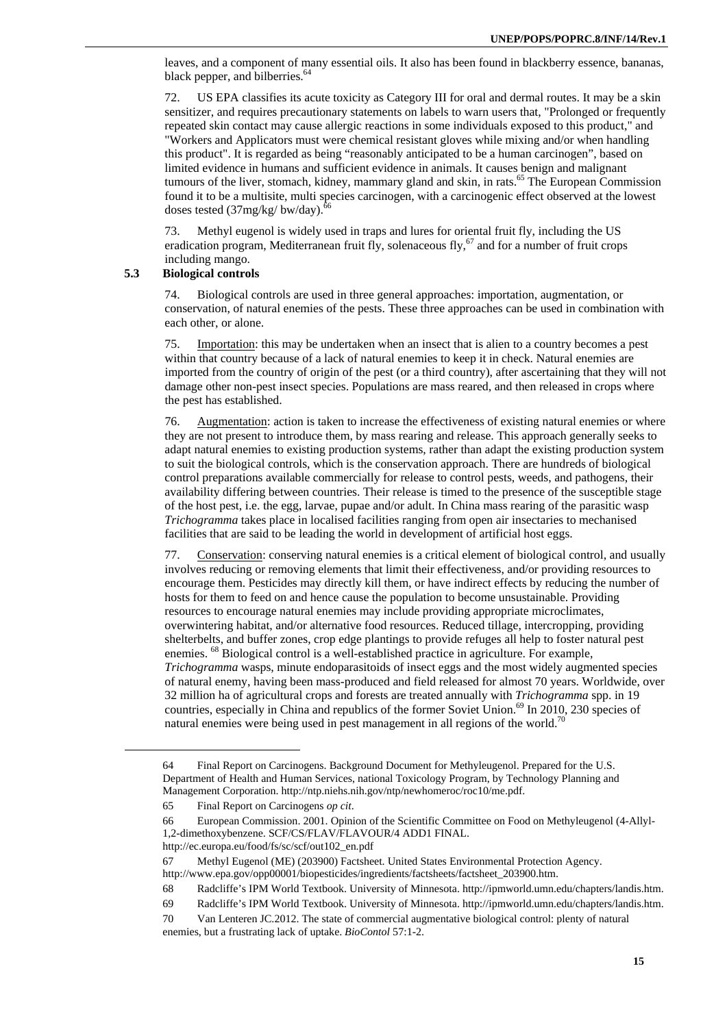leaves, and a component of many essential oils. It also has been found in blackberry essence, bananas, black pepper, and bilberries.[64]

72. US EPA classifies its acute toxicity as Category III for oral and dermal routes. It may be a skin sensitizer, and requires precautionary statements on labels to warn users that, "Prolonged or frequently repeated skin contact may cause allergic reactions in some individuals exposed to this product," and "Workers and Applicators must were chemical resistant gloves while mixing and/or when handling this product". It is regarded as being "reasonably anticipated to be a human carcinogen", based on limited evidence in humans and sufficient evidence in animals. It causes benign and malignant tumours of the liver, stomach, kidney, mammary gland and skin, in rats.[65] The European Commission found it to be a multisite, multi species carcinogen, with a carcinogenic effect observed at the lowest doses tested (37mg/kg/ bw/day).[66]

73. Methyl eugenol is widely used in traps and lures for oriental fruit fly, including the US eradication program, Mediterranean fruit fly, solenaceous fly,[67] and for a number of fruit crops including mango.

### 5.3 Biological controls

74. Biological controls are used in three general approaches: importation, augmentation, or conservation, of natural enemies of the pests. These three approaches can be used in combination with each other, or alone.

75. Importation: this may be undertaken when an insect that is alien to a country becomes a pest within that country because of a lack of natural enemies to keep it in check. Natural enemies are imported from the country of origin of the pest (or a third country), after ascertaining that they will not damage other non-pest insect species. Populations are mass reared, and then released in crops where the pest has established.

76. Augmentation: action is taken to increase the effectiveness of existing natural enemies or where they are not present to introduce them, by mass rearing and release. This approach generally seeks to adapt natural enemies to existing production systems, rather than adapt the existing production system to suit the biological controls, which is the conservation approach. There are hundreds of biological control preparations available commercially for release to control pests, weeds, and pathogens, their availability differing between countries. Their release is timed to the presence of the susceptible stage of the host pest, i.e. the egg, larvae, pupae and/or adult. In China mass rearing of the parasitic wasp *Trichogramma* takes place in localised facilities ranging from open air insectaries to mechanised facilities that are said to be leading the world in development of artificial host eggs.

77. Conservation: conserving natural enemies is a critical element of biological control, and usually involves reducing or removing elements that limit their effectiveness, and/or providing resources to encourage them. Pesticides may directly kill them, or have indirect effects by reducing the number of hosts for them to feed on and hence cause the population to become unsustainable. Providing resources to encourage natural enemies may include providing appropriate microclimates, overwintering habitat, and/or alternative food resources. Reduced tillage, intercropping, providing shelterbelts, and buffer zones, crop edge plantings to provide refuges all help to foster natural pest enemies. [68] Biological control is a well-established practice in agriculture. For example, *Trichogramma* wasps, minute endoparasitoids of insect eggs and the most widely augmented species of natural enemy, having been mass-produced and field released for almost 70 years. Worldwide, over 32 million ha of agricultural crops and forests are treated annually with *Trichogramma* spp. in 19 countries, especially in China and republics of the former Soviet Union.[69] In 2010, 230 species of natural enemies were being used in pest management in all regions of the world.[70]

---

64 Final Report on Carcinogens. Background Document for Methyleugenol. Prepared for the U.S. Department of Health and Human Services, national Toxicology Program, by Technology Planning and Management Corporation. http://ntp.niehs.nih.gov/ntp/newhomeroc/roc10/me.pdf.

65 Final Report on Carcinogens *op cit*.

66 European Commission. 2001. Opinion of the Scientific Committee on Food on Methyleugenol (4-Allyl-1,2-dimethoxybenzene. SCF/CS/FLAV/FLAVOUR/4 ADD1 FINAL. http://ec.europa.eu/food/fs/sc/scf/out102_en.pdf

67 Methyl Eugenol (ME) (203900) Factsheet. United States Environmental Protection Agency. http://www.epa.gov/opp00001/biopesticides/ingredients/factsheets/factsheet_203900.htm.

68 Radcliffe's IPM World Textbook. University of Minnesota. http://ipmworld.umn.edu/chapters/landis.htm.

69 Radcliffe's IPM World Textbook. University of Minnesota. http://ipmworld.umn.edu/chapters/landis.htm.

70 Van Lenteren JC.2012. The state of commercial augmentative biological control: plenty of natural enemies, but a frustrating lack of uptake. *BioContol* 57:1-2.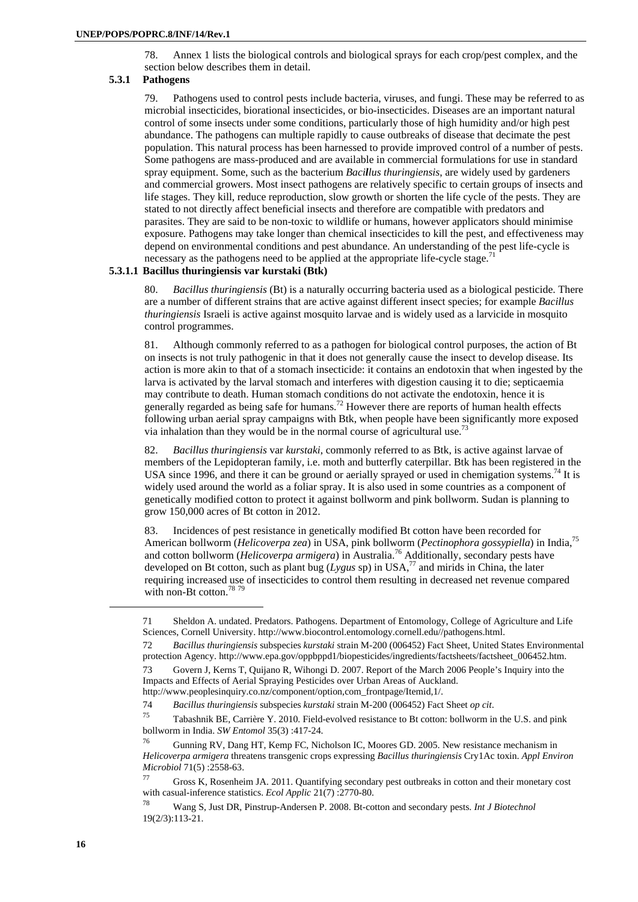78. Annex 1 lists the biological controls and biological sprays for each crop/pest complex, and the section below describes them in detail.

### 5.3.1 Pathogens

79. Pathogens used to control pests include bacteria, viruses, and fungi. These may be referred to as microbial insecticides, biorational insecticides, or bio-insecticides. Diseases are an important natural control of some insects under some conditions, particularly those of high humidity and/or high pest abundance. The pathogens can multiple rapidly to cause outbreaks of disease that decimate the pest population. This natural process has been harnessed to provide improved control of a number of pests. Some pathogens are mass-produced and are available in commercial formulations for use in standard spray equipment. Some, such as the bacterium *Bacillus thuringiensis*, are widely used by gardeners and commercial growers. Most insect pathogens are relatively specific to certain groups of insects and life stages. They kill, reduce reproduction, slow growth or shorten the life cycle of the pests. They are stated to not directly affect beneficial insects and therefore are compatible with predators and parasites. They are said to be non-toxic to wildlife or humans, however applicators should minimise exposure. Pathogens may take longer than chemical insecticides to kill the pest, and effectiveness may depend on environmental conditions and pest abundance. An understanding of the pest life-cycle is necessary as the pathogens need to be applied at the appropriate life-cycle stage.[71]

#### 5.3.1.1 Bacillus thuringiensis var kurstaki (Btk)

80. *Bacillus thuringiensis* (Bt) is a naturally occurring bacteria used as a biological pesticide. There are a number of different strains that are active against different insect species; for example *Bacillus thuringiensis* Israeli is active against mosquito larvae and is widely used as a larvicide in mosquito control programmes.

81. Although commonly referred to as a pathogen for biological control purposes, the action of Bt on insects is not truly pathogenic in that it does not generally cause the insect to develop disease. Its action is more akin to that of a stomach insecticide: it contains an endotoxin that when ingested by the larva is activated by the larval stomach and interferes with digestion causing it to die; septicaemia may contribute to death. Human stomach conditions do not activate the endotoxin, hence it is generally regarded as being safe for humans.[72] However there are reports of human health effects following urban aerial spray campaigns with Btk, when people have been significantly more exposed via inhalation than they would be in the normal course of agricultural use.[73]

82. *Bacillus thuringiensis* var *kurstaki*, commonly referred to as Btk, is active against larvae of members of the Lepidopteran family, i.e. moth and butterfly caterpillar. Btk has been registered in the USA since 1996, and there it can be ground or aerially sprayed or used in chemigation systems.[74] It is widely used around the world as a foliar spray. It is also used in some countries as a component of genetically modified cotton to protect it against bollworm and pink bollworm. Sudan is planning to grow 150,000 acres of Bt cotton in 2012.

83. Incidences of pest resistance in genetically modified Bt cotton have been recorded for American bollworm (*Helicoverpa zea*) in USA, pink bollworm (*Pectinophora gossypiella*) in India,[75] and cotton bollworm (*Helicoverpa armigera*) in Australia.[76] Additionally, secondary pests have developed on Bt cotton, such as plant bug (*Lygus* sp) in USA,[77] and mirids in China, the later requiring increased use of insecticides to control them resulting in decreased net revenue compared with non-Bt cotton.[78 79]

---

71 Sheldon A. undated. Predators. Pathogens. Department of Entomology, College of Agriculture and Life Sciences, Cornell University. http://www.biocontrol.entomology.cornell.edu//pathogens.html.

72 *Bacillus thuringiensis* subspecies *kurstaki* strain M-200 (006452) Fact Sheet, United States Environmental protection Agency. http://www.epa.gov/oppbppd1/biopesticides/ingredients/factsheets/factsheet_006452.htm.

73 Govern J, Kerns T, Quijano R, Wihongi D. 2007. Report of the March 2006 People's Inquiry into the Impacts and Effects of Aerial Spraying Pesticides over Urban Areas of Auckland. http://www.peoplesinquiry.co.nz/component/option,com_frontpage/Itemid,1/.

74 *Bacillus thuringiensis* subspecies *kurstaki* strain M-200 (006452) Fact Sheet *op cit*.

75 Tabashnik BE, Carrière Y. 2010. Field-evolved resistance to Bt cotton: bollworm in the U.S. and pink bollworm in India. *SW Entomol* 35(3) :417-24.

76 Gunning RV, Dang HT, Kemp FC, Nicholson IC, Moores GD. 2005. New resistance mechanism in *Helicoverpa armigera* threatens transgenic crops expressing *Bacillus thuringiensis* Cry1Ac toxin. *Appl Environ Microbiol* 71(5) :2558-63.

77 Gross K, Rosenheim JA. 2011. Quantifying secondary pest outbreaks in cotton and their monetary cost with casual-inference statistics. *Ecol Applic* 21(7) :2770-80.

78 Wang S, Just DR, Pinstrup-Andersen P. 2008. Bt-cotton and secondary pests. *Int J Biotechnol* 19(2/3):113-21.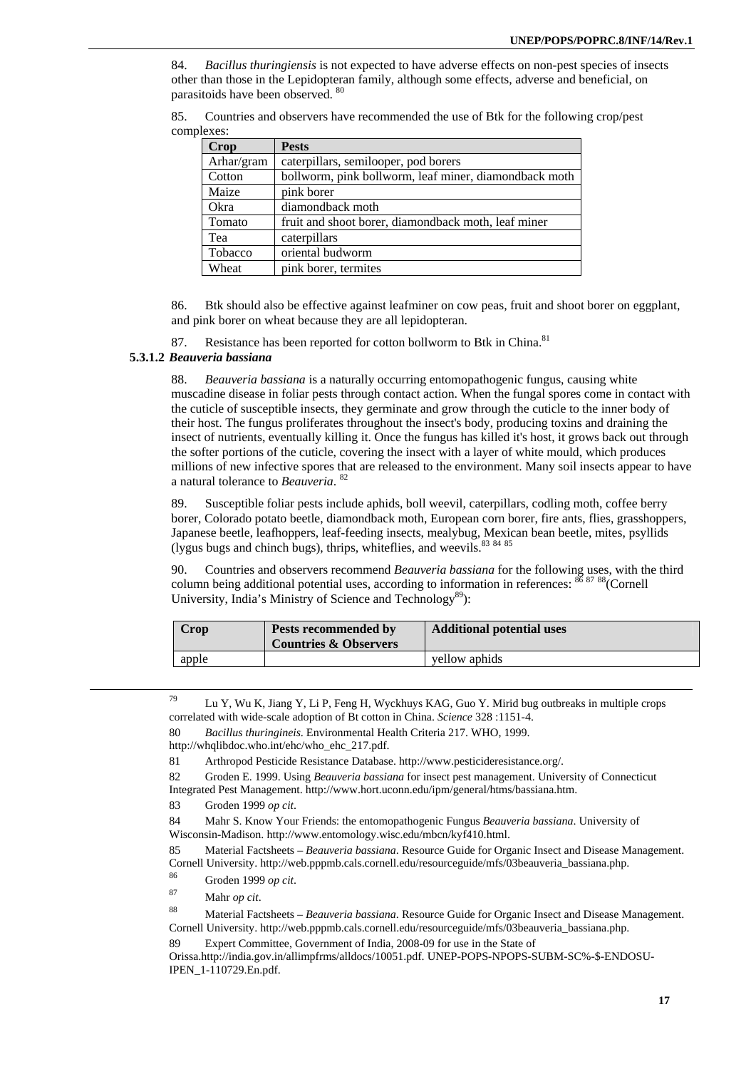84. *Bacillus thuringiensis* is not expected to have adverse effects on non-pest species of insects other than those in the Lepidopteran family, although some effects, adverse and beneficial, on parasitoids have been observed. [80]

85. Countries and observers have recommended the use of Btk for the following crop/pest complexes:

| Crop | Pests |
|---|---|
| Arhar/gram | caterpillars, semilooper, pod borers |
| Cotton | bollworm, pink bollworm, leaf miner, diamondback moth |
| Maize | pink borer |
| Okra | diamondback moth |
| Tomato | fruit and shoot borer, diamondback moth, leaf miner |
| Tea | caterpillars |
| Tobacco | oriental budworm |
| Wheat | pink borer, termites |

86. Btk should also be effective against leafminer on cow peas, fruit and shoot borer on eggplant, and pink borer on wheat because they are all lepidopteran.

87. Resistance has been reported for cotton bollworm to Btk in China.[81]

### 5.3.1.2 *Beauveria bassiana*

88. *Beauveria bassiana* is a naturally occurring entomopathogenic fungus, causing white muscadine disease in foliar pests through contact action. When the fungal spores come in contact with the cuticle of susceptible insects, they germinate and grow through the cuticle to the inner body of their host. The fungus proliferates throughout the insect's body, producing toxins and draining the insect of nutrients, eventually killing it. Once the fungus has killed it's host, it grows back out through the softer portions of the cuticle, covering the insect with a layer of white mould, which produces millions of new infective spores that are released to the environment. Many soil insects appear to have a natural tolerance to *Beauveria*. [82]

89. Susceptible foliar pests include aphids, boll weevil, caterpillars, codling moth, coffee berry borer, Colorado potato beetle, diamondback moth, European corn borer, fire ants, flies, grasshoppers, Japanese beetle, leafhoppers, leaf-feeding insects, mealybug, Mexican bean beetle, mites, psyllids (lygus bugs and chinch bugs), thrips, whiteflies, and weevils.[83] [84] [85]

90. Countries and observers recommend *Beauveria bassiana* for the following uses, with the third column being additional potential uses, according to information in references: [86] [87] [88](Cornell University, India's Ministry of Science and Technology[89]):

| Crop | Pests recommended by Countries & Observers | Additional potential uses |
|---|---|---|
| apple | | yellow aphids |

---

79 Lu Y, Wu K, Jiang Y, Li P, Feng H, Wyckhuys KAG, Guo Y. Mirid bug outbreaks in multiple crops correlated with wide-scale adoption of Bt cotton in China. *Science* 328 :1151-4.

80 *Bacillus thuringineis*. Environmental Health Criteria 217. WHO, 1999. http://whqlibdoc.who.int/ehc/who_ehc_217.pdf.

81 Arthropod Pesticide Resistance Database. http://www.pesticideresistance.org/.

82 Groden E. 1999. Using *Beauveria bassiana* for insect pest management. University of Connecticut Integrated Pest Management. http://www.hort.uconn.edu/ipm/general/htms/bassiana.htm.

83 Groden 1999 *op cit*.

84 Mahr S. Know Your Friends: the entomopathogenic Fungus *Beauveria bassiana*. University of Wisconsin-Madison. http://www.entomology.wisc.edu/mbcn/kyf410.html.

85 Material Factsheets – *Beauveria bassiana*. Resource Guide for Organic Insect and Disease Management. Cornell University. http://web.pppmb.cals.cornell.edu/resourceguide/mfs/03beauveria_bassiana.php.

86 Groden 1999 *op cit*.

87 Mahr *op cit*.

88 Material Factsheets – *Beauveria bassiana*. Resource Guide for Organic Insect and Disease Management. Cornell University. http://web.pppmb.cals.cornell.edu/resourceguide/mfs/03beauveria_bassiana.php.

89 Expert Committee, Government of India, 2008-09 for use in the State of Orissa.http://india.gov.in/allimpfrms/alldocs/10051.pdf. UNEP-POPS-NPOPS-SUBM-SC%-$-ENDOSU-IPEN_1-110729.En.pdf.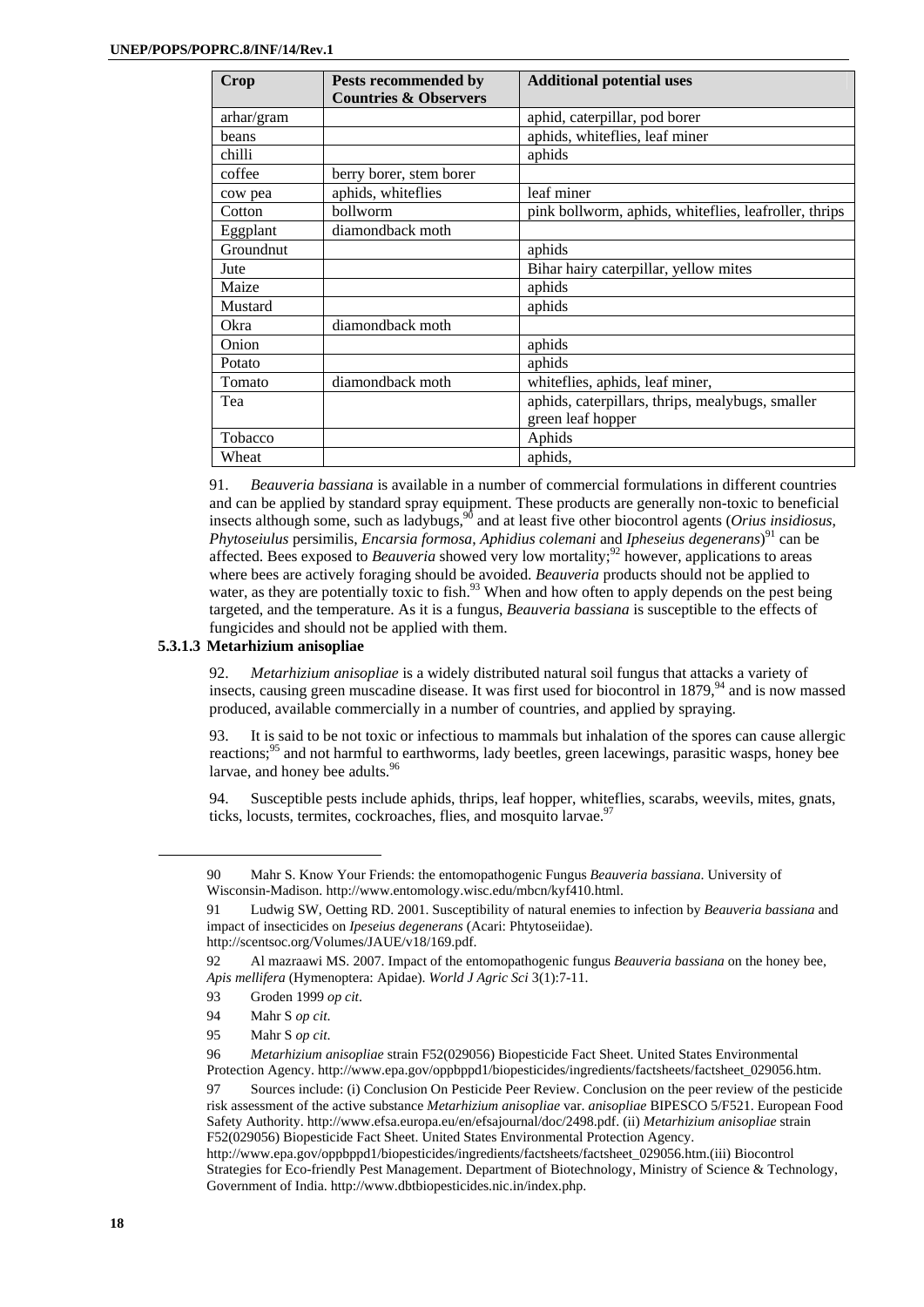| Crop | Pests recommended by Countries & Observers | Additional potential uses |
|---|---|---|
| arhar/gram | | aphid, caterpillar, pod borer |
| beans | | aphids, whiteflies, leaf miner |
| chilli | | aphids |
| coffee | berry borer, stem borer | |
| cow pea | aphids, whiteflies | leaf miner |
| Cotton | bollworm | pink bollworm, aphids, whiteflies, leafroller, thrips |
| Eggplant | diamondback moth | |
| Groundnut | | aphids |
| Jute | | Bihar hairy caterpillar, yellow mites |
| Maize | | aphids |
| Mustard | | aphids |
| Okra | diamondback moth | |
| Onion | | aphids |
| Potato | | aphids |
| Tomato | diamondback moth | whiteflies, aphids, leaf miner, |
| Tea | | aphids, caterpillars, thrips, mealybugs, smaller green leaf hopper |
| Tobacco | | Aphids |
| Wheat | | aphids, |

91. *Beauveria bassiana* is available in a number of commercial formulations in different countries and can be applied by standard spray equipment. These products are generally non-toxic to beneficial insects although some, such as ladybugs,[90] and at least five other biocontrol agents (*Orius insidiosus*, *Phytoseiulus* persimilis, *Encarsia formosa*, *Aphidius colemani* and *Ipheseius degenerans*)[91] can be affected. Bees exposed to *Beauveria* showed very low mortality;[92] however, applications to areas where bees are actively foraging should be avoided. *Beauveria* products should not be applied to water, as they are potentially toxic to fish.[93] When and how often to apply depends on the pest being targeted, and the temperature. As it is a fungus, *Beauveria bassiana* is susceptible to the effects of fungicides and should not be applied with them.

### 5.3.1.3 Metarhizium anisopliae

92. *Metarhizium anisopliae* is a widely distributed natural soil fungus that attacks a variety of insects, causing green muscadine disease. It was first used for biocontrol in 1879,[94] and is now massed produced, available commercially in a number of countries, and applied by spraying.

93. It is said to be not toxic or infectious to mammals but inhalation of the spores can cause allergic reactions;[95] and not harmful to earthworms, lady beetles, green lacewings, parasitic wasps, honey bee larvae, and honey bee adults.[96]

94. Susceptible pests include aphids, thrips, leaf hopper, whiteflies, scarabs, weevils, mites, gnats, ticks, locusts, termites, cockroaches, flies, and mosquito larvae.[97]

---

90 Mahr S. Know Your Friends: the entomopathogenic Fungus *Beauveria bassiana*. University of Wisconsin-Madison. http://www.entomology.wisc.edu/mbcn/kyf410.html.

91 Ludwig SW, Oetting RD. 2001. Susceptibility of natural enemies to infection by *Beauveria bassiana* and impact of insecticides on *Ipeseius degenerans* (Acari: Phtytoseiidae). http://scentsoc.org/Volumes/JAUE/v18/169.pdf.

92 Al mazraawi MS. 2007. Impact of the entomopathogenic fungus *Beauveria bassiana* on the honey bee, *Apis mellifera* (Hymenoptera: Apidae). *World J Agric Sci* 3(1):7-11.

93 Groden 1999 *op cit*.

94 Mahr S *op cit*.

95 Mahr S *op cit*.

96 *Metarhizium anisopliae* strain F52(029056) Biopesticide Fact Sheet. United States Environmental Protection Agency. http://www.epa.gov/oppbppd1/biopesticides/ingredients/factsheets/factsheet_029056.htm.

97 Sources include: (i) Conclusion On Pesticide Peer Review. Conclusion on the peer review of the pesticide risk assessment of the active substance *Metarhizium anisopliae* var. *anisopliae* BIPESCO 5/F521. European Food Safety Authority. http://www.efsa.europa.eu/en/efsajournal/doc/2498.pdf. (ii) *Metarhizium anisopliae* strain F52(029056) Biopesticide Fact Sheet. United States Environmental Protection Agency. http://www.epa.gov/oppbppd1/biopesticides/ingredients/factsheets/factsheet_029056.htm.(iii) Biocontrol Strategies for Eco-friendly Pest Management. Department of Biotechnology, Ministry of Science & Technology, Government of India. http://www.dbtbiopesticides.nic.in/index.php.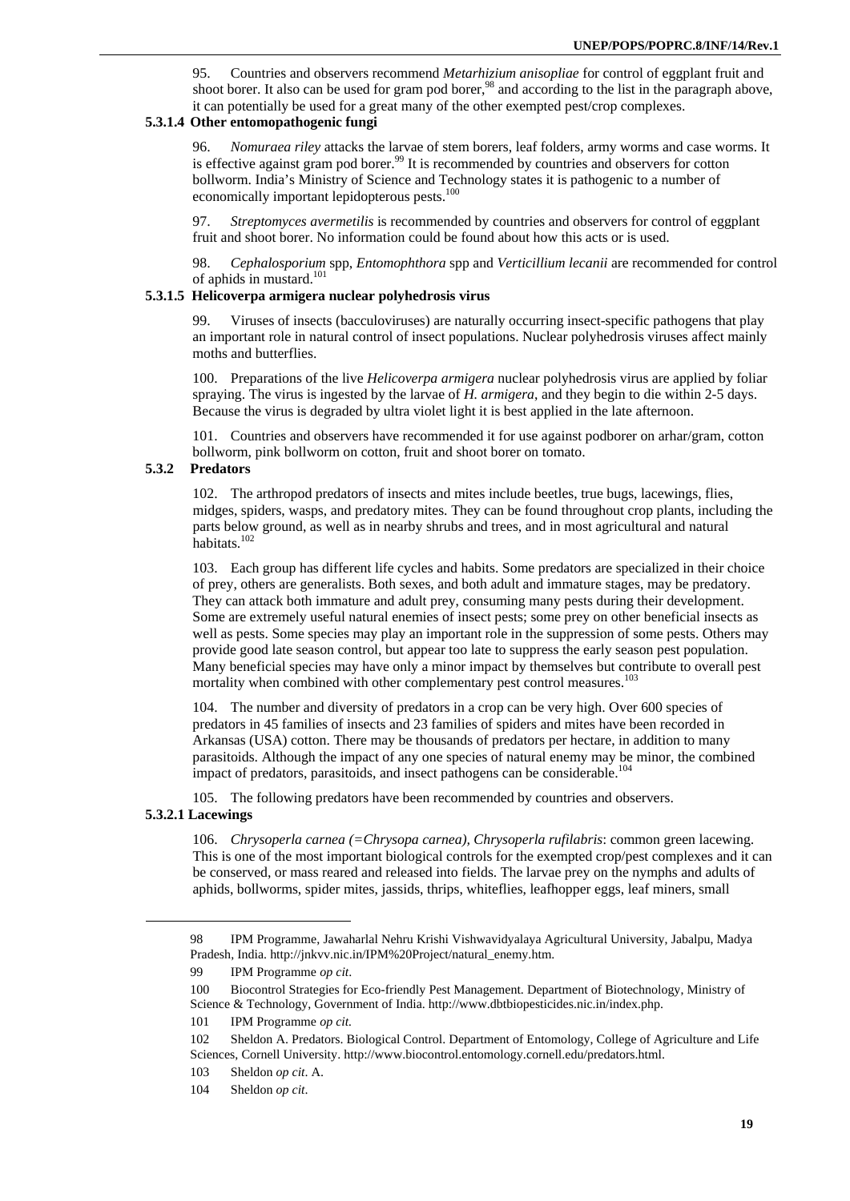95. Countries and observers recommend *Metarhizium anisopliae* for control of eggplant fruit and shoot borer. It also can be used for gram pod borer,[98] and according to the list in the paragraph above, it can potentially be used for a great many of the other exempted pest/crop complexes.

#### 5.3.1.4 Other entomopathogenic fungi

96. *Nomuraea riley* attacks the larvae of stem borers, leaf folders, army worms and case worms. It is effective against gram pod borer.[99] It is recommended by countries and observers for cotton bollworm. India's Ministry of Science and Technology states it is pathogenic to a number of economically important lepidopterous pests.[100]

97. *Streptomyces avermetilis* is recommended by countries and observers for control of eggplant fruit and shoot borer. No information could be found about how this acts or is used.

98. *Cephalosporium* spp, *Entomophthora* spp and *Verticillium lecanii* are recommended for control of aphids in mustard.[101]

#### 5.3.1.5 Helicoverpa armigera nuclear polyhedrosis virus

99. Viruses of insects (bacculoviruses) are naturally occurring insect-specific pathogens that play an important role in natural control of insect populations. Nuclear polyhedrosis viruses affect mainly moths and butterflies.

100. Preparations of the live *Helicoverpa armigera* nuclear polyhedrosis virus are applied by foliar spraying. The virus is ingested by the larvae of *H. armigera*, and they begin to die within 2-5 days. Because the virus is degraded by ultra violet light it is best applied in the late afternoon.

101. Countries and observers have recommended it for use against podborer on arhar/gram, cotton bollworm, pink bollworm on cotton, fruit and shoot borer on tomato.

### 5.3.2 Predators

102. The arthropod predators of insects and mites include beetles, true bugs, lacewings, flies, midges, spiders, wasps, and predatory mites. They can be found throughout crop plants, including the parts below ground, as well as in nearby shrubs and trees, and in most agricultural and natural habitats.[102]

103. Each group has different life cycles and habits. Some predators are specialized in their choice of prey, others are generalists. Both sexes, and both adult and immature stages, may be predatory. They can attack both immature and adult prey, consuming many pests during their development. Some are extremely useful natural enemies of insect pests; some prey on other beneficial insects as well as pests. Some species may play an important role in the suppression of some pests. Others may provide good late season control, but appear too late to suppress the early season pest population. Many beneficial species may have only a minor impact by themselves but contribute to overall pest mortality when combined with other complementary pest control measures.[103]

104. The number and diversity of predators in a crop can be very high. Over 600 species of predators in 45 families of insects and 23 families of spiders and mites have been recorded in Arkansas (USA) cotton. There may be thousands of predators per hectare, in addition to many parasitoids. Although the impact of any one species of natural enemy may be minor, the combined impact of predators, parasitoids, and insect pathogens can be considerable.[104]

105. The following predators have been recommended by countries and observers.

#### 5.3.2.1 Lacewings

106. *Chrysoperla carnea (=Chrysopa carnea), Chrysoperla rufilabris*: common green lacewing. This is one of the most important biological controls for the exempted crop/pest complexes and it can be conserved, or mass reared and released into fields. The larvae prey on the nymphs and adults of aphids, bollworms, spider mites, jassids, thrips, whiteflies, leafhopper eggs, leaf miners, small

---

98 IPM Programme, Jawaharlal Nehru Krishi Vishwavidyalaya Agricultural University, Jabalpu, Madya Pradesh, India. http://jnkvv.nic.in/IPM%20Project/natural_enemy.htm.

99 IPM Programme *op cit*.

100 Biocontrol Strategies for Eco-friendly Pest Management. Department of Biotechnology, Ministry of Science & Technology, Government of India. http://www.dbtbiopesticides.nic.in/index.php.

101 IPM Programme *op cit.*

102 Sheldon A. Predators. Biological Control. Department of Entomology, College of Agriculture and Life Sciences, Cornell University. http://www.biocontrol.entomology.cornell.edu/predators.html.

103 Sheldon *op cit*. A.

104 Sheldon *op cit*.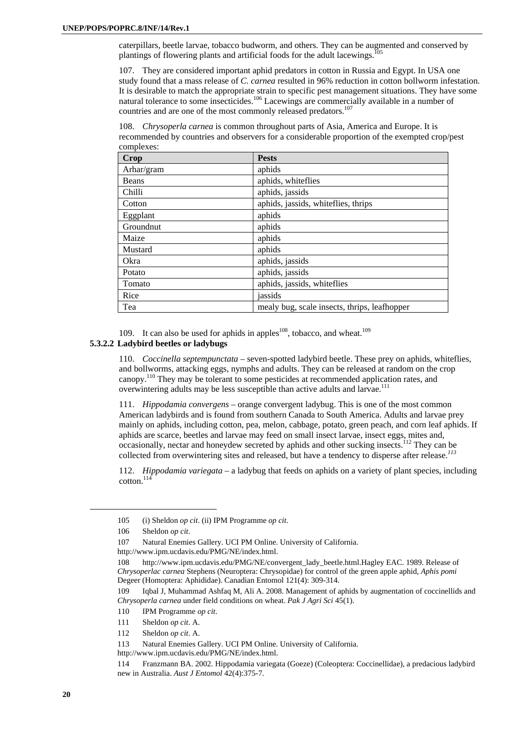caterpillars, beetle larvae, tobacco budworm, and others. They can be augmented and conserved by plantings of flowering plants and artificial foods for the adult lacewings.[105]

107. They are considered important aphid predators in cotton in Russia and Egypt. In USA one study found that a mass release of *C. carnea* resulted in 96% reduction in cotton bollworm infestation. It is desirable to match the appropriate strain to specific pest management situations. They have some natural tolerance to some insecticides.[106] Lacewings are commercially available in a number of countries and are one of the most commonly released predators.[107]

108. *Chrysoperla carnea* is common throughout parts of Asia, America and Europe. It is recommended by countries and observers for a considerable proportion of the exempted crop/pest complexes:

| Crop | Pests |
|---|---|
| Arhar/gram | aphids |
| Beans | aphids, whiteflies |
| Chilli | aphids, jassids |
| Cotton | aphids, jassids, whiteflies, thrips |
| Eggplant | aphids |
| Groundnut | aphids |
| Maize | aphids |
| Mustard | aphids |
| Okra | aphids, jassids |
| Potato | aphids, jassids |
| Tomato | aphids, jassids, whiteflies |
| Rice | jassids |
| Tea | mealy bug, scale insects, thrips, leafhopper |

109. It can also be used for aphids in apples[108], tobacco, and wheat.[109]

### 5.3.2.2 Ladybird beetles or ladybugs

110. *Coccinella septempunctata* – seven-spotted ladybird beetle. These prey on aphids, whiteflies, and bollworms, attacking eggs, nymphs and adults. They can be released at random on the crop canopy.[110] They may be tolerant to some pesticides at recommended application rates, and overwintering adults may be less susceptible than active adults and larvae.[111]

111. *Hippodamia convergens* – orange convergent ladybug. This is one of the most common American ladybirds and is found from southern Canada to South America. Adults and larvae prey mainly on aphids, including cotton, pea, melon, cabbage, potato, green peach, and corn leaf aphids. If aphids are scarce, beetles and larvae may feed on small insect larvae, insect eggs, mites and, occasionally, nectar and honeydew secreted by aphids and other sucking insects.[112] They can be collected from overwintering sites and released, but have a tendency to disperse after release.[113]

112. *Hippodamia variegata* – a ladybug that feeds on aphids on a variety of plant species, including cotton.[114]

---

105 (i) Sheldon *op cit*. (ii) IPM Programme *op cit*.

106 Sheldon *op cit*.

107 Natural Enemies Gallery. UCI PM Online. University of California. http://www.ipm.ucdavis.edu/PMG/NE/index.html.

108 http://www.ipm.ucdavis.edu/PMG/NE/convergent_lady_beetle.html.Hagley EAC. 1989. Release of *Chrysoperlac carnea* Stephens (Neuroptera: Chrysopidae) for control of the green apple aphid, *Aphis pomi* Degeer (Homoptera: Aphididae). Canadian Entomol 121(4): 309-314.

109 Iqbal J, Muhammad Ashfaq M, Ali A. 2008. Management of aphids by augmentation of coccinellids and *Chrysoperla carnea* under field conditions on wheat. *Pak J Agri Sci* 45(1).

110 IPM Programme *op cit*.

111 Sheldon *op cit*. A.

112 Sheldon *op cit*. A.

113 Natural Enemies Gallery. UCI PM Online. University of California. http://www.ipm.ucdavis.edu/PMG/NE/index.html.

114 Franzmann BA. 2002. Hippodamia variegata (Goeze) (Coleoptera: Coccinellidae), a predacious ladybird new in Australia. *Aust J Entomol* 42(4):375-7.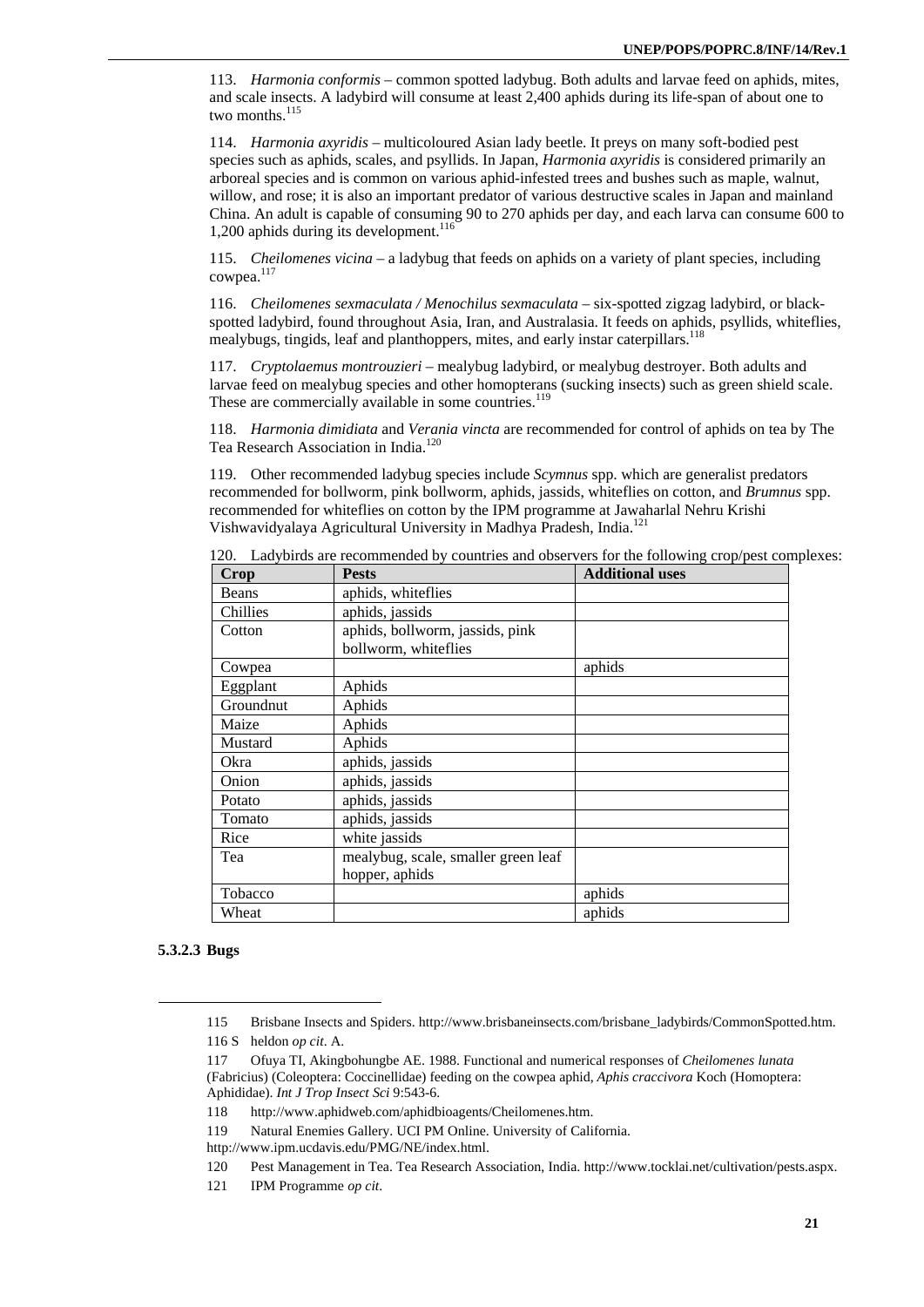113. *Harmonia conformis* – common spotted ladybug. Both adults and larvae feed on aphids, mites, and scale insects. A ladybird will consume at least 2,400 aphids during its life-span of about one to two months.[115]

114. *Harmonia axyridis* – multicoloured Asian lady beetle. It preys on many soft-bodied pest species such as aphids, scales, and psyllids. In Japan, *Harmonia axyridis* is considered primarily an arboreal species and is common on various aphid-infested trees and bushes such as maple, walnut, willow, and rose; it is also an important predator of various destructive scales in Japan and mainland China. An adult is capable of consuming 90 to 270 aphids per day, and each larva can consume 600 to 1,200 aphids during its development.[116]

115. *Cheilomenes vicina* – a ladybug that feeds on aphids on a variety of plant species, including cowpea.[117]

116. *Cheilomenes sexmaculata / Menochilus sexmaculata* – six-spotted zigzag ladybird, or black-spotted ladybird, found throughout Asia, Iran, and Australasia. It feeds on aphids, psyllids, whiteflies, mealybugs, tingids, leaf and planthoppers, mites, and early instar caterpillars.[118]

117. *Cryptolaemus montrouzieri* – mealybug ladybird, or mealybug destroyer. Both adults and larvae feed on mealybug species and other homopterans (sucking insects) such as green shield scale. These are commercially available in some countries.[119]

118. *Harmonia dimidiata* and *Verania vincta* are recommended for control of aphids on tea by The Tea Research Association in India.[120]

119. Other recommended ladybug species include *Scymnus* spp. which are generalist predators recommended for bollworm, pink bollworm, aphids, jassids, whiteflies on cotton, and *Brumnus* spp. recommended for whiteflies on cotton by the IPM programme at Jawaharlal Nehru Krishi Vishwavidyalaya Agricultural University in Madhya Pradesh, India.[121]

120. Ladybirds are recommended by countries and observers for the following crop/pest complexes:

| Crop | Pests | Additional uses |
|---|---|---|
| Beans | aphids, whiteflies | |
| Chillies | aphids, jassids | |
| Cotton | aphids, bollworm, jassids, pink bollworm, whiteflies | |
| Cowpea | | aphids |
| Eggplant | Aphids | |
| Groundnut | Aphids | |
| Maize | Aphids | |
| Mustard | Aphids | |
| Okra | aphids, jassids | |
| Onion | aphids, jassids | |
| Potato | aphids, jassids | |
| Tomato | aphids, jassids | |
| Rice | white jassids | |
| Tea | mealybug, scale, smaller green leaf hopper, aphids | |
| Tobacco | | aphids |
| Wheat | | aphids |

### 5.3.2.3 Bugs

115 Brisbane Insects and Spiders. http://www.brisbaneinsects.com/brisbane_ladybirds/CommonSpotted.htm.

116 Sheldon *op cit*. A.

117 Ofuya TI, Akingbohungbe AE. 1988. Functional and numerical responses of *Cheilomenes lunata* (Fabricius) (Coleoptera: Coccinellidae) feeding on the cowpea aphid, *Aphis craccivora* Koch (Homoptera: Aphididae). *Int J Trop Insect Sci* 9:543-6.

118 http://www.aphidweb.com/aphidbioagents/Cheilomenes.htm.

119 Natural Enemies Gallery. UCI PM Online. University of California. http://www.ipm.ucdavis.edu/PMG/NE/index.html.

120 Pest Management in Tea. Tea Research Association, India. http://www.tocklai.net/cultivation/pests.aspx.

121 IPM Programme *op cit*.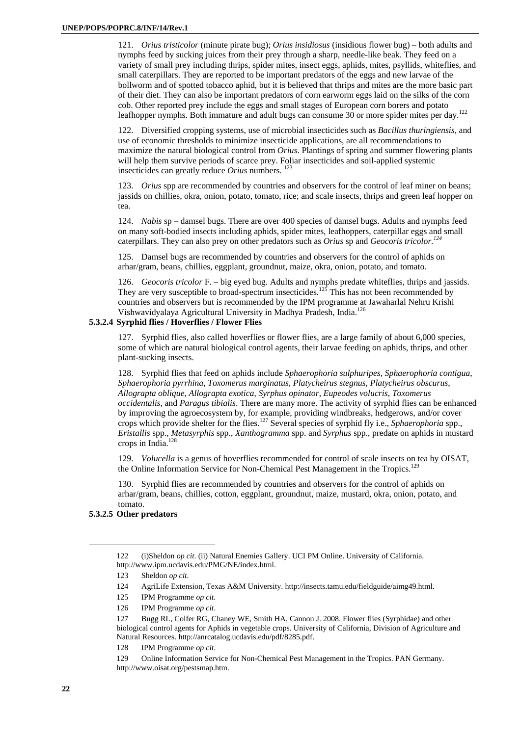121. *Orius tristicolor* (minute pirate bug); *Orius insidiosus* (insidious flower bug) – both adults and nymphs feed by sucking juices from their prey through a sharp, needle-like beak. They feed on a variety of small prey including thrips, spider mites, insect eggs, aphids, mites, psyllids, whiteflies, and small caterpillars. They are reported to be important predators of the eggs and new larvae of the bollworm and of spotted tobacco aphid, but it is believed that thrips and mites are the more basic part of their diet. They can also be important predators of corn earworm eggs laid on the silks of the corn cob. Other reported prey include the eggs and small stages of European corn borers and potato leafhopper nymphs. Both immature and adult bugs can consume 30 or more spider mites per day.[122]

122. Diversified cropping systems, use of microbial insecticides such as *Bacillus thuringiensis*, and use of economic thresholds to minimize insecticide applications, are all recommendations to maximize the natural biological control from *Orius*. Plantings of spring and summer flowering plants will help them survive periods of scarce prey. Foliar insecticides and soil-applied systemic insecticides can greatly reduce *Orius* numbers. [123]

123. *Orius* spp are recommended by countries and observers for the control of leaf miner on beans; jassids on chillies, okra, onion, potato, tomato, rice; and scale insects, thrips and green leaf hopper on tea.

124. *Nabis* sp – damsel bugs. There are over 400 species of damsel bugs. Adults and nymphs feed on many soft-bodied insects including aphids, spider mites, leafhoppers, caterpillar eggs and small caterpillars. They can also prey on other predators such as *Orius* sp and *Geocoris tricolor.*[124]

125. Damsel bugs are recommended by countries and observers for the control of aphids on arhar/gram, beans, chillies, eggplant, groundnut, maize, okra, onion, potato, and tomato.

126. *Geocoris tricolor* F. – big eyed bug. Adults and nymphs predate whiteflies, thrips and jassids. They are very susceptible to broad-spectrum insecticides.[125] This has not been recommended by countries and observers but is recommended by the IPM programme at Jawaharlal Nehru Krishi Vishwavidyalaya Agricultural University in Madhya Pradesh, India.[126]

#### 5.3.2.4 Syrphid flies / Hoverflies / Flower Flies

127. Syrphid flies, also called hoverflies or flower flies, are a large family of about 6,000 species, some of which are natural biological control agents, their larvae feeding on aphids, thrips, and other plant-sucking insects.

128. Syrphid flies that feed on aphids include *Sphaerophoria sulphuripes*, *Sphaerophoria contigua*, *Sphaerophoria pyrrhina*, *Toxomerus marginatus*, *Platycheirus stegnus*, *Platycheirus obscurus*, *Allograpta oblique*, *Allograpta exotica*, *Syrphus opinator*, *Eupeodes volucris*, *Toxomerus occidentalis*, and *Paragus tibialis*. There are many more. The activity of syrphid flies can be enhanced by improving the agroecosystem by, for example, providing windbreaks, hedgerows, and/or cover crops which provide shelter for the flies.[127] Several species of syrphid fly i.e., *Sphaerophoria* spp., *Eristallis* spp., *Metasyrphis* spp., *Xanthogramma* spp. and *Syrphus* spp., predate on aphids in mustard crops in India.[128]

129. *Volucella* is a genus of hoverflies recommended for control of scale insects on tea by OISAT, the Online Information Service for Non-Chemical Pest Management in the Tropics.[129]

130. Syrphid flies are recommended by countries and observers for the control of aphids on arhar/gram, beans, chillies, cotton, eggplant, groundnut, maize, mustard, okra, onion, potato, and tomato.

#### 5.3.2.5 Other predators

---

122 (i)Sheldon *op cit*. (ii) Natural Enemies Gallery. UCI PM Online. University of California. http://www.ipm.ucdavis.edu/PMG/NE/index.html.

123 Sheldon *op cit*.

124 AgriLife Extension, Texas A&M University. http://insects.tamu.edu/fieldguide/aimg49.html.

125 IPM Programme *op cit*.

126 IPM Programme *op cit*.

127 Bugg RL, Colfer RG, Chaney WE, Smith HA, Cannon J. 2008. Flower flies (Syrphidae) and other biological control agents for Aphids in vegetable crops. University of California, Division of Agriculture and Natural Resources. http://anrcatalog.ucdavis.edu/pdf/8285.pdf.

128 IPM Programme *op cit*.

129 Online Information Service for Non-Chemical Pest Management in the Tropics. PAN Germany. http://www.oisat.org/pestsmap.htm.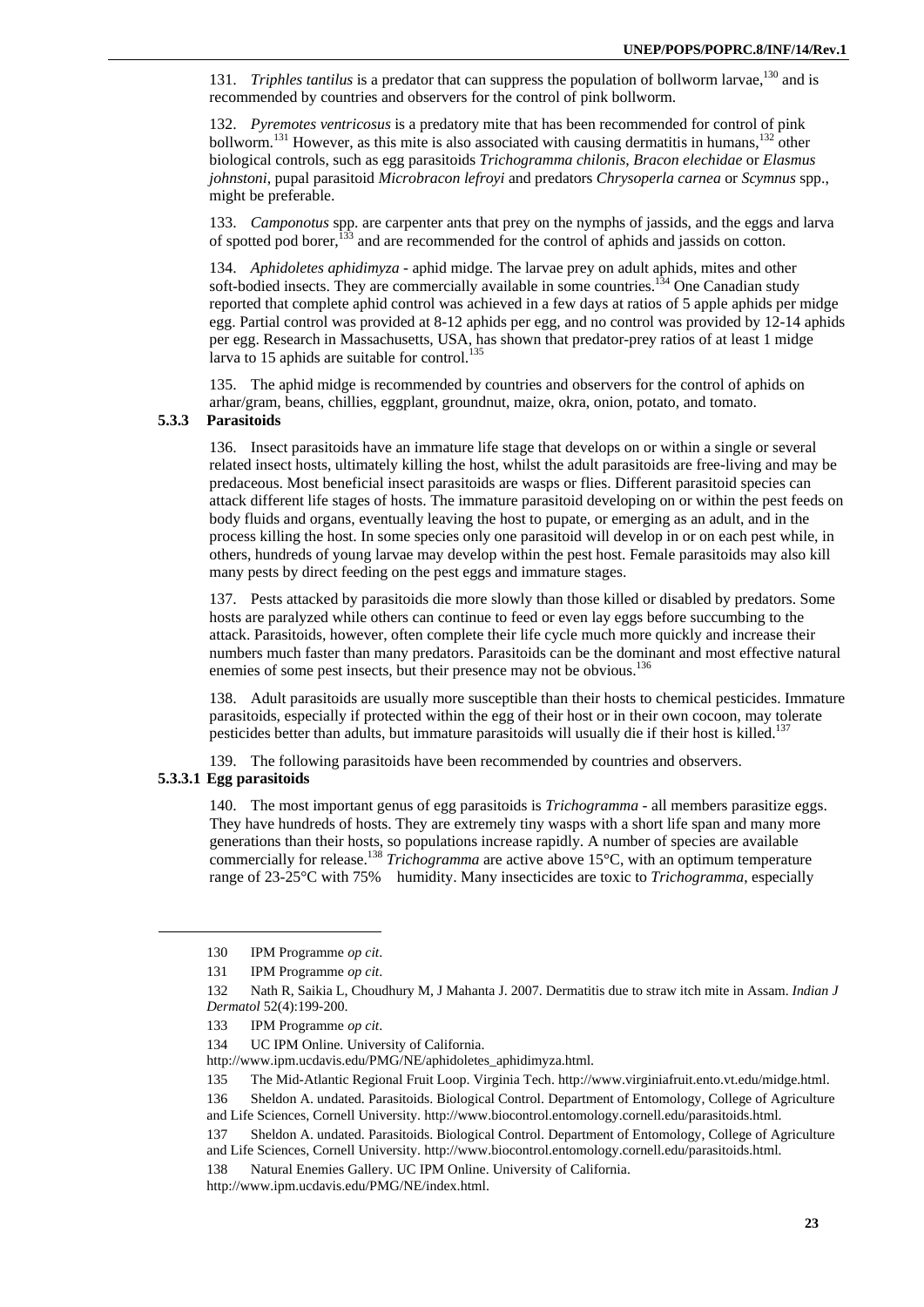131. *Triphles tantilus* is a predator that can suppress the population of bollworm larvae,[130] and is recommended by countries and observers for the control of pink bollworm.

132. *Pyremotes ventricosus* is a predatory mite that has been recommended for control of pink bollworm.[131] However, as this mite is also associated with causing dermatitis in humans,[132] other biological controls, such as egg parasitoids *Trichogramma chilonis*, *Bracon elechidae* or *Elasmus johnstoni*, pupal parasitoid *Microbracon lefroyi* and predators *Chrysoperla carnea* or *Scymnus* spp., might be preferable.

133. *Camponotus* spp. are carpenter ants that prey on the nymphs of jassids, and the eggs and larva of spotted pod borer,[133] and are recommended for the control of aphids and jassids on cotton.

134. *Aphidoletes aphidimyza* - aphid midge. The larvae prey on adult aphids, mites and other soft-bodied insects. They are commercially available in some countries.[134] One Canadian study reported that complete aphid control was achieved in a few days at ratios of 5 apple aphids per midge egg. Partial control was provided at 8-12 aphids per egg, and no control was provided by 12-14 aphids per egg. Research in Massachusetts, USA, has shown that predator-prey ratios of at least 1 midge larva to 15 aphids are suitable for control.[135]

135. The aphid midge is recommended by countries and observers for the control of aphids on arhar/gram, beans, chillies, eggplant, groundnut, maize, okra, onion, potato, and tomato.

### 5.3.3 Parasitoids

136. Insect parasitoids have an immature life stage that develops on or within a single or several related insect hosts, ultimately killing the host, whilst the adult parasitoids are free-living and may be predaceous. Most beneficial insect parasitoids are wasps or flies. Different parasitoid species can attack different life stages of hosts. The immature parasitoid developing on or within the pest feeds on body fluids and organs, eventually leaving the host to pupate, or emerging as an adult, and in the process killing the host. In some species only one parasitoid will develop in or on each pest while, in others, hundreds of young larvae may develop within the pest host. Female parasitoids may also kill many pests by direct feeding on the pest eggs and immature stages.

137. Pests attacked by parasitoids die more slowly than those killed or disabled by predators. Some hosts are paralyzed while others can continue to feed or even lay eggs before succumbing to the attack. Parasitoids, however, often complete their life cycle much more quickly and increase their numbers much faster than many predators. Parasitoids can be the dominant and most effective natural enemies of some pest insects, but their presence may not be obvious.[136]

138. Adult parasitoids are usually more susceptible than their hosts to chemical pesticides. Immature parasitoids, especially if protected within the egg of their host or in their own cocoon, may tolerate pesticides better than adults, but immature parasitoids will usually die if their host is killed.[137]

139. The following parasitoids have been recommended by countries and observers.

#### 5.3.3.1 Egg parasitoids

140. The most important genus of egg parasitoids is *Trichogramma* - all members parasitize eggs. They have hundreds of hosts. They are extremely tiny wasps with a short life span and many more generations than their hosts, so populations increase rapidly. A number of species are available commercially for release.[138] *Trichogramma* are active above 15°C, with an optimum temperature range of 23-25°C with 75% humidity. Many insecticides are toxic to *Trichogramma*, especially

---

130 IPM Programme *op cit*.

131 IPM Programme *op cit*.

132 Nath R, Saikia L, Choudhury M, J Mahanta J. 2007. Dermatitis due to straw itch mite in Assam. *Indian J Dermatol* 52(4):199-200.

133 IPM Programme *op cit*.

134 UC IPM Online. University of California. http://www.ipm.ucdavis.edu/PMG/NE/aphidoletes_aphidimyza.html.

135 The Mid-Atlantic Regional Fruit Loop. Virginia Tech. http://www.virginiafruit.ento.vt.edu/midge.html.

136 Sheldon A. undated. Parasitoids. Biological Control. Department of Entomology, College of Agriculture and Life Sciences, Cornell University. http://www.biocontrol.entomology.cornell.edu/parasitoids.html.

137 Sheldon A. undated. Parasitoids. Biological Control. Department of Entomology, College of Agriculture and Life Sciences, Cornell University. http://www.biocontrol.entomology.cornell.edu/parasitoids.html.

138 Natural Enemies Gallery. UC IPM Online. University of California. http://www.ipm.ucdavis.edu/PMG/NE/index.html.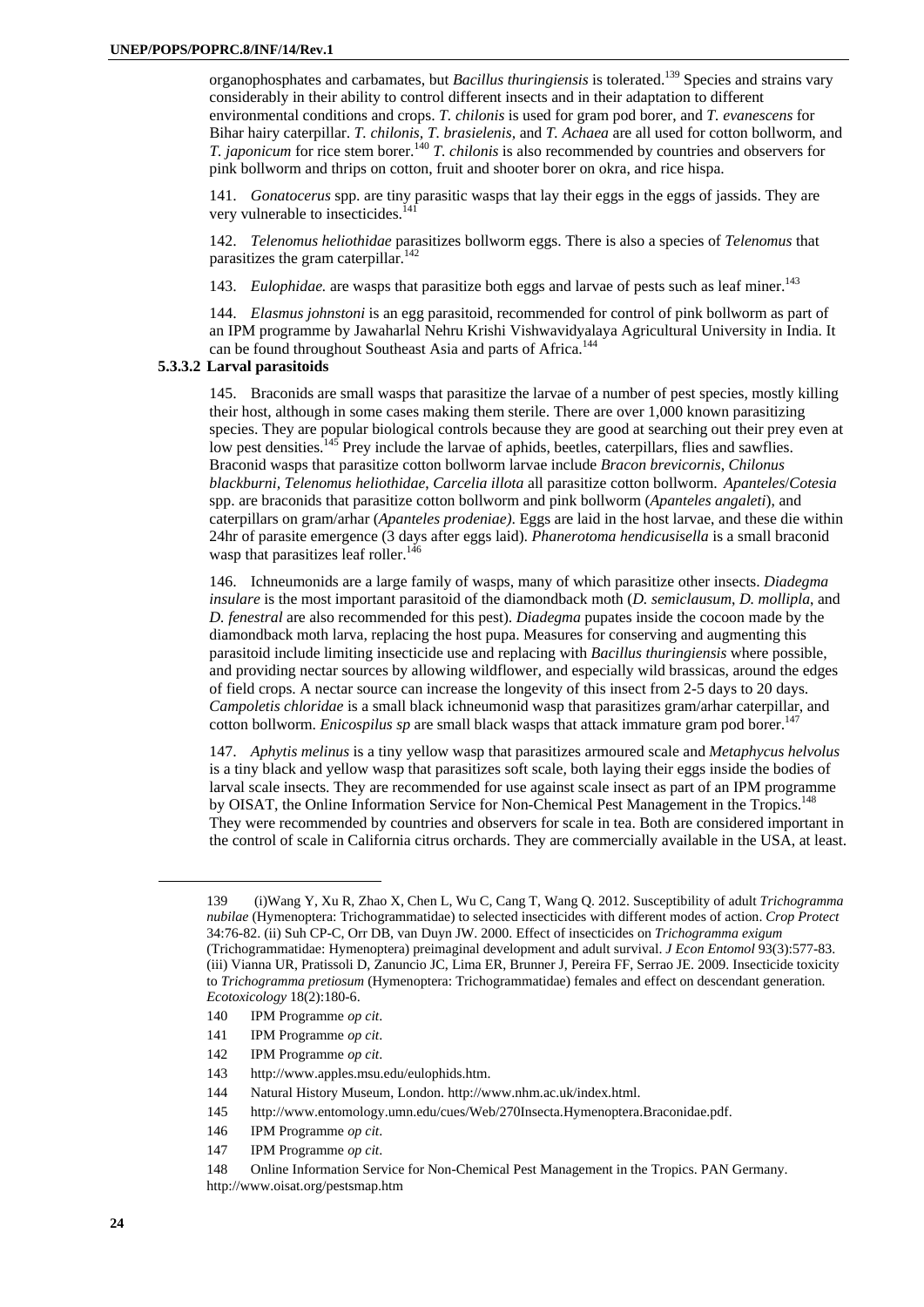organophosphates and carbamates, but *Bacillus thuringiensis* is tolerated.[139] Species and strains vary considerably in their ability to control different insects and in their adaptation to different environmental conditions and crops. *T. chilonis* is used for gram pod borer, and *T. evanescens* for Bihar hairy caterpillar. *T. chilonis, T. brasielenis,* and *T. Achaea* are all used for cotton bollworm, and *T. japonicum* for rice stem borer.[140] *T. chilonis* is also recommended by countries and observers for pink bollworm and thrips on cotton, fruit and shooter borer on okra, and rice hispa.

141. *Gonatocerus* spp. are tiny parasitic wasps that lay their eggs in the eggs of jassids. They are very vulnerable to insecticides.[141]

142. *Telenomus heliothidae* parasitizes bollworm eggs. There is also a species of *Telenomus* that parasitizes the gram caterpillar.[142]

143. *Eulophidae.* are wasps that parasitize both eggs and larvae of pests such as leaf miner.[143]

144. *Elasmus johnstoni* is an egg parasitoid, recommended for control of pink bollworm as part of an IPM programme by Jawaharlal Nehru Krishi Vishwavidyalaya Agricultural University in India. It can be found throughout Southeast Asia and parts of Africa.[144]

#### 5.3.3.2 Larval parasitoids

145. Braconids are small wasps that parasitize the larvae of a number of pest species, mostly killing their host, although in some cases making them sterile. There are over 1,000 known parasitizing species. They are popular biological controls because they are good at searching out their prey even at low pest densities.[145] Prey include the larvae of aphids, beetles, caterpillars, flies and sawflies. Braconid wasps that parasitize cotton bollworm larvae include *Bracon brevicornis*, *Chilonus blackburni*, *Telenomus heliothidae*, *Carcelia illota* all parasitize cotton bollworm. *Apanteles*/*Cotesia* spp. are braconids that parasitize cotton bollworm and pink bollworm (*Apanteles angaleti*), and caterpillars on gram/arhar (*Apanteles prodeniae)*. Eggs are laid in the host larvae, and these die within 24hr of parasite emergence (3 days after eggs laid). *Phanerotoma hendicusisella* is a small braconid wasp that parasitizes leaf roller.[146]

146. Ichneumonids are a large family of wasps, many of which parasitize other insects. *Diadegma insulare* is the most important parasitoid of the diamondback moth (*D. semiclausum*, *D. mollipla*, and *D. fenestral* are also recommended for this pest). *Diadegma* pupates inside the cocoon made by the diamondback moth larva, replacing the host pupa. Measures for conserving and augmenting this parasitoid include limiting insecticide use and replacing with *Bacillus thuringiensis* where possible, and providing nectar sources by allowing wildflower, and especially wild brassicas, around the edges of field crops. A nectar source can increase the longevity of this insect from 2-5 days to 20 days. *Campoletis chloridae* is a small black ichneumonid wasp that parasitizes gram/arhar caterpillar, and cotton bollworm. *Enicospilus sp* are small black wasps that attack immature gram pod borer.[147]

147. *Aphytis melinus* is a tiny yellow wasp that parasitizes armoured scale and *Metaphycus helvolus* is a tiny black and yellow wasp that parasitizes soft scale, both laying their eggs inside the bodies of larval scale insects. They are recommended for use against scale insect as part of an IPM programme by OISAT, the Online Information Service for Non-Chemical Pest Management in the Tropics.[148] They were recommended by countries and observers for scale in tea. Both are considered important in the control of scale in California citrus orchards. They are commercially available in the USA, at least.

---

139 (i)Wang Y, Xu R, Zhao X, Chen L, Wu C, Cang T, Wang Q. 2012. Susceptibility of adult *Trichogramma nubilae* (Hymenoptera: Trichogrammatidae) to selected insecticides with different modes of action. *Crop Protect* 34:76-82. (ii) Suh CP-C, Orr DB, van Duyn JW. 2000. Effect of insecticides on *Trichogramma exigum* (Trichogrammatidae: Hymenoptera) preimaginal development and adult survival. *J Econ Entomol* 93(3):577-83. (iii) Vianna UR, Pratissoli D, Zanuncio JC, Lima ER, Brunner J, Pereira FF, Serrao JE. 2009. Insecticide toxicity to *Trichogramma pretiosum* (Hymenoptera: Trichogrammatidae) females and effect on descendant generation. *Ecotoxicology* 18(2):180-6.

140 IPM Programme *op cit*.

141 IPM Programme *op cit*.

142 IPM Programme *op cit*.

143 http://www.apples.msu.edu/eulophids.htm.

144 Natural History Museum, London. http://www.nhm.ac.uk/index.html.

145 http://www.entomology.umn.edu/cues/Web/270Insecta.Hymenoptera.Braconidae.pdf.

146 IPM Programme *op cit*.

147 IPM Programme *op cit*.

148 Online Information Service for Non-Chemical Pest Management in the Tropics. PAN Germany. http://www.oisat.org/pestsmap.htm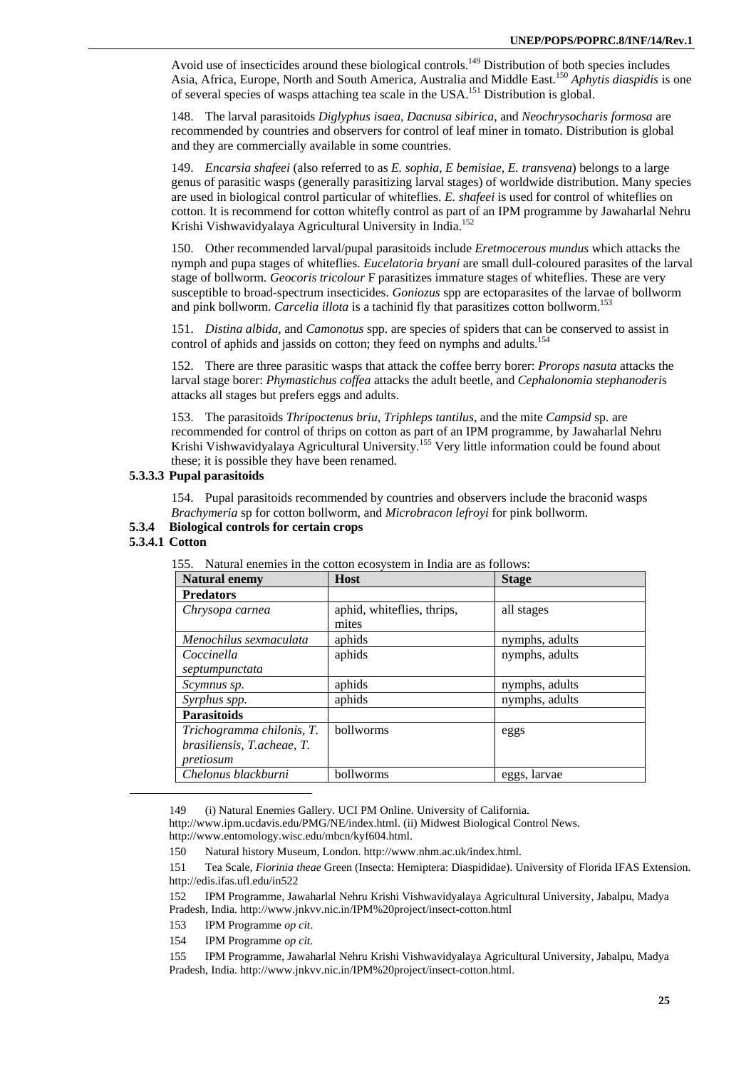Avoid use of insecticides around these biological controls.[149] Distribution of both species includes Asia, Africa, Europe, North and South America, Australia and Middle East.[150] *Aphytis diaspidis* is one of several species of wasps attaching tea scale in the USA.[151] Distribution is global.

148. The larval parasitoids *Diglyphus isaea, Dacnusa sibirica*, and *Neochrysocharis formosa* are recommended by countries and observers for control of leaf miner in tomato. Distribution is global and they are commercially available in some countries.

149. *Encarsia shafeei* (also referred to as *E. sophia, E bemisiae, E. transvena*) belongs to a large genus of parasitic wasps (generally parasitizing larval stages) of worldwide distribution. Many species are used in biological control particular of whiteflies. *E. shafeei* is used for control of whiteflies on cotton. It is recommend for cotton whitefly control as part of an IPM programme by Jawaharlal Nehru Krishi Vishwavidyalaya Agricultural University in India.[152]

150. Other recommended larval/pupal parasitoids include *Eretmocerous mundus* which attacks the nymph and pupa stages of whiteflies. *Eucelatoria bryani* are small dull-coloured parasites of the larval stage of bollworm. *Geocoris tricolour* F parasitizes immature stages of whiteflies. These are very susceptible to broad-spectrum insecticides. *Goniozus* spp are ectoparasites of the larvae of bollworm and pink bollworm. *Carcelia illota* is a tachinid fly that parasitizes cotton bollworm.[153]

151. *Distina albida,* and *Camonotus* spp. are species of spiders that can be conserved to assist in control of aphids and jassids on cotton; they feed on nymphs and adults.[154]

152. There are three parasitic wasps that attack the coffee berry borer: *Prorops nasuta* attacks the larval stage borer: *Phymastichus coffea* attacks the adult beetle, and *Cephalonomia stephanoderi*s attacks all stages but prefers eggs and adults.

153. The parasitoids *Thripoctenus briu, Triphleps tantilus*, and the mite *Campsid* sp. are recommended for control of thrips on cotton as part of an IPM programme, by Jawaharlal Nehru Krishi Vishwavidyalaya Agricultural University.[155] Very little information could be found about these; it is possible they have been renamed.

#### 5.3.3.3 Pupal parasitoids

154. Pupal parasitoids recommended by countries and observers include the braconid wasps *Brachymeria* sp for cotton bollworm, and *Microbracon lefroyi* for pink bollworm.

### 5.3.4 Biological controls for certain crops

#### 5.3.4.1 Cotton

155. Natural enemies in the cotton ecosystem in India are as follows:

| Natural enemy | Host | Stage |
|---|---|---|
| **Predators** | | |
| *Chrysopa carnea* | aphid, whiteflies, thrips, mites | all stages |
| *Menochilus sexmaculata* | aphids | nymphs, adults |
| *Coccinella septumpunctata* | aphids | nymphs, adults |
| *Scymnus sp.* | aphids | nymphs, adults |
| *Syrphus spp.* | aphids | nymphs, adults |
| **Parasitoids** | | |
| *Trichogramma chilonis, T. brasiliensis, T.acheae, T. pretiosum* | bollworms | eggs |
| *Chelonus blackburni* | bollworms | eggs, larvae |

---

149 (i) Natural Enemies Gallery. UCI PM Online. University of California. http://www.ipm.ucdavis.edu/PMG/NE/index.html. (ii) Midwest Biological Control News. http://www.entomology.wisc.edu/mbcn/kyf604.html.

150 Natural history Museum, London. http://www.nhm.ac.uk/index.html.

151 Tea Scale, *Fiorinia theae* Green (Insecta: Hemiptera: Diaspididae). University of Florida IFAS Extension. http://edis.ifas.ufl.edu/in522

152 IPM Programme, Jawaharlal Nehru Krishi Vishwavidyalaya Agricultural University, Jabalpu, Madya Pradesh, India. http://www.jnkvv.nic.in/IPM%20project/insect-cotton.html

153 IPM Programme *op cit*.

154 IPM Programme *op cit*.

155 IPM Programme, Jawaharlal Nehru Krishi Vishwavidyalaya Agricultural University, Jabalpu, Madya Pradesh, India. http://www.jnkvv.nic.in/IPM%20project/insect-cotton.html.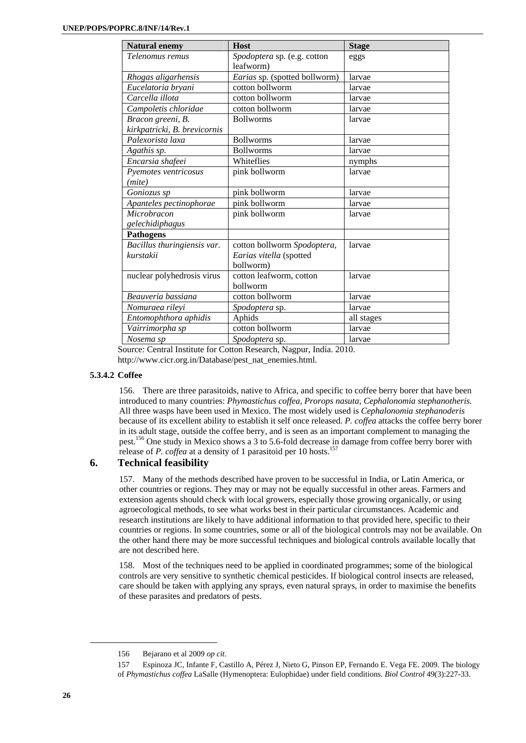| Natural enemy | Host | Stage |
| --- | --- | --- |
| *Telenomus remus* | *Spodoptera* sp. (e.g. cotton leafworm) | eggs |
| *Rhogas aligarhensis* | *Earias* sp. (spotted bollworm) | larvae |
| *Eucelatoria bryani* | cotton bollworm | larvae |
| *Carcella illota* | cotton bollworm | larvae |
| *Campoletis chloridae* | cotton bollworm | larvae |
| *Bracon greeni, B. kirkpatricki, B. brevicornis* | Bollworms | larvae |
| *Palexorista laxa* | Bollworms | larvae |
| *Agathis sp.* | Bollworms | larvae |
| *Encarsia shafeei* | Whiteflies | nymphs |
| *Pyemotes ventricosus (mite)* | pink bollworm | larvae |
| *Goniozus sp* | pink bollworm | larvae |
| *Apanteles pectinophorae* | pink bollworm | larvae |
| *Microbracon gelechidiphagus* | pink bollworm | larvae |
| **Pathogens** | | |
| *Bacillus thuringiensis var. kurstakii* | cotton bollworm *Spodoptera, Earias vitella* (spotted bollworm) | larvae |
| nuclear polyhedrosis virus | cotton leafworm, cotton bollworm | larvae |
| *Beauveria bassiana* | cotton bollworm | larvae |
| *Nomuraea rileyi* | *Spodoptera* sp. | larvae |
| *Entomophthora aphidis* | Aphids | all stages |
| *Vairrimorpha sp* | cotton bollworm | larvae |
| *Nosema sp* | *Spodoptera* sp. | larvae |

Source: Central Institute for Cotton Research, Nagpur, India. 2010. http://www.cicr.org.in/Database/pest_nat_enemies.html.

### 5.3.4.2 Coffee

156. There are three parasitoids, native to Africa, and specific to coffee berry borer that have been introduced to many countries: *Phymastichus coffea, Prorops nasuta, Cephalonomia stephanotheris.* All three wasps have been used in Mexico. The most widely used is *Cephalonomia stephanoderis* because of its excellent ability to establish it self once released. *P. coffea* attacks the coffee berry borer in its adult stage, outside the coffee berry, and is seen as an important complement to managing the pest.[156] One study in Mexico shows a 3 to 5.6-fold decrease in damage from coffee berry borer with release of *P. coffea* at a density of 1 parasitoid per 10 hosts.[157]

## 6. Technical feasibility

157. Many of the methods described have proven to be successful in India, or Latin America, or other countries or regions. They may or may not be equally successful in other areas. Farmers and extension agents should check with local growers, especially those growing organically, or using agroecological methods, to see what works best in their particular circumstances. Academic and research institutions are likely to have additional information to that provided here, specific to their countries or regions. In some countries, some or all of the biological controls may not be available. On the other hand there may be more successful techniques and biological controls available locally that are not described here.

158. Most of the techniques need to be applied in coordinated programmes; some of the biological controls are very sensitive to synthetic chemical pesticides. If biological control insects are released, care should be taken with applying any sprays, even natural sprays, in order to maximise the benefits of these parasites and predators of pests.

---

156 Bejarano et al 2009 *op cit*.

157 Espinoza JC, Infante F, Castillo A, Pérez J, Nieto G, Pinson EP, Fernando E. Vega FE. 2009. The biology of *Phymastichus coffea* LaSalle (Hymenoptera: Eulophidae) under field conditions. *Biol Control* 49(3):227-33.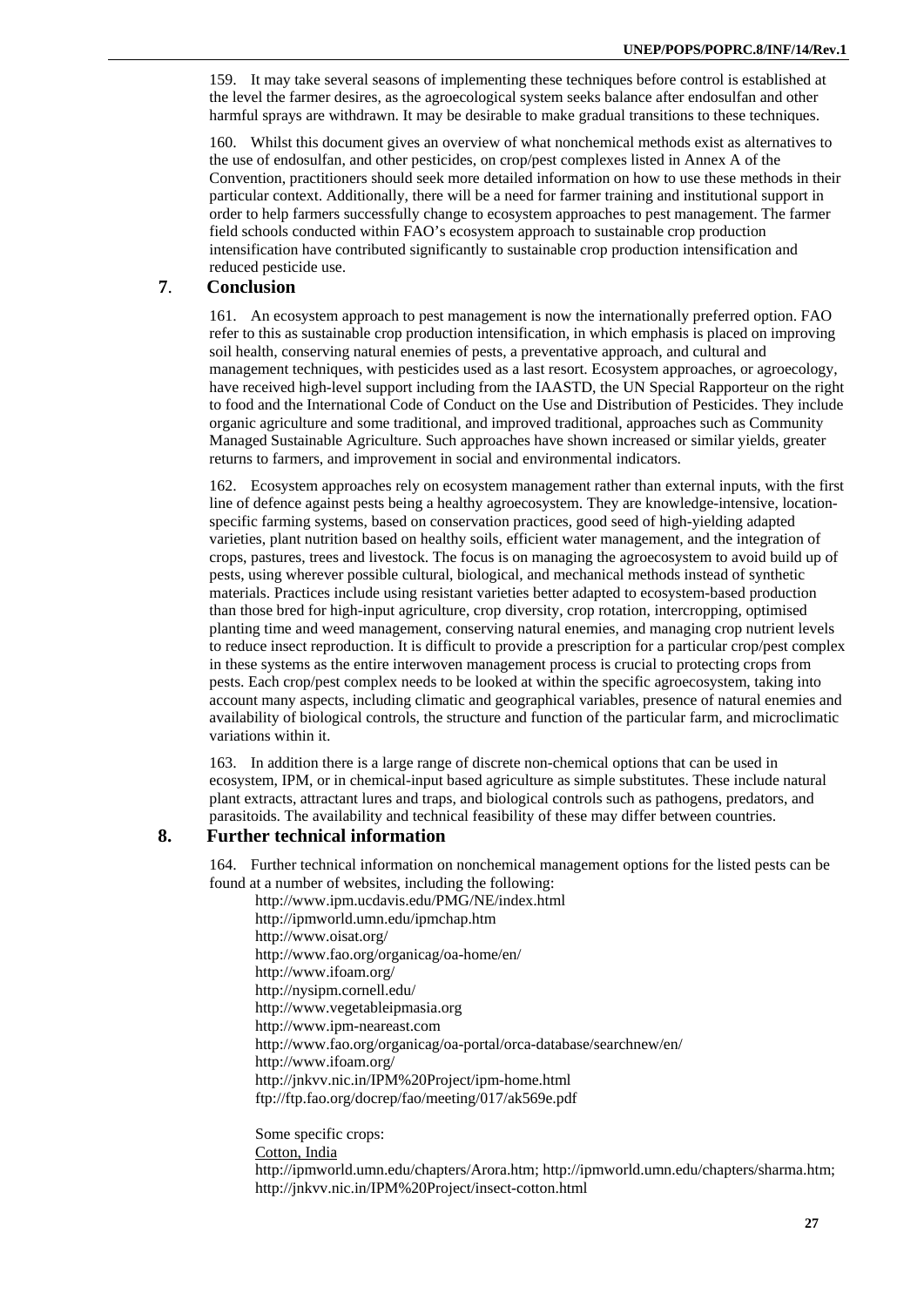159. It may take several seasons of implementing these techniques before control is established at the level the farmer desires, as the agroecological system seeks balance after endosulfan and other harmful sprays are withdrawn. It may be desirable to make gradual transitions to these techniques.

160. Whilst this document gives an overview of what nonchemical methods exist as alternatives to the use of endosulfan, and other pesticides, on crop/pest complexes listed in Annex A of the Convention, practitioners should seek more detailed information on how to use these methods in their particular context. Additionally, there will be a need for farmer training and institutional support in order to help farmers successfully change to ecosystem approaches to pest management. The farmer field schools conducted within FAO's ecosystem approach to sustainable crop production intensification have contributed significantly to sustainable crop production intensification and reduced pesticide use.

## 7. Conclusion

161. An ecosystem approach to pest management is now the internationally preferred option. FAO refer to this as sustainable crop production intensification, in which emphasis is placed on improving soil health, conserving natural enemies of pests, a preventative approach, and cultural and management techniques, with pesticides used as a last resort. Ecosystem approaches, or agroecology, have received high-level support including from the IAASTD, the UN Special Rapporteur on the right to food and the International Code of Conduct on the Use and Distribution of Pesticides. They include organic agriculture and some traditional, and improved traditional, approaches such as Community Managed Sustainable Agriculture. Such approaches have shown increased or similar yields, greater returns to farmers, and improvement in social and environmental indicators.

162. Ecosystem approaches rely on ecosystem management rather than external inputs, with the first line of defence against pests being a healthy agroecosystem. They are knowledge-intensive, location-specific farming systems, based on conservation practices, good seed of high-yielding adapted varieties, plant nutrition based on healthy soils, efficient water management, and the integration of crops, pastures, trees and livestock. The focus is on managing the agroecosystem to avoid build up of pests, using wherever possible cultural, biological, and mechanical methods instead of synthetic materials. Practices include using resistant varieties better adapted to ecosystem-based production than those bred for high-input agriculture, crop diversity, crop rotation, intercropping, optimised planting time and weed management, conserving natural enemies, and managing crop nutrient levels to reduce insect reproduction. It is difficult to provide a prescription for a particular crop/pest complex in these systems as the entire interwoven management process is crucial to protecting crops from pests. Each crop/pest complex needs to be looked at within the specific agroecosystem, taking into account many aspects, including climatic and geographical variables, presence of natural enemies and availability of biological controls, the structure and function of the particular farm, and microclimatic variations within it.

163. In addition there is a large range of discrete non-chemical options that can be used in ecosystem, IPM, or in chemical-input based agriculture as simple substitutes. These include natural plant extracts, attractant lures and traps, and biological controls such as pathogens, predators, and parasitoids. The availability and technical feasibility of these may differ between countries.

## 8. Further technical information

164. Further technical information on nonchemical management options for the listed pests can be found at a number of websites, including the following:

http://www.ipm.ucdavis.edu/PMG/NE/index.html
http://ipmworld.umn.edu/ipmchap.htm
http://www.oisat.org/
http://www.fao.org/organicag/oa-home/en/
http://www.ifoam.org/
http://nysipm.cornell.edu/
http://www.vegetableipmasia.org
http://www.ipm-neareast.com
http://www.fao.org/organicag/oa-portal/orca-database/searchnew/en/
http://www.ifoam.org/
http://jnkvv.nic.in/IPM%20Project/ipm-home.html
ftp://ftp.fao.org/docrep/fao/meeting/017/ak569e.pdf

Some specific crops:

Cotton, India

http://ipmworld.umn.edu/chapters/Arora.htm; http://ipmworld.umn.edu/chapters/sharma.htm; http://jnkvv.nic.in/IPM%20Project/insect-cotton.html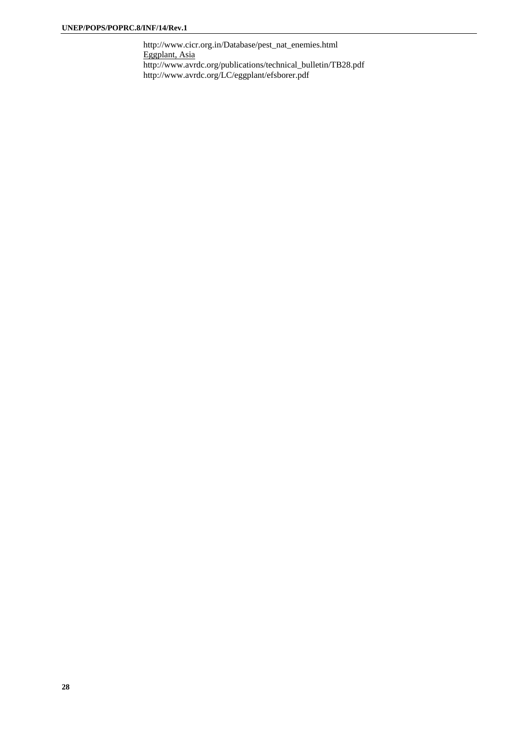http://www.cicr.org.in/Database/pest_nat_enemies.html

Eggplant, Asia

http://www.avrdc.org/publications/technical_bulletin/TB28.pdf

http://www.avrdc.org/LC/eggplant/efsborer.pdf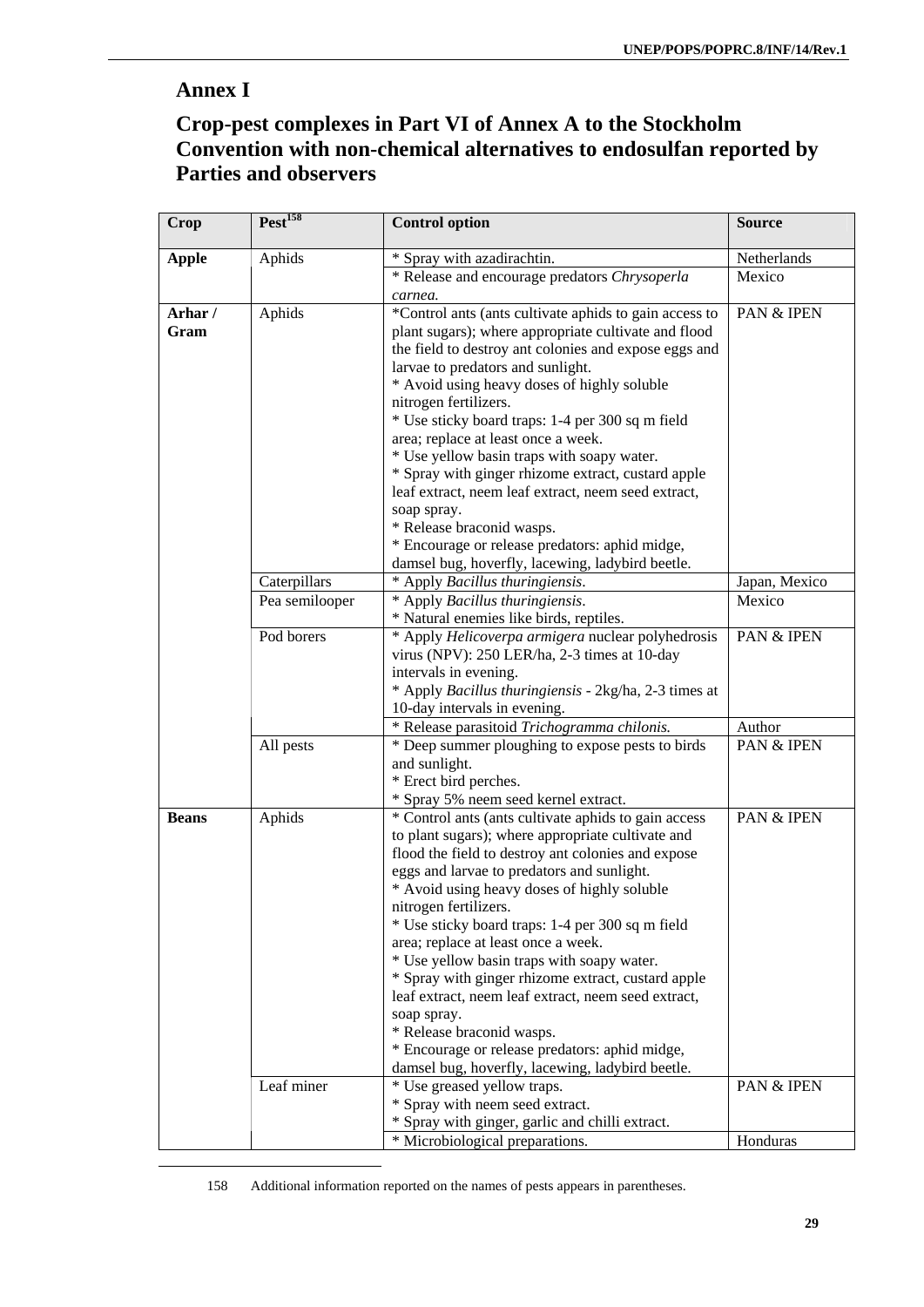## Annex I

## Crop-pest complexes in Part VI of Annex A to the Stockholm Convention with non-chemical alternatives to endosulfan reported by Parties and observers

| Crop | Pest[158] | Control option | Source |
|---|---|---|---|
| **Apple** | Aphids | * Spray with azadirachtin. | Netherlands |
| | | * Release and encourage predators *Chrysoperla carnea.* | Mexico |
| **Arhar / Gram** | Aphids | *Control ants (ants cultivate aphids to gain access to plant sugars); where appropriate cultivate and flood the field to destroy ant colonies and expose eggs and larvae to predators and sunlight.<br>* Avoid using heavy doses of highly soluble nitrogen fertilizers.<br>* Use sticky board traps: 1-4 per 300 sq m field area; replace at least once a week.<br>* Use yellow basin traps with soapy water.<br>* Spray with ginger rhizome extract, custard apple leaf extract, neem leaf extract, neem seed extract, soap spray.<br>* Release braconid wasps.<br>* Encourage or release predators: aphid midge, damsel bug, hoverfly, lacewing, ladybird beetle. | PAN & IPEN |
| | Caterpillars | * Apply *Bacillus thuringiensis*. | Japan, Mexico |
| | Pea semilooper | * Apply *Bacillus thuringiensis*.<br>* Natural enemies like birds, reptiles. | Mexico |
| | Pod borers | * Apply *Helicoverpa armigera* nuclear polyhedrosis virus (NPV): 250 LER/ha, 2-3 times at 10-day intervals in evening.<br>* Apply *Bacillus thuringiensis* - 2kg/ha, 2-3 times at 10-day intervals in evening. | PAN & IPEN |
| | | * Release parasitoid *Trichogramma chilonis.* | Author |
| | All pests | * Deep summer ploughing to expose pests to birds and sunlight.<br>* Erect bird perches.<br>* Spray 5% neem seed kernel extract. | PAN & IPEN |
| **Beans** | Aphids | * Control ants (ants cultivate aphids to gain access to plant sugars); where appropriate cultivate and flood the field to destroy ant colonies and expose eggs and larvae to predators and sunlight.<br>* Avoid using heavy doses of highly soluble nitrogen fertilizers.<br>* Use sticky board traps: 1-4 per 300 sq m field area; replace at least once a week.<br>* Use yellow basin traps with soapy water.<br>* Spray with ginger rhizome extract, custard apple leaf extract, neem leaf extract, neem seed extract, soap spray.<br>* Release braconid wasps.<br>* Encourage or release predators: aphid midge, damsel bug, hoverfly, lacewing, ladybird beetle. | PAN & IPEN |
| | Leaf miner | * Use greased yellow traps.<br>* Spray with neem seed extract.<br>* Spray with ginger, garlic and chilli extract. | PAN & IPEN |
| | | * Microbiological preparations. | Honduras |

158 Additional information reported on the names of pests appears in parentheses.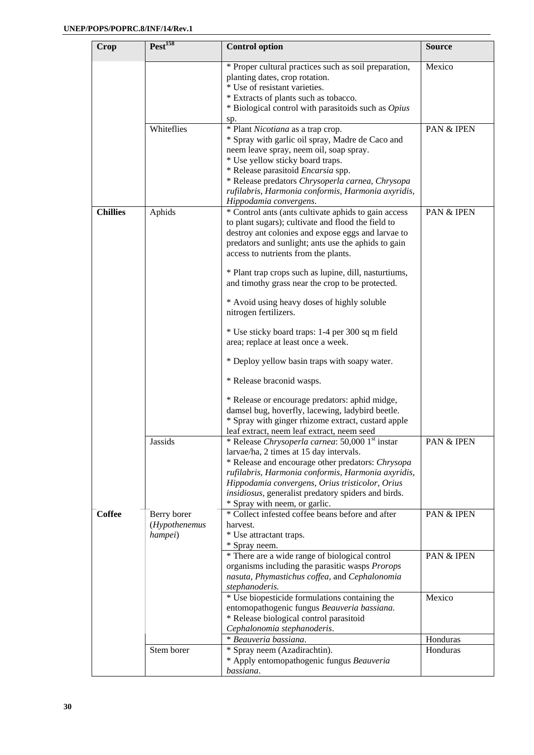| Crop | Pest[158] | Control option | Source |
|---|---|---|---|
| | | * Proper cultural practices such as soil preparation, planting dates, crop rotation.<br>* Use of resistant varieties.<br>* Extracts of plants such as tobacco.<br>* Biological control with parasitoids such as *Opius* sp. | Mexico |
| | Whiteflies | * Plant *Nicotiana* as a trap crop.<br>* Spray with garlic oil spray, Madre de Caco and neem leave spray, neem oil, soap spray.<br>* Use yellow sticky board traps.<br>* Release parasitoid *Encarsia* spp.<br>* Release predators *Chrysoperla carnea*, *Chrysopa rufilabris*, *Harmonia conformis*, *Harmonia axyridis*, *Hippodamia convergens*. | PAN & IPEN |
| **Chillies** | Aphids | * Control ants (ants cultivate aphids to gain access to plant sugars); cultivate and flood the field to destroy ant colonies and expose eggs and larvae to predators and sunlight; ants use the aphids to gain access to nutrients from the plants.<br><br>* Plant trap crops such as lupine, dill, nasturtiums, and timothy grass near the crop to be protected.<br><br>* Avoid using heavy doses of highly soluble nitrogen fertilizers.<br><br>* Use sticky board traps: 1-4 per 300 sq m field area; replace at least once a week.<br><br>* Deploy yellow basin traps with soapy water.<br><br>* Release braconid wasps.<br><br>* Release or encourage predators: aphid midge, damsel bug, hoverfly, lacewing, ladybird beetle.<br>* Spray with ginger rhizome extract, custard apple leaf extract, neem leaf extract, neem seed | PAN & IPEN |
| | Jassids | * Release *Chrysoperla carnea*: 50,000 1st instar larvae/ha, 2 times at 15 day intervals.<br>* Release and encourage other predators: *Chrysopa rufilabris, Harmonia conformis, Harmonia axyridis, Hippodamia convergens, Orius tristicolor, Orius insidiosus*, generalist predatory spiders and birds.<br>* Spray with neem, or garlic. | PAN & IPEN |
| **Coffee** | Berry borer (*Hypothenemus hampei*) | * Collect infested coffee beans before and after harvest.<br>* Use attractant traps.<br>* Spray neem. | PAN & IPEN |
| | | * There are a wide range of biological control organisms including the parasitic wasps *Prorops nasuta, Phymastichus coffea*, and *Cephalonomia stephanoderis.* | PAN & IPEN |
| | | * Use biopesticide formulations containing the entomopathogenic fungus *Beauveria bassiana*.<br>* Release biological control parasitoid *Cephalonomia stephanoderis*. | Mexico |
| | | * *Beauveria bassiana*. | Honduras |
| | Stem borer | * Spray neem (Azadirachtin).<br>* Apply entomopathogenic fungus *Beauveria bassiana*. | Honduras |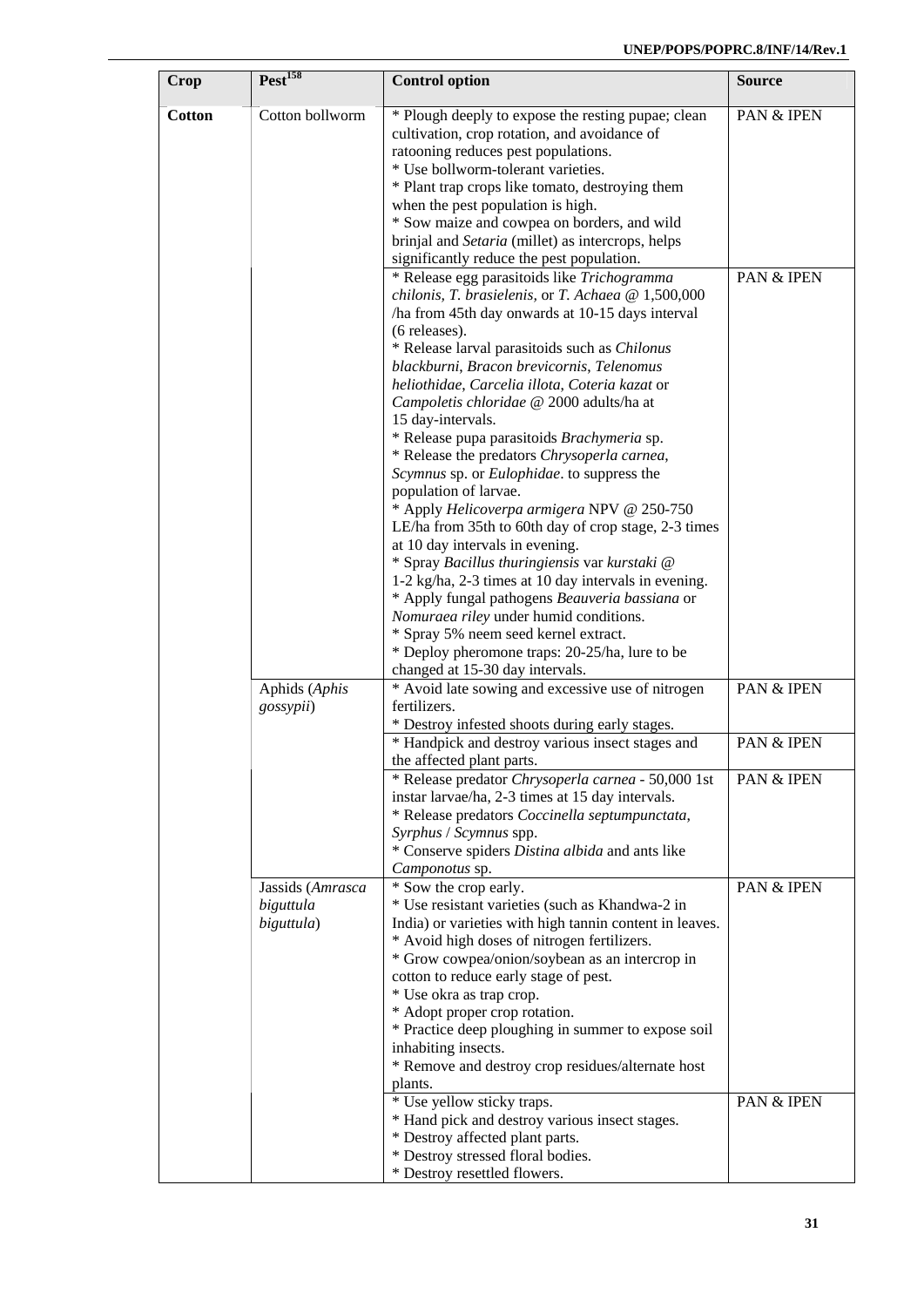| Crop | Pest[158] | Control option | Source |
|---|---|---|---|
| **Cotton** | Cotton bollworm | * Plough deeply to expose the resting pupae; clean cultivation, crop rotation, and avoidance of ratooning reduces pest populations.<br>* Use bollworm-tolerant varieties.<br>* Plant trap crops like tomato, destroying them when the pest population is high.<br>* Sow maize and cowpea on borders, and wild brinjal and *Setaria* (millet) as intercrops, helps significantly reduce the pest population. | PAN & IPEN |
| | | * Release egg parasitoids like *Trichogramma chilonis, T. brasielenis,* or *T. Achaea* @ 1,500,000 /ha from 45th day onwards at 10-15 days interval (6 releases).<br>* Release larval parasitoids such as *Chilonus blackburni*, *Bracon brevicornis*, *Telenomus heliothidae*, *Carcelia illota*, *Coteria kazat* or *Campoletis chloridae* @ 2000 adults/ha at 15 day-intervals.<br>* Release pupa parasitoids *Brachymeria* sp.<br>* Release the predators *Chrysoperla carnea*, *Scymnus* sp. or *Eulophidae*. to suppress the population of larvae.<br>* Apply *Helicoverpa armigera* NPV @ 250-750 LE/ha from 35th to 60th day of crop stage, 2-3 times at 10 day intervals in evening.<br>* Spray *Bacillus thuringiensis* var *kurstaki* @ 1-2 kg/ha, 2-3 times at 10 day intervals in evening.<br>* Apply fungal pathogens *Beauveria bassiana* or *Nomuraea riley* under humid conditions.<br>* Spray 5% neem seed kernel extract.<br>* Deploy pheromone traps: 20-25/ha, lure to be changed at 15-30 day intervals. | PAN & IPEN |
| | Aphids (*Aphis gossypii*) | * Avoid late sowing and excessive use of nitrogen fertilizers.<br>* Destroy infested shoots during early stages. | PAN & IPEN |
| | | * Handpick and destroy various insect stages and the affected plant parts. | PAN & IPEN |
| | | * Release predator *Chrysoperla carnea* - 50,000 1st instar larvae/ha, 2-3 times at 15 day intervals.<br>* Release predators *Coccinella septumpunctata*, *Syrphus* / *Scymnus* spp.<br>* Conserve spiders *Distina albida* and ants like *Camponotus* sp. | PAN & IPEN |
| | Jassids (*Amrasca biguttula biguttula*) | * Sow the crop early.<br>* Use resistant varieties (such as Khandwa-2 in India) or varieties with high tannin content in leaves.<br>* Avoid high doses of nitrogen fertilizers.<br>* Grow cowpea/onion/soybean as an intercrop in cotton to reduce early stage of pest.<br>* Use okra as trap crop.<br>* Adopt proper crop rotation.<br>* Practice deep ploughing in summer to expose soil inhabiting insects.<br>* Remove and destroy crop residues/alternate host plants. | PAN & IPEN |
| | | * Use yellow sticky traps.<br>* Hand pick and destroy various insect stages.<br>* Destroy affected plant parts.<br>* Destroy stressed floral bodies.<br>* Destroy resettled flowers. | PAN & IPEN |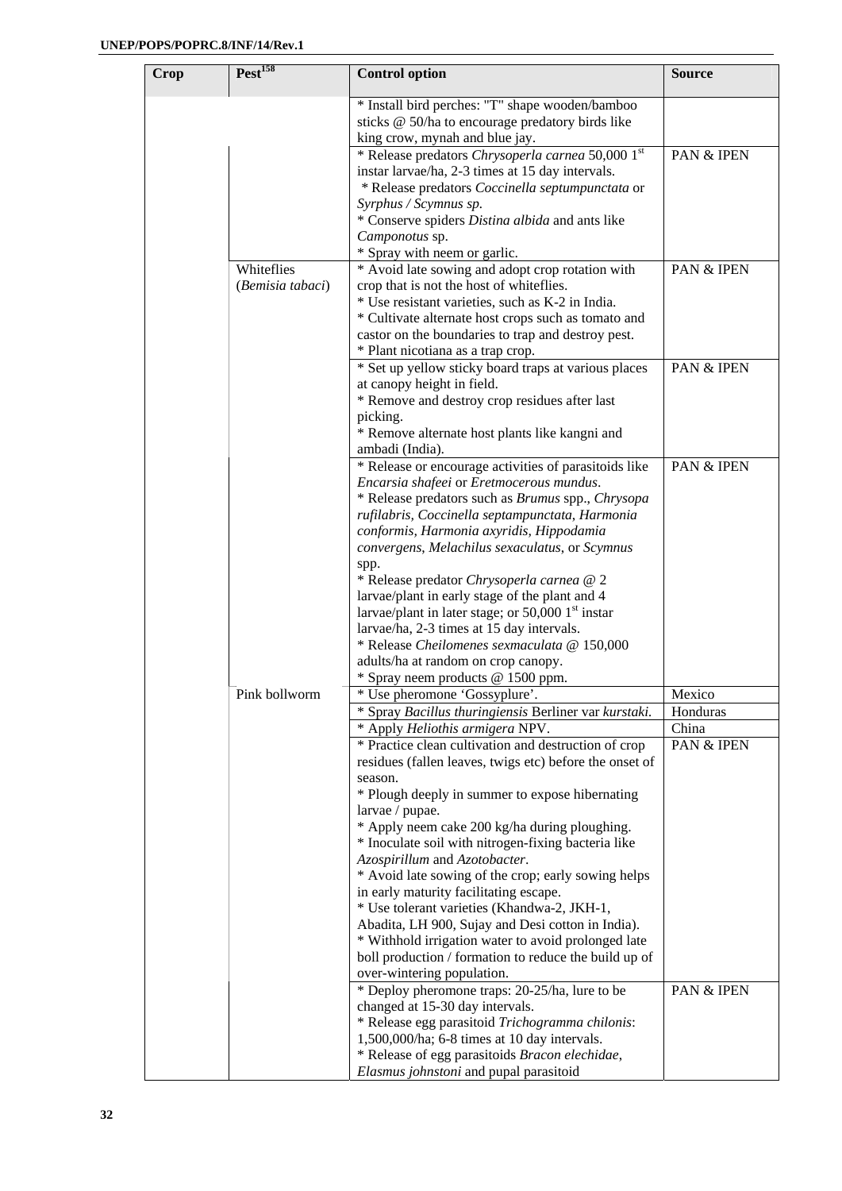| Crop | Pest[158] | Control option | Source |
|---|---|---|---|
| | | * Install bird perches: "T" shape wooden/bamboo sticks @ 50/ha to encourage predatory birds like king crow, mynah and blue jay. | |
| | | * Release predators *Chrysoperla carnea* 50,000 1st instar larvae/ha, 2-3 times at 15 day intervals.<br>* Release predators *Coccinella septumpunctata* or *Syrphus / Scymnus sp.*<br>* Conserve spiders *Distina albida* and ants like *Camponotus* sp.<br>* Spray with neem or garlic. | PAN & IPEN |
| | Whiteflies (*Bemisia tabaci*) | * Avoid late sowing and adopt crop rotation with crop that is not the host of whiteflies.<br>* Use resistant varieties, such as K-2 in India.<br>* Cultivate alternate host crops such as tomato and castor on the boundaries to trap and destroy pest.<br>* Plant nicotiana as a trap crop. | PAN & IPEN |
| | | * Set up yellow sticky board traps at various places at canopy height in field.<br>* Remove and destroy crop residues after last picking.<br>* Remove alternate host plants like kangni and ambadi (India). | PAN & IPEN |
| | | * Release or encourage activities of parasitoids like *Encarsia shafeei* or *Eretmocerous mundus*.<br>* Release predators such as *Brumus* spp., *Chrysopa rufilabris, Coccinella septampunctata, Harmonia conformis, Harmonia axyridis, Hippodamia convergens, Melachilus sexaculatus*, or *Scymnus* spp.<br>* Release predator *Chrysoperla carnea* @ 2 larvae/plant in early stage of the plant and 4 larvae/plant in later stage; or 50,000 1st instar larvae/ha, 2-3 times at 15 day intervals.<br>* Release *Cheilomenes sexmaculata* @ 150,000 adults/ha at random on crop canopy.<br>* Spray neem products @ 1500 ppm. | PAN & IPEN |
| | Pink bollworm | * Use pheromone 'Gossyplure'. | Mexico |
| | | * Spray *Bacillus thuringiensis* Berliner var *kurstaki.* | Honduras |
| | | * Apply *Heliothis armigera* NPV. | China |
| | | * Practice clean cultivation and destruction of crop residues (fallen leaves, twigs etc) before the onset of season.<br>* Plough deeply in summer to expose hibernating larvae / pupae.<br>* Apply neem cake 200 kg/ha during ploughing.<br>* Inoculate soil with nitrogen-fixing bacteria like *Azospirillum* and *Azotobacter*.<br>* Avoid late sowing of the crop; early sowing helps in early maturity facilitating escape.<br>* Use tolerant varieties (Khandwa-2, JKH-1, Abadita, LH 900, Sujay and Desi cotton in India).<br>* Withhold irrigation water to avoid prolonged late boll production / formation to reduce the build up of over-wintering population. | PAN & IPEN |
| | | * Deploy pheromone traps: 20-25/ha, lure to be changed at 15-30 day intervals.<br>* Release egg parasitoid *Trichogramma chilonis*: 1,500,000/ha; 6-8 times at 10 day intervals.<br>* Release of egg parasitoids *Bracon elechidae, Elasmus johnstoni* and pupal parasitoid | PAN & IPEN |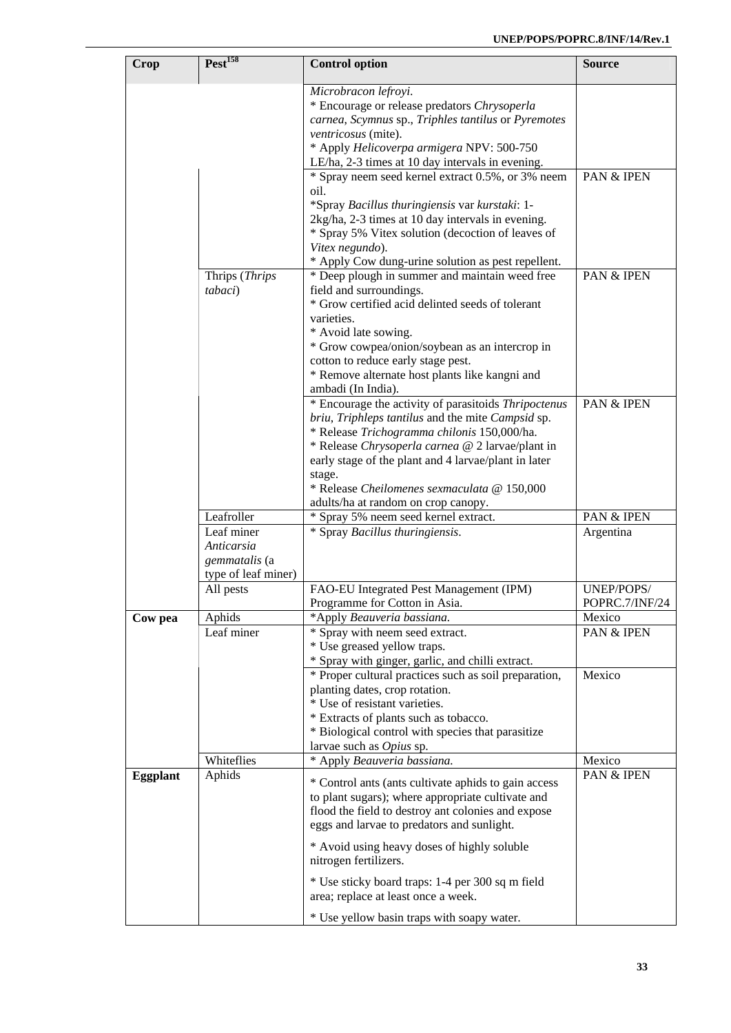| Crop | Pest[158] | Control option | Source |
|---|---|---|---|
| | | *Microbracon lefroyi*.<br>* Encourage or release predators *Chrysoperla carnea, Scymnus* sp., *Triphles tantilus* or *Pyremotes ventricosus* (mite).<br>* Apply *Helicoverpa armigera* NPV: 500-750 LE/ha, 2-3 times at 10 day intervals in evening. | |
| | | * Spray neem seed kernel extract 0.5%, or 3% neem oil.<br>*Spray *Bacillus thuringiensis* var *kurstaki*: 1-2kg/ha, 2-3 times at 10 day intervals in evening.<br>* Spray 5% Vitex solution (decoction of leaves of *Vitex negundo*).<br>* Apply Cow dung-urine solution as pest repellent. | PAN & IPEN |
| | Thrips (*Thrips tabaci*) | * Deep plough in summer and maintain weed free field and surroundings.<br>* Grow certified acid delinted seeds of tolerant varieties.<br>* Avoid late sowing.<br>* Grow cowpea/onion/soybean as an intercrop in cotton to reduce early stage pest.<br>* Remove alternate host plants like kangni and ambadi (In India). | PAN & IPEN |
| | | * Encourage the activity of parasitoids *Thripoctenus briu, Triphleps tantilus* and the mite *Campsid* sp.<br>* Release *Trichogramma chilonis* 150,000/ha.<br>* Release *Chrysoperla carnea* @ 2 larvae/plant in early stage of the plant and 4 larvae/plant in later stage.<br>* Release *Cheilomenes sexmaculata* @ 150,000 adults/ha at random on crop canopy. | PAN & IPEN |
| | Leafroller | * Spray 5% neem seed kernel extract. | PAN & IPEN |
| | Leaf miner *Anticarsia gemmatalis* (a type of leaf miner) | * Spray *Bacillus thuringiensis*. | Argentina |
| | All pests | FAO-EU Integrated Pest Management (IPM) Programme for Cotton in Asia. | UNEP/POPS/ POPRC.7/INF/24 |
| **Cow pea** | Aphids | *Apply *Beauveria bassiana.* | Mexico |
| | Leaf miner | * Spray with neem seed extract.<br>* Use greased yellow traps.<br>* Spray with ginger, garlic, and chilli extract. | PAN & IPEN |
| | | * Proper cultural practices such as soil preparation, planting dates, crop rotation.<br>* Use of resistant varieties.<br>* Extracts of plants such as tobacco.<br>* Biological control with species that parasitize larvae such as *Opius* sp. | Mexico |
| | Whiteflies | * Apply *Beauveria bassiana.* | Mexico |
| **Eggplant** | Aphids | * Control ants (ants cultivate aphids to gain access to plant sugars); where appropriate cultivate and flood the field to destroy ant colonies and expose eggs and larvae to predators and sunlight.<br>* Avoid using heavy doses of highly soluble nitrogen fertilizers.<br>* Use sticky board traps: 1-4 per 300 sq m field area; replace at least once a week.<br>* Use yellow basin traps with soapy water. | PAN & IPEN |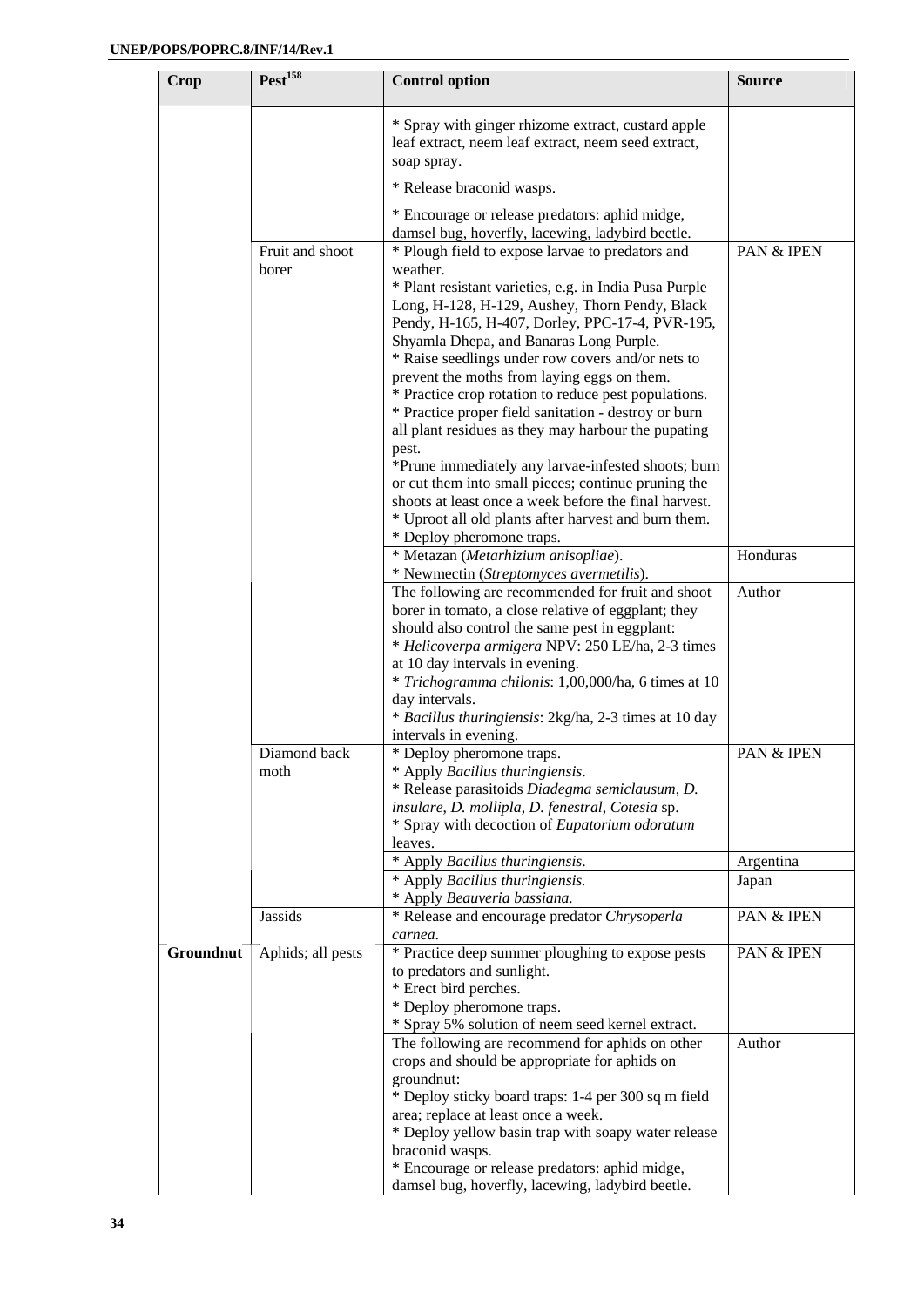| Crop | Pest[158] | Control option | Source |
|---|---|---|---|
| | | * Spray with ginger rhizome extract, custard apple leaf extract, neem leaf extract, neem seed extract, soap spray.<br>* Release braconid wasps.<br>* Encourage or release predators: aphid midge, damsel bug, hoverfly, lacewing, ladybird beetle. | |
| | Fruit and shoot borer | * Plough field to expose larvae to predators and weather.<br>* Plant resistant varieties, e.g. in India Pusa Purple Long, H-128, H-129, Aushey, Thorn Pendy, Black Pendy, H-165, H-407, Dorley, PPC-17-4, PVR-195, Shyamla Dhepa, and Banaras Long Purple.<br>* Raise seedlings under row covers and/or nets to prevent the moths from laying eggs on them.<br>* Practice crop rotation to reduce pest populations.<br>* Practice proper field sanitation - destroy or burn all plant residues as they may harbour the pupating pest.<br>*Prune immediately any larvae-infested shoots; burn or cut them into small pieces; continue pruning the shoots at least once a week before the final harvest.<br>* Uproot all old plants after harvest and burn them.<br>* Deploy pheromone traps. | PAN & IPEN |
| | | * Metazan (*Metarhizium anisopliae*).<br>* Newmectin (*Streptomyces avermetilis*). | Honduras |
| | | The following are recommended for fruit and shoot borer in tomato, a close relative of eggplant; they should also control the same pest in eggplant:<br>* *Helicoverpa armigera* NPV: 250 LE/ha, 2-3 times at 10 day intervals in evening.<br>* *Trichogramma chilonis*: 1,00,000/ha, 6 times at 10 day intervals.<br>* *Bacillus thuringiensis*: 2kg/ha, 2-3 times at 10 day intervals in evening. | Author |
| | Diamond back moth | * Deploy pheromone traps.<br>* Apply *Bacillus thuringiensis*.<br>* Release parasitoids *Diadegma semiclausum*, *D. insulare*, *D. mollipla*, *D. fenestral*, *Cotesia* sp.<br>* Spray with decoction of *Eupatorium odoratum* leaves. | PAN & IPEN |
| | | * Apply *Bacillus thuringiensis*. | Argentina |
| | | * Apply *Bacillus thuringiensis.*<br>* Apply *Beauveria bassiana.* | Japan |
| | Jassids | * Release and encourage predator *Chrysoperla carnea*. | PAN & IPEN |
| **Groundnut** | Aphids; all pests | * Practice deep summer ploughing to expose pests to predators and sunlight.<br>* Erect bird perches.<br>* Deploy pheromone traps.<br>* Spray 5% solution of neem seed kernel extract. | PAN & IPEN |
| | | The following are recommend for aphids on other crops and should be appropriate for aphids on groundnut:<br>* Deploy sticky board traps: 1-4 per 300 sq m field area; replace at least once a week.<br>* Deploy yellow basin trap with soapy water release braconid wasps.<br>* Encourage or release predators: aphid midge, damsel bug, hoverfly, lacewing, ladybird beetle. | Author |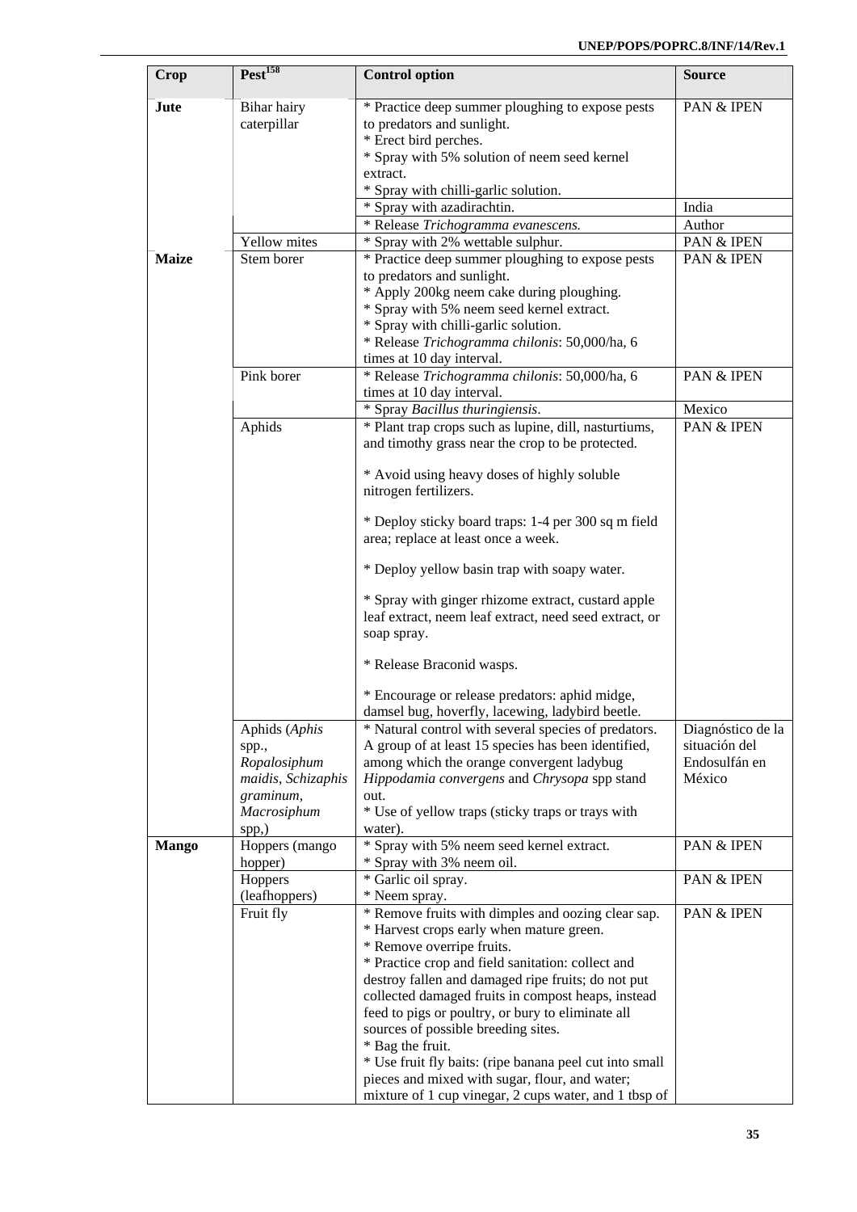| Crop | Pest[158] | Control option | Source |
|---|---|---|---|
| **Jute** | Bihar hairy caterpillar | * Practice deep summer ploughing to expose pests to predators and sunlight.<br>* Erect bird perches.<br>* Spray with 5% solution of neem seed kernel extract.<br>* Spray with chilli-garlic solution. | PAN & IPEN |
| | | * Spray with azadirachtin. | India |
| | | * Release *Trichogramma evanescens.* | Author |
| | Yellow mites | * Spray with 2% wettable sulphur. | PAN & IPEN |
| **Maize** | Stem borer | * Practice deep summer ploughing to expose pests to predators and sunlight.<br>* Apply 200kg neem cake during ploughing.<br>* Spray with 5% neem seed kernel extract.<br>* Spray with chilli-garlic solution.<br>* Release *Trichogramma chilonis*: 50,000/ha, 6 times at 10 day interval. | PAN & IPEN |
| | Pink borer | * Release *Trichogramma chilonis*: 50,000/ha, 6 times at 10 day interval. | PAN & IPEN |
| | | * Spray *Bacillus thuringiensis*. | Mexico |
| | Aphids | * Plant trap crops such as lupine, dill, nasturtiums, and timothy grass near the crop to be protected.<br><br>* Avoid using heavy doses of highly soluble nitrogen fertilizers.<br><br>* Deploy sticky board traps: 1-4 per 300 sq m field area; replace at least once a week.<br><br>* Deploy yellow basin trap with soapy water.<br><br>* Spray with ginger rhizome extract, custard apple leaf extract, neem leaf extract, need seed extract, or soap spray.<br><br>* Release Braconid wasps.<br><br>* Encourage or release predators: aphid midge, damsel bug, hoverfly, lacewing, ladybird beetle. | PAN & IPEN |
| | Aphids (*Aphis* spp., *Ropalosiphum maidis*, *Schizaphis graminum*, *Macrosiphum* spp,) | * Natural control with several species of predators. A group of at least 15 species has been identified, among which the orange convergent ladybug *Hippodamia convergens* and *Chrysopa* spp stand out.<br>* Use of yellow traps (sticky traps or trays with water). | Diagnóstico de la situación del Endosulfán en México |
| **Mango** | Hoppers (mango hopper) | * Spray with 5% neem seed kernel extract.<br>* Spray with 3% neem oil. | PAN & IPEN |
| | Hoppers (leafhoppers) | * Garlic oil spray.<br>* Neem spray. | PAN & IPEN |
| | Fruit fly | * Remove fruits with dimples and oozing clear sap.<br>* Harvest crops early when mature green.<br>* Remove overripe fruits.<br>* Practice crop and field sanitation: collect and destroy fallen and damaged ripe fruits; do not put collected damaged fruits in compost heaps, instead feed to pigs or poultry, or bury to eliminate all sources of possible breeding sites.<br>* Bag the fruit.<br>* Use fruit fly baits: (ripe banana peel cut into small pieces and mixed with sugar, flour, and water; mixture of 1 cup vinegar, 2 cups water, and 1 tbsp of | PAN & IPEN |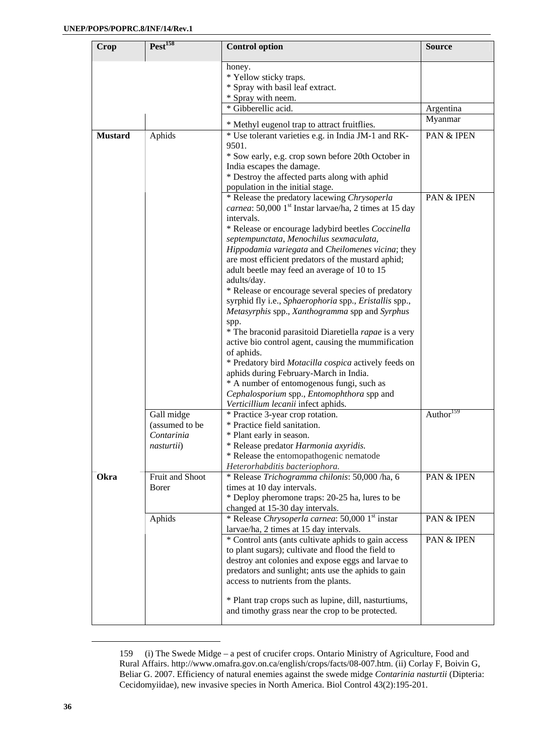| Crop | Pest[158] | Control option | Source |
|---|---|---|---|
| | | honey.<br>* Yellow sticky traps.<br>* Spray with basil leaf extract.<br>* Spray with neem. | |
| | | * Gibberellic acid. | Argentina |
| | | * Methyl eugenol trap to attract fruitflies. | Myanmar |
| **Mustard** | Aphids | * Use tolerant varieties e.g. in India JM-1 and RK-9501.<br>* Sow early, e.g. crop sown before 20th October in India escapes the damage.<br>* Destroy the affected parts along with aphid population in the initial stage. | PAN & IPEN |
| | | * Release the predatory lacewing *Chrysoperla carnea*: 50,000 1st Instar larvae/ha, 2 times at 15 day intervals.<br>* Release or encourage ladybird beetles *Coccinella septempunctata*, *Menochilus sexmaculata, Hippodamia variegata* and *Cheilomenes vicina*; they are most efficient predators of the mustard aphid; adult beetle may feed an average of 10 to 15 adults/day.<br>* Release or encourage several species of predatory syrphid fly i.e., *Sphaerophoria* spp., *Eristallis* spp., *Metasyrphis* spp., *Xanthogramma* spp and *Syrphus* spp.<br>* The braconid parasitoid Diaretiella *rapae* is a very active bio control agent, causing the mummification of aphids.<br>* Predatory bird *Motacilla cospica* actively feeds on aphids during February-March in India.<br>* A number of entomogenous fungi, such as *Cephalosporium* spp., *Entomophthora* spp and *Verticillium lecanii* infect aphids. | PAN & IPEN |
| | Gall midge (assumed to be *Contarinia nasturtii*) | * Practice 3-year crop rotation.<br>* Practice field sanitation.<br>* Plant early in season.<br>* Release predator *Harmonia axyridis.*<br>* Release the entomopathogenic nematode *Heterorhabditis bacteriophora.* | Author[159] |
| **Okra** | Fruit and Shoot Borer | * Release *Trichogramma chilonis*: 50,000 /ha, 6 times at 10 day intervals.<br>* Deploy pheromone traps: 20-25 ha, lures to be changed at 15-30 day intervals. | PAN & IPEN |
| | Aphids | * Release *Chrysoperla carnea*: 50,000 1st instar larvae/ha, 2 times at 15 day intervals. | PAN & IPEN |
| | | * Control ants (ants cultivate aphids to gain access to plant sugars); cultivate and flood the field to destroy ant colonies and expose eggs and larvae to predators and sunlight; ants use the aphids to gain access to nutrients from the plants.<br><br>* Plant trap crops such as lupine, dill, nasturtiums, and timothy grass near the crop to be protected. | PAN & IPEN |

159 (i) The Swede Midge – a pest of crucifer crops. Ontario Ministry of Agriculture, Food and Rural Affairs. http://www.omafra.gov.on.ca/english/crops/facts/08-007.htm. (ii) Corlay F, Boivin G, Beliar G. 2007. Efficiency of natural enemies against the swede midge *Contarinia nasturtii* (Diptera: Cecidomyiidae), new invasive species in North America. Biol Control 43(2):195-201.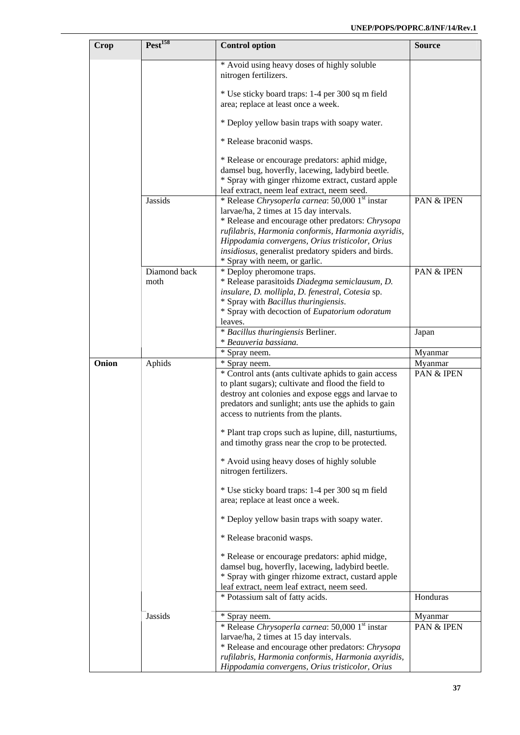| Crop | Pest[158] | Control option | Source |
|---|---|---|---|
| | | * Avoid using heavy doses of highly soluble nitrogen fertilizers.<br><br>* Use sticky board traps: 1-4 per 300 sq m field area; replace at least once a week.<br><br>* Deploy yellow basin traps with soapy water.<br><br>* Release braconid wasps.<br><br>* Release or encourage predators: aphid midge, damsel bug, hoverfly, lacewing, ladybird beetle.<br>* Spray with ginger rhizome extract, custard apple leaf extract, neem leaf extract, neem seed. | |
| | Jassids | * Release *Chrysoperla carnea*: 50,000 1st instar larvae/ha, 2 times at 15 day intervals.<br>* Release and encourage other predators: *Chrysopa rufilabris, Harmonia conformis, Harmonia axyridis, Hippodamia convergens, Orius tristicolor, Orius insidiosus*, generalist predatory spiders and birds.<br>* Spray with neem, or garlic. | PAN & IPEN |
| | Diamond back moth | * Deploy pheromone traps.<br>* Release parasitoids *Diadegma semiclausum, D. insulare, D. mollipla, D. fenestral, Cotesia* sp.<br>* Spray with *Bacillus thuringiensis*.<br>* Spray with decoction of *Eupatorium odoratum* leaves. | PAN & IPEN |
| | | * *Bacillus thuringiensis* Berliner.<br>* *Beauveria bassiana.* | Japan |
| | | * Spray neem. | Myanmar |
| **Onion** | Aphids | * Spray neem. | Myanmar |
| | | * Control ants (ants cultivate aphids to gain access to plant sugars); cultivate and flood the field to destroy ant colonies and expose eggs and larvae to predators and sunlight; ants use the aphids to gain access to nutrients from the plants.<br><br>* Plant trap crops such as lupine, dill, nasturtiums, and timothy grass near the crop to be protected.<br><br>* Avoid using heavy doses of highly soluble nitrogen fertilizers.<br><br>* Use sticky board traps: 1-4 per 300 sq m field area; replace at least once a week.<br><br>* Deploy yellow basin traps with soapy water.<br><br>* Release braconid wasps.<br><br>* Release or encourage predators: aphid midge, damsel bug, hoverfly, lacewing, ladybird beetle.<br>* Spray with ginger rhizome extract, custard apple leaf extract, neem leaf extract, neem seed. | PAN & IPEN |
| | | * Potassium salt of fatty acids. | Honduras |
| | Jassids | * Spray neem. | Myanmar |
| | | * Release *Chrysoperla carnea*: 50,000 1st instar larvae/ha, 2 times at 15 day intervals.<br>* Release and encourage other predators: *Chrysopa rufilabris, Harmonia conformis, Harmonia axyridis, Hippodamia convergens, Orius tristicolor, Orius* | PAN & IPEN |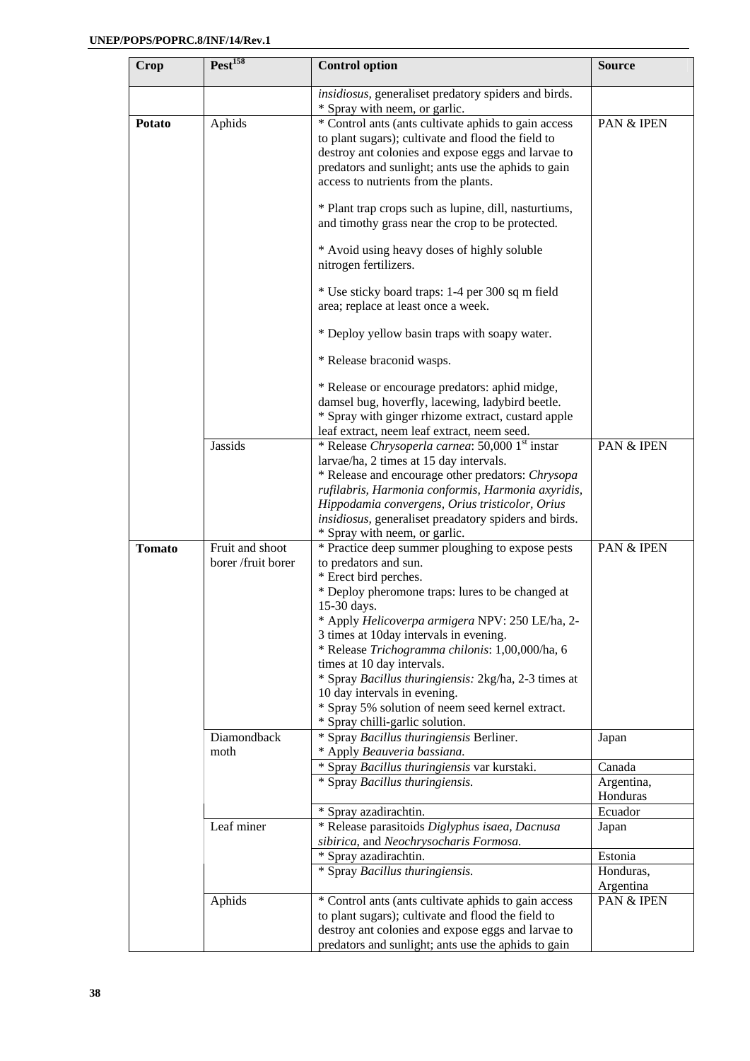| Crop | Pest[158] | Control option | Source |
|---|---|---|---|
| | | *insidiosus*, generaliset predatory spiders and birds.<br>* Spray with neem, or garlic. | |
| **Potato** | Aphids | * Control ants (ants cultivate aphids to gain access to plant sugars); cultivate and flood the field to destroy ant colonies and expose eggs and larvae to predators and sunlight; ants use the aphids to gain access to nutrients from the plants.<br><br>* Plant trap crops such as lupine, dill, nasturtiums, and timothy grass near the crop to be protected.<br><br>* Avoid using heavy doses of highly soluble nitrogen fertilizers.<br><br>* Use sticky board traps: 1-4 per 300 sq m field area; replace at least once a week.<br><br>* Deploy yellow basin traps with soapy water.<br><br>* Release braconid wasps.<br><br>* Release or encourage predators: aphid midge, damsel bug, hoverfly, lacewing, ladybird beetle.<br>* Spray with ginger rhizome extract, custard apple leaf extract, neem leaf extract, neem seed. | PAN & IPEN |
| | Jassids | * Release *Chrysoperla carnea*: 50,000 1st instar larvae/ha, 2 times at 15 day intervals.<br>* Release and encourage other predators: *Chrysopa rufilabris, Harmonia conformis, Harmonia axyridis, Hippodamia convergens, Orius tristicolor, Orius insidiosus,* generaliset preadatory spiders and birds.<br>* Spray with neem, or garlic. | PAN & IPEN |
| **Tomato** | Fruit and shoot borer /fruit borer | * Practice deep summer ploughing to expose pests to predators and sun.<br>* Erect bird perches.<br>* Deploy pheromone traps: lures to be changed at 15-30 days.<br>* Apply *Helicoverpa armigera* NPV: 250 LE/ha, 2-3 times at 10day intervals in evening.<br>* Release *Trichogramma chilonis*: 1,00,000/ha, 6 times at 10 day intervals.<br>* Spray *Bacillus thuringiensis:* 2kg/ha, 2-3 times at 10 day intervals in evening.<br>* Spray 5% solution of neem seed kernel extract.<br>* Spray chilli-garlic solution. | PAN & IPEN |
| | Diamondback moth | * Spray *Bacillus thuringiensis* Berliner.<br>* Apply *Beauveria bassiana.* | Japan |
| | | * Spray *Bacillus thuringiensis* var kurstaki. | Canada |
| | | * Spray *Bacillus thuringiensis.* | Argentina, Honduras |
| | | * Spray azadirachtin. | Ecuador |
| | Leaf miner | * Release parasitoids *Diglyphus isaea, Dacnusa sibirica,* and *Neochrysocharis Formosa.* | Japan |
| | | * Spray azadirachtin. | Estonia |
| | | * Spray *Bacillus thuringiensis.* | Honduras, Argentina |
| | Aphids | * Control ants (ants cultivate aphids to gain access to plant sugars); cultivate and flood the field to destroy ant colonies and expose eggs and larvae to predators and sunlight; ants use the aphids to gain | PAN & IPEN |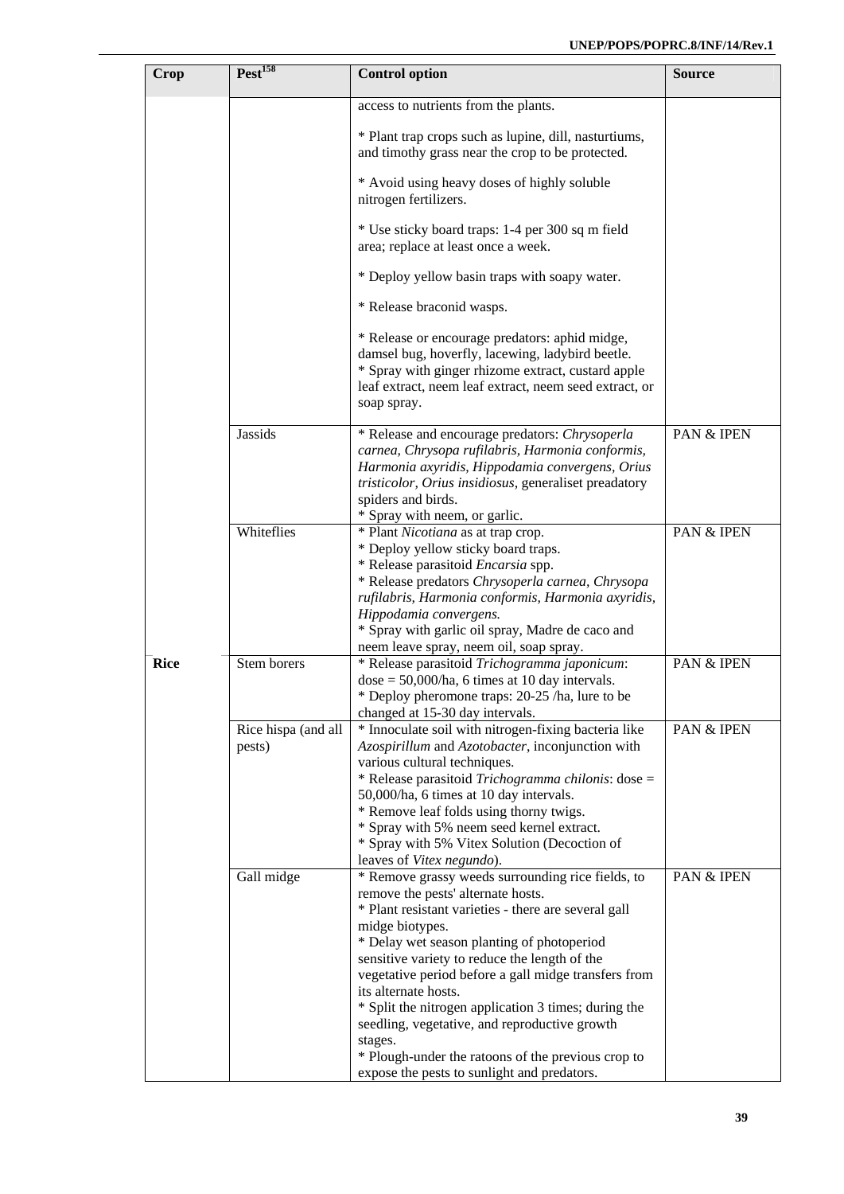| Crop | Pest[158] | Control option | Source |
|---|---|---|---|
| | | access to nutrients from the plants.<br><br>* Plant trap crops such as lupine, dill, nasturtiums, and timothy grass near the crop to be protected.<br><br>* Avoid using heavy doses of highly soluble nitrogen fertilizers.<br><br>* Use sticky board traps: 1-4 per 300 sq m field area; replace at least once a week.<br><br>* Deploy yellow basin traps with soapy water.<br><br>* Release braconid wasps.<br><br>* Release or encourage predators: aphid midge, damsel bug, hoverfly, lacewing, ladybird beetle.<br>* Spray with ginger rhizome extract, custard apple leaf extract, neem leaf extract, neem seed extract, or soap spray. | |
| | Jassids | * Release and encourage predators: *Chrysoperla carnea, Chrysopa rufilabris, Harmonia conformis, Harmonia axyridis, Hippodamia convergens, Orius tristicolor, Orius insidiosus*, generaliset preadatory spiders and birds.<br>* Spray with neem, or garlic. | PAN & IPEN |
| | Whiteflies | * Plant *Nicotiana* as at trap crop.<br>* Deploy yellow sticky board traps.<br>* Release parasitoid *Encarsia* spp.<br>* Release predators *Chrysoperla carnea, Chrysopa rufilabris, Harmonia conformis, Harmonia axyridis, Hippodamia convergens.*<br>* Spray with garlic oil spray, Madre de caco and neem leave spray, neem oil, soap spray. | PAN & IPEN |
| **Rice** | Stem borers | * Release parasitoid *Trichogramma japonicum*: dose = 50,000/ha, 6 times at 10 day intervals.<br>* Deploy pheromone traps: 20-25 /ha, lure to be changed at 15-30 day intervals. | PAN & IPEN |
| | Rice hispa (and all pests) | * Innoculate soil with nitrogen-fixing bacteria like *Azospirillum* and *Azotobacter*, inconjunction with various cultural techniques.<br>* Release parasitoid *Trichogramma chilonis*: dose = 50,000/ha, 6 times at 10 day intervals.<br>* Remove leaf folds using thorny twigs.<br>* Spray with 5% neem seed kernel extract.<br>* Spray with 5% Vitex Solution (Decoction of leaves of *Vitex negundo*). | PAN & IPEN |
| | Gall midge | * Remove grassy weeds surrounding rice fields, to remove the pests' alternate hosts.<br>* Plant resistant varieties - there are several gall midge biotypes.<br>* Delay wet season planting of photoperiod sensitive variety to reduce the length of the vegetative period before a gall midge transfers from its alternate hosts.<br>* Split the nitrogen application 3 times; during the seedling, vegetative, and reproductive growth stages.<br>* Plough-under the ratoons of the previous crop to expose the pests to sunlight and predators. | PAN & IPEN |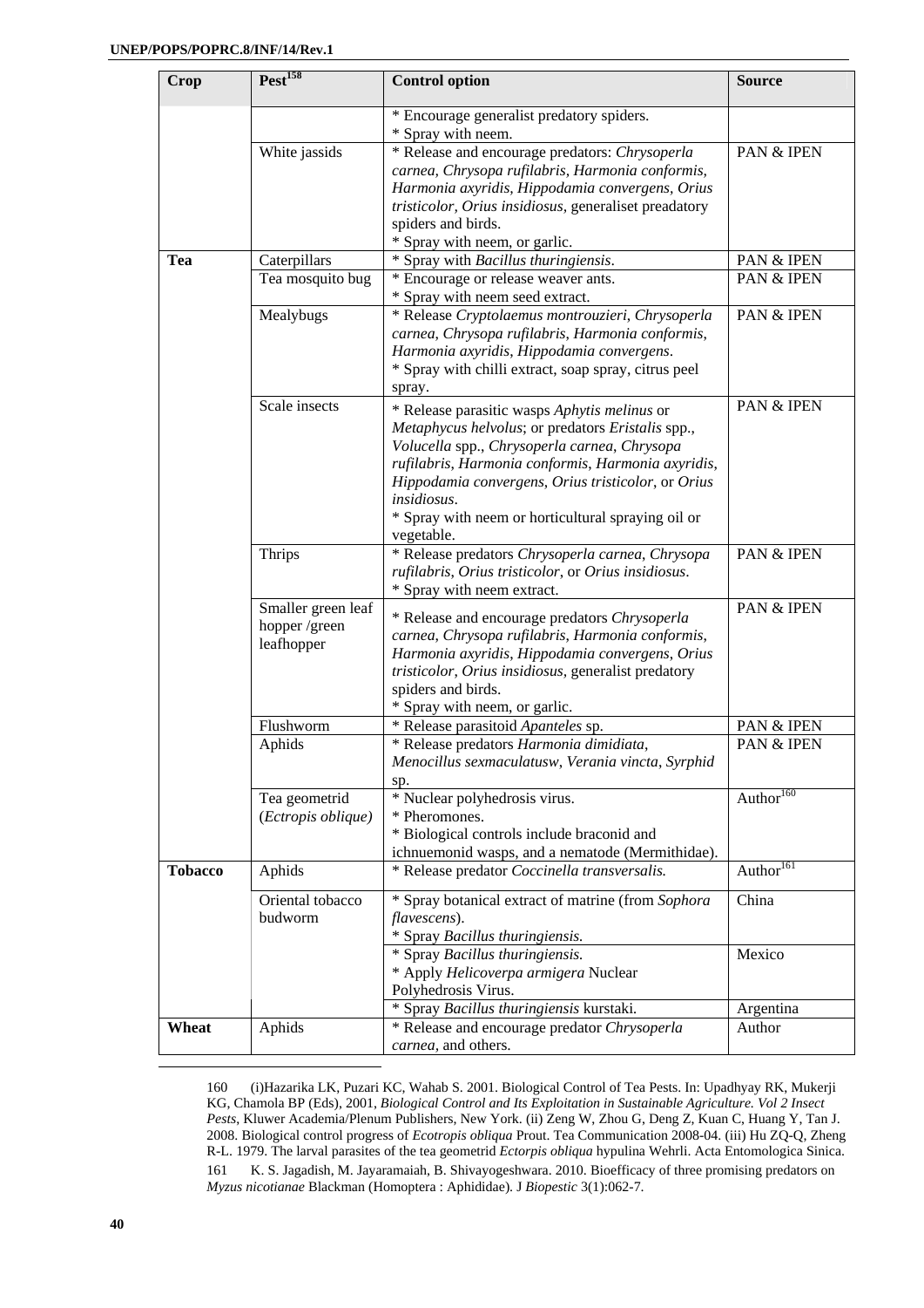| Crop | Pest[158] | Control option | Source |
|---|---|---|---|
| | | * Encourage generalist predatory spiders.<br>* Spray with neem. | |
| | White jassids | * Release and encourage predators: *Chrysoperla carnea, Chrysopa rufilabris, Harmonia conformis, Harmonia axyridis, Hippodamia convergens, Orius tristicolor, Orius insidiosus,* generaliset preadatory spiders and birds.<br>* Spray with neem, or garlic. | PAN & IPEN |
| **Tea** | Caterpillars | * Spray with *Bacillus thuringiensis*. | PAN & IPEN |
| | Tea mosquito bug | * Encourage or release weaver ants.<br>* Spray with neem seed extract. | PAN & IPEN |
| | Mealybugs | * Release *Cryptolaemus montrouzieri, Chrysoperla carnea, Chrysopa rufilabris, Harmonia conformis, Harmonia axyridis, Hippodamia convergens*.<br>* Spray with chilli extract, soap spray, citrus peel spray. | PAN & IPEN |
| | Scale insects | * Release parasitic wasps *Aphytis melinus* or *Metaphycus helvolus*; or predators *Eristalis* spp., *Volucella* spp., *Chrysoperla carnea, Chrysopa rufilabris, Harmonia conformis, Harmonia axyridis, Hippodamia convergens, Orius tristicolor*, or *Orius insidiosus*.<br>* Spray with neem or horticultural spraying oil or vegetable. | PAN & IPEN |
| | Thrips | * Release predators *Chrysoperla carnea, Chrysopa rufilabris, Orius tristicolor*, or *Orius insidiosus*.<br>* Spray with neem extract. | PAN & IPEN |
| | Smaller green leaf hopper /green leafhopper | * Release and encourage predators *Chrysoperla carnea, Chrysopa rufilabris, Harmonia conformis, Harmonia axyridis, Hippodamia convergens, Orius tristicolor, Orius insidiosus,* generalist predatory spiders and birds.<br>* Spray with neem, or garlic. | PAN & IPEN |
| | Flushworm | * Release parasitoid *Apanteles* sp. | PAN & IPEN |
| | Aphids | * Release predators *Harmonia dimidiata, Menocillus sexmaculatusw, Verania vincta, Syrphid* sp. | PAN & IPEN |
| | Tea geometrid (*Ectropis oblique)* | * Nuclear polyhedrosis virus.<br>* Pheromones.<br>* Biological controls include braconid and ichnuemonid wasps, and a nematode (Mermithidae). | Author[160] |
| **Tobacco** | Aphids | * Release predator *Coccinella transversalis.* | Author[161] |
| | Oriental tobacco budworm | * Spray botanical extract of matrine (from *Sophora flavescens*).<br>* Spray *Bacillus thuringiensis.* | China |
| | | * Spray *Bacillus thuringiensis.*<br>* Apply *Helicoverpa armigera* Nuclear Polyhedrosis Virus. | Mexico |
| | | * Spray *Bacillus thuringiensis* kurstaki. | Argentina |
| **Wheat** | Aphids | * Release and encourage predator *Chrysoperla carnea*, and others. | Author |

160 (i)Hazarika LK, Puzari KC, Wahab S. 2001. Biological Control of Tea Pests. In: Upadhyay RK, Mukerji KG, Chamola BP (Eds), 2001, *Biological Control and Its Exploitation in Sustainable Agriculture. Vol 2 Insect Pests*, Kluwer Academia/Plenum Publishers, New York. (ii) Zeng W, Zhou G, Deng Z, Kuan C, Huang Y, Tan J. 2008. Biological control progress of *Ecotropis obliqua* Prout. Tea Communication 2008-04. (iii) Hu ZQ-Q, Zheng R-L. 1979. The larval parasites of the tea geometrid *Ectorpis obliqua* hypulina Wehrli. Acta Entomologica Sinica.

161 K. S. Jagadish, M. Jayaramaiah, B. Shivayogeshwara. 2010. Bioefficacy of three promising predators on *Myzus nicotianae* Blackman (Homoptera : Aphididae). J *Biopestic* 3(1):062-7.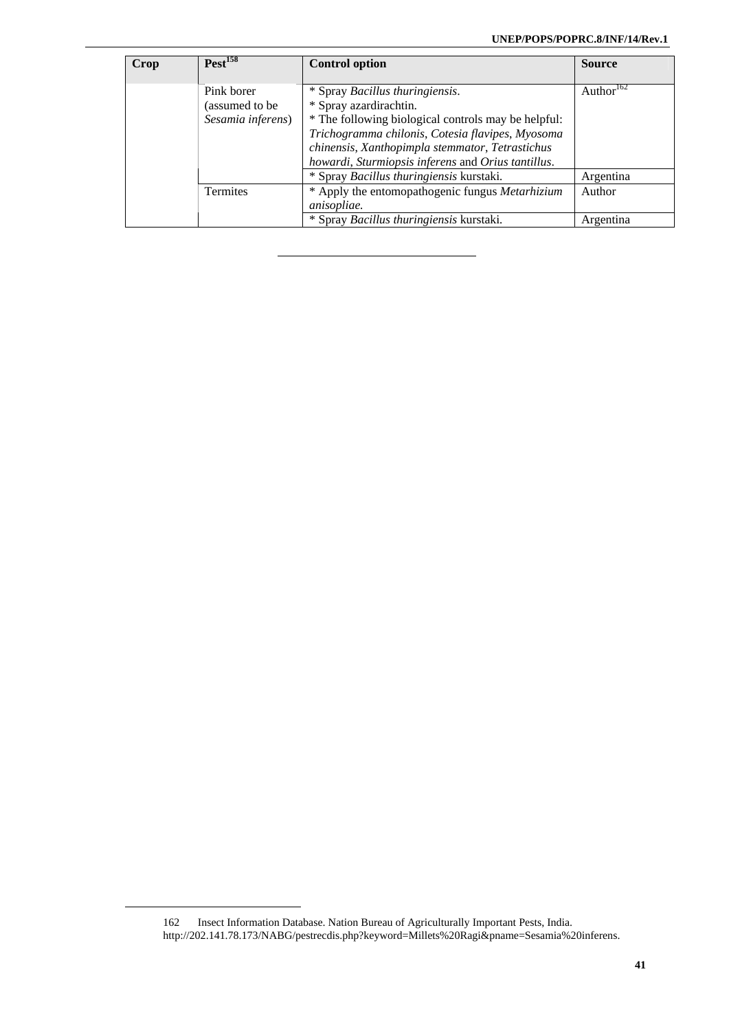| Crop | Pest[158] | Control option | Source |
|---|---|---|---|
| | Pink borer (assumed to be *Sesamia inferens*) | * Spray *Bacillus thuringiensis*.<br>* Spray azardirachtin.<br>* The following biological controls may be helpful: *Trichogramma chilonis*, *Cotesia flavipes*, *Myosoma chinensis*, *Xanthopimpla stemmator*, *Tetrastichus howardi*, *Sturmiopsis inferens* and *Orius tantillus*. | Author[162] |
| | | * Spray *Bacillus thuringiensis* kurstaki. | Argentina |
| | Termites | * Apply the entomopathogenic fungus *Metarhizium anisopliae.* | Author |
| | | * Spray *Bacillus thuringiensis* kurstaki. | Argentina |

162 Insect Information Database. Nation Bureau of Agriculturally Important Pests, India. http://202.141.78.173/NABG/pestrecdis.php?keyword=Millets%20Ragi&pname=Sesamia%20inferens.